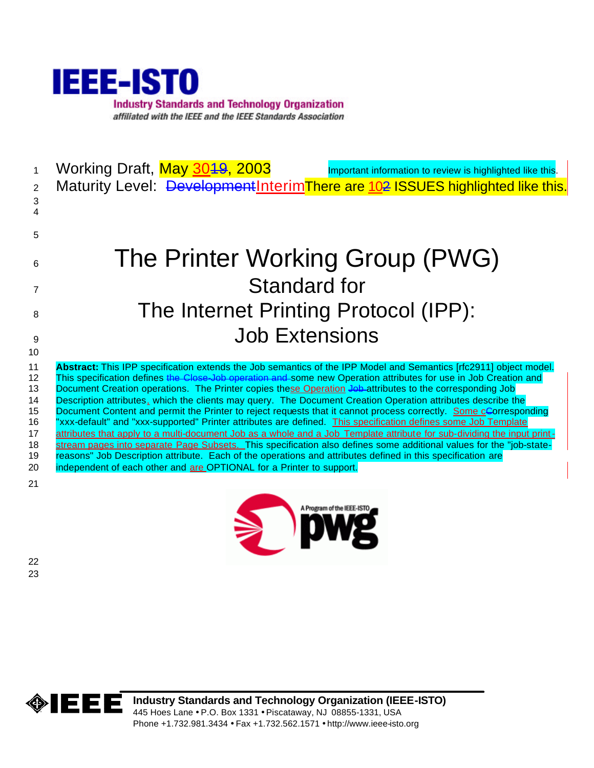# IEEE-ISTO

**Industry Standards and Technology Organization**
*affiliated with the IEEE and the IEEE Standards Association*

Working Draft, May 3019, 2003 — Important information to review is highlighted like this.

Maturity Level: DevelopmentInterim — There are 102 ISSUES highlighted like this.

# The Printer Working Group (PWG)

## Standard for

## The Internet Printing Protocol (IPP): Job Extensions

**Abstract:** This IPP specification extends the Job semantics of the IPP Model and Semantics [rfc2911] object model. This specification defines the Close-Job operation and some new Operation attributes for use in Job Creation and Document Creation operations. The Printer copies these Operation Job attributes to the corresponding Job Description attributes, which the clients may query. The Document Creation Operation attributes describe the Document Content and permit the Printer to reject requests that it cannot process correctly. Some cCorresponding "xxx-default" and "xxx-supported" Printer attributes are defined. This specification defines some Job Template attributes that apply to a multi-document Job as a whole and a Job Template attribute for sub-dividing the input print-stream pages into separate Page Subsets. This specification also defines some additional values for the "job-state-reasons" Job Description attribute. Each of the operations and attributes defined in this specification are independent of each other and are OPTIONAL for a Printer to support.

**Industry Standards and Technology Organization (IEEE-ISTO)**
445 Hoes Lane • P.O. Box 1331 • Piscataway, NJ 08855-1331, USA
Phone +1.732.981.3434 • Fax +1.732.562.1571 • http://www.ieee-isto.org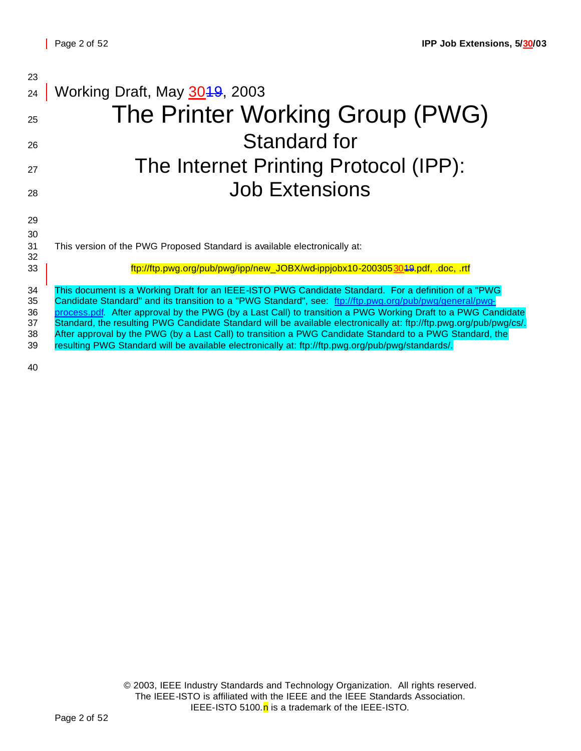Working Draft, May 30~~19~~, 2003

# The Printer Working Group (PWG)

## Standard for

## The Internet Printing Protocol (IPP):

## Job Extensions

This version of the PWG Proposed Standard is available electronically at:

ftp://ftp.pwg.org/pub/pwg/ipp/new_JOBX/wd-ippjobx10-20030530~~19~~.pdf, .doc, .rtf

This document is a Working Draft for an IEEE-ISTO PWG Candidate Standard. For a definition of a "PWG Candidate Standard" and its transition to a "PWG Standard", see: ftp://ftp.pwg.org/pub/pwg/general/pwg-process.pdf. After approval by the PWG (by a Last Call) to transition a PWG Working Draft to a PWG Candidate Standard, the resulting PWG Candidate Standard will be available electronically at: ftp://ftp.pwg.org/pub/pwg/cs/. After approval by the PWG (by a Last Call) to transition a PWG Candidate Standard to a PWG Standard, the resulting PWG Standard will be available electronically at: ftp://ftp.pwg.org/pub/pwg/standards/.

© 2003, IEEE Industry Standards and Technology Organization. All rights reserved.
The IEEE-ISTO is affiliated with the IEEE and the IEEE Standards Association.
IEEE-ISTO 5100.n is a trademark of the IEEE-ISTO.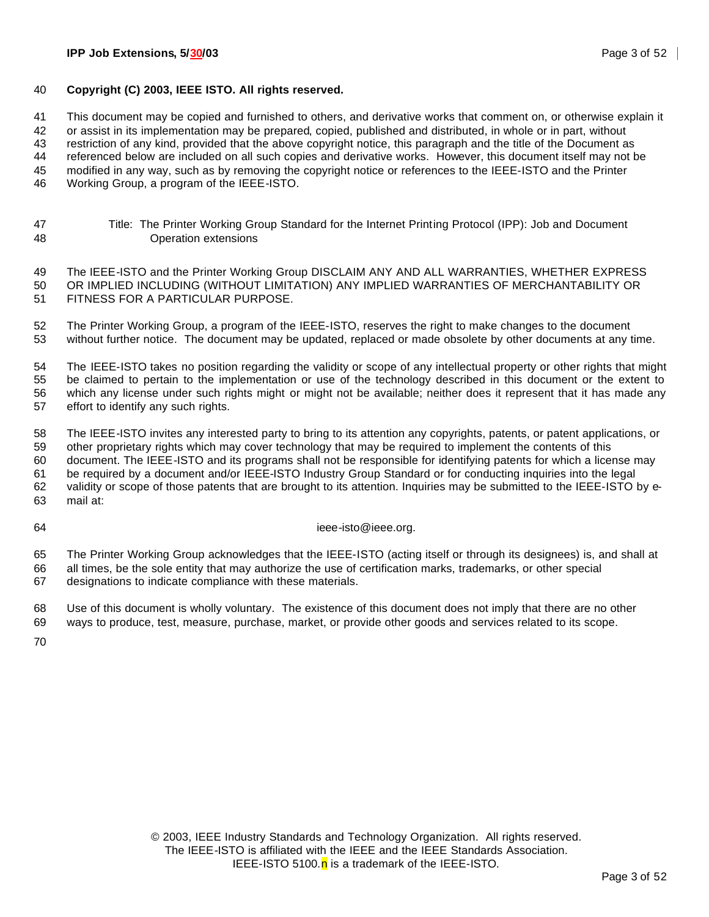**Copyright (C) 2003, IEEE ISTO. All rights reserved.**

This document may be copied and furnished to others, and derivative works that comment on, or otherwise explain it or assist in its implementation may be prepared, copied, published and distributed, in whole or in part, without restriction of any kind, provided that the above copyright notice, this paragraph and the title of the Document as referenced below are included on all such copies and derivative works. However, this document itself may not be modified in any way, such as by removing the copyright notice or references to the IEEE-ISTO and the Printer Working Group, a program of the IEEE-ISTO.

Title: The Printer Working Group Standard for the Internet Printing Protocol (IPP): Job and Document Operation extensions

The IEEE-ISTO and the Printer Working Group DISCLAIM ANY AND ALL WARRANTIES, WHETHER EXPRESS OR IMPLIED INCLUDING (WITHOUT LIMITATION) ANY IMPLIED WARRANTIES OF MERCHANTABILITY OR FITNESS FOR A PARTICULAR PURPOSE.

The Printer Working Group, a program of the IEEE-ISTO, reserves the right to make changes to the document without further notice. The document may be updated, replaced or made obsolete by other documents at any time.

The IEEE-ISTO takes no position regarding the validity or scope of any intellectual property or other rights that might be claimed to pertain to the implementation or use of the technology described in this document or the extent to which any license under such rights might or might not be available; neither does it represent that it has made any effort to identify any such rights.

The IEEE-ISTO invites any interested party to bring to its attention any copyrights, patents, or patent applications, or other proprietary rights which may cover technology that may be required to implement the contents of this document. The IEEE-ISTO and its programs shall not be responsible for identifying patents for which a license may be required by a document and/or IEEE-ISTO Industry Group Standard or for conducting inquiries into the legal validity or scope of those patents that are brought to its attention. Inquiries may be submitted to the IEEE-ISTO by e-mail at:

ieee-isto@ieee.org.

The Printer Working Group acknowledges that the IEEE-ISTO (acting itself or through its designees) is, and shall at all times, be the sole entity that may authorize the use of certification marks, trademarks, or other special designations to indicate compliance with these materials.

Use of this document is wholly voluntary. The existence of this document does not imply that there are no other ways to produce, test, measure, purchase, market, or provide other goods and services related to its scope.

© 2003, IEEE Industry Standards and Technology Organization. All rights reserved.
The IEEE-ISTO is affiliated with the IEEE and the IEEE Standards Association.
IEEE-ISTO 5100.n is a trademark of the IEEE-ISTO.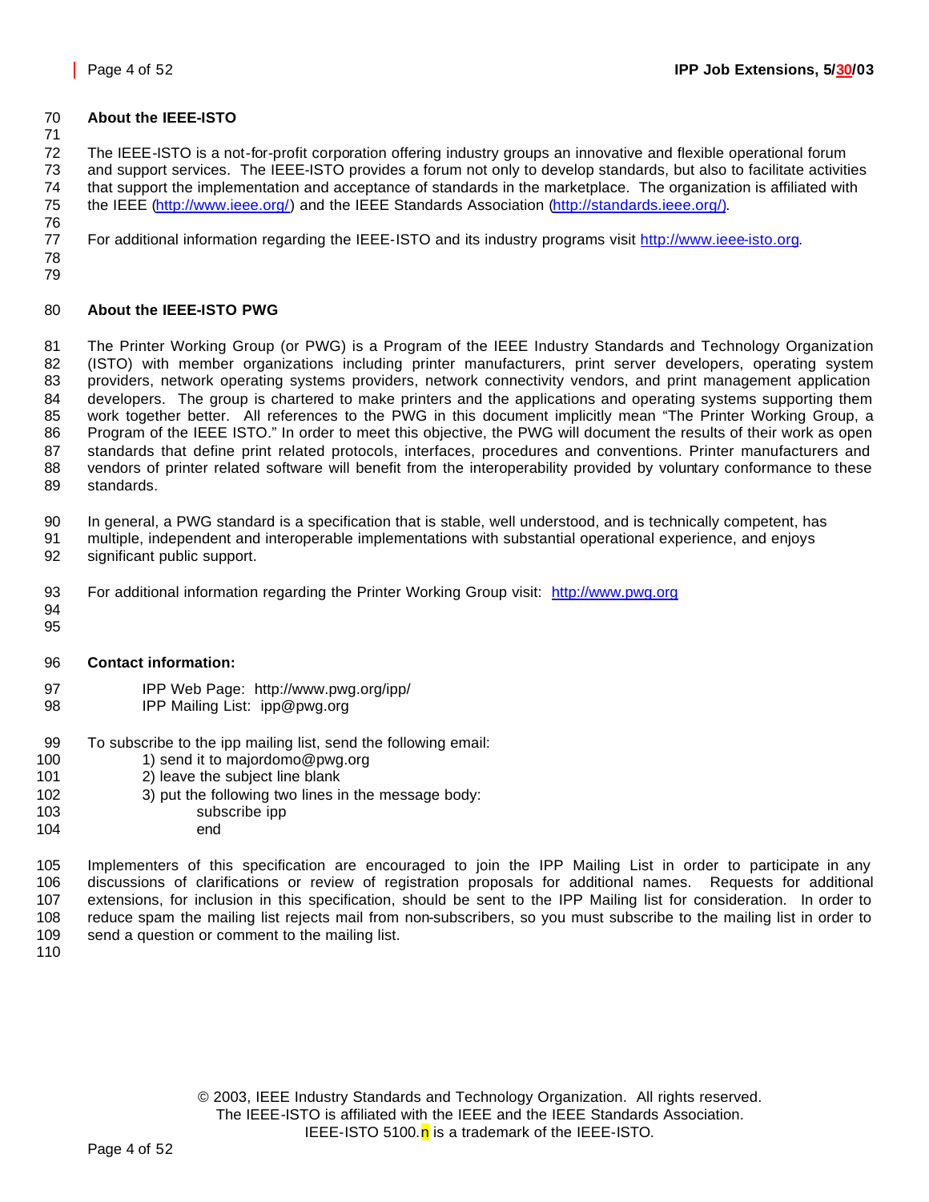## About the IEEE-ISTO

The IEEE-ISTO is a not-for-profit corporation offering industry groups an innovative and flexible operational forum and support services. The IEEE-ISTO provides a forum not only to develop standards, but also to facilitate activities that support the implementation and acceptance of standards in the marketplace. The organization is affiliated with the IEEE (http://www.ieee.org/) and the IEEE Standards Association (http://standards.ieee.org/).

For additional information regarding the IEEE-ISTO and its industry programs visit http://www.ieee-isto.org.

## About the IEEE-ISTO PWG

The Printer Working Group (or PWG) is a Program of the IEEE Industry Standards and Technology Organization (ISTO) with member organizations including printer manufacturers, print server developers, operating system providers, network operating systems providers, network connectivity vendors, and print management application developers. The group is chartered to make printers and the applications and operating systems supporting them work together better. All references to the PWG in this document implicitly mean "The Printer Working Group, a Program of the IEEE ISTO." In order to meet this objective, the PWG will document the results of their work as open standards that define print related protocols, interfaces, procedures and conventions. Printer manufacturers and vendors of printer related software will benefit from the interoperability provided by voluntary conformance to these standards.

In general, a PWG standard is a specification that is stable, well understood, and is technically competent, has multiple, independent and interoperable implementations with substantial operational experience, and enjoys significant public support.

For additional information regarding the Printer Working Group visit: http://www.pwg.org

**Contact information:**

IPP Web Page: http://www.pwg.org/ipp/
IPP Mailing List: ipp@pwg.org

To subscribe to the ipp mailing list, send the following email:

1) send it to majordomo@pwg.org
2) leave the subject line blank
3) put the following two lines in the message body:

```
subscribe ipp
end
```

Implementers of this specification are encouraged to join the IPP Mailing List in order to participate in any discussions of clarifications or review of registration proposals for additional names. Requests for additional extensions, for inclusion in this specification, should be sent to the IPP Mailing list for consideration. In order to reduce spam the mailing list rejects mail from non-subscribers, so you must subscribe to the mailing list in order to send a question or comment to the mailing list.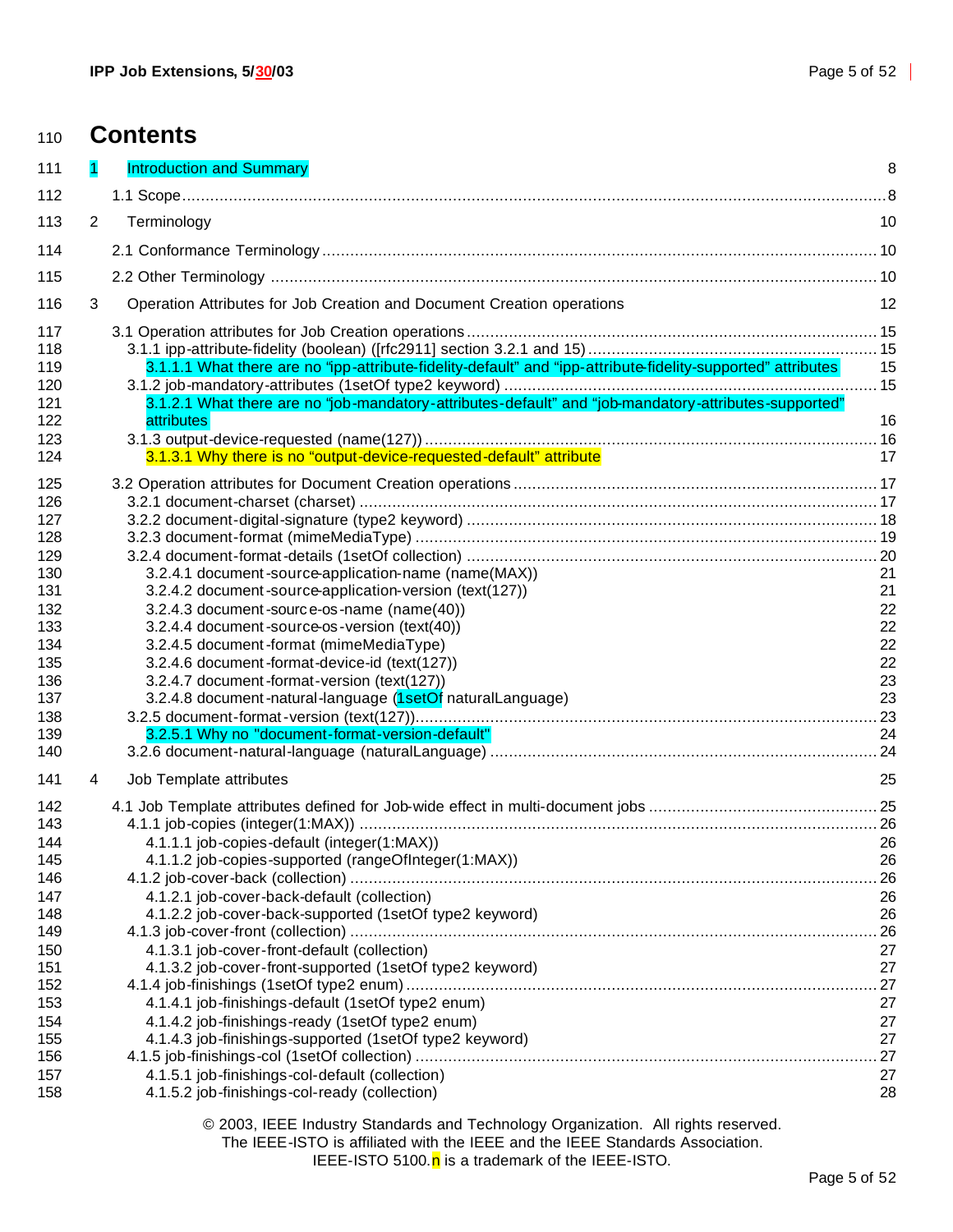# Contents

1 Introduction and Summary 8

1.1 Scope 8

2 Terminology 10

2.1 Conformance Terminology 10

2.2 Other Terminology 10

3 Operation Attributes for Job Creation and Document Creation operations 12

3.1 Operation attributes for Job Creation operations 15
- 3.1.1 ipp-attribute-fidelity (boolean) ([rfc2911] section 3.2.1 and 15) 15
  - 3.1.1.1 What there are no "ipp-attribute-fidelity-default" and "ipp-attribute-fidelity-supported" attributes 15
- 3.1.2 job-mandatory-attributes (1setOf type2 keyword) 15
  - 3.1.2.1 What there are no "job-mandatory-attributes-default" and "job-mandatory-attributes-supported" attributes 16
- 3.1.3 output-device-requested (name(127)) 16
  - 3.1.3.1 Why there is no "output-device-requested-default" attribute 17

3.2 Operation attributes for Document Creation operations 17
- 3.2.1 document-charset (charset) 17
- 3.2.2 document-digital-signature (type2 keyword) 18
- 3.2.3 document-format (mimeMediaType) 19
- 3.2.4 document-format-details (1setOf collection) 20
  - 3.2.4.1 document-source-application-name (name(MAX)) 21
  - 3.2.4.2 document-source-application-version (text(127)) 21
  - 3.2.4.3 document-source-os-name (name(40)) 22
  - 3.2.4.4 document-source-os-version (text(40)) 22
  - 3.2.4.5 document-format (mimeMediaType) 22
  - 3.2.4.6 document-format-device-id (text(127)) 22
  - 3.2.4.7 document-format-version (text(127)) 23
  - 3.2.4.8 document-natural-language (1setOf naturalLanguage) 23
- 3.2.5 document-format-version (text(127)) 23
  - 3.2.5.1 Why no "document-format-version-default" 24
- 3.2.6 document-natural-language (naturalLanguage) 24

4 Job Template attributes 25

4.1 Job Template attributes defined for Job-wide effect in multi-document jobs 25
- 4.1.1 job-copies (integer(1:MAX)) 26
  - 4.1.1.1 job-copies-default (integer(1:MAX)) 26
  - 4.1.1.2 job-copies-supported (rangeOfInteger(1:MAX)) 26
- 4.1.2 job-cover-back (collection) 26
  - 4.1.2.1 job-cover-back-default (collection) 26
  - 4.1.2.2 job-cover-back-supported (1setOf type2 keyword) 26
- 4.1.3 job-cover-front (collection) 26
  - 4.1.3.1 job-cover-front-default (collection) 27
  - 4.1.3.2 job-cover-front-supported (1setOf type2 keyword) 27
- 4.1.4 job-finishings (1setOf type2 enum) 27
  - 4.1.4.1 job-finishings-default (1setOf type2 enum) 27
  - 4.1.4.2 job-finishings-ready (1setOf type2 enum) 27
  - 4.1.4.3 job-finishings-supported (1setOf type2 keyword) 27
- 4.1.5 job-finishings-col (1setOf collection) 27
  - 4.1.5.1 job-finishings-col-default (collection) 27
  - 4.1.5.2 job-finishings-col-ready (collection) 28

© 2003, IEEE Industry Standards and Technology Organization. All rights reserved.
The IEEE-ISTO is affiliated with the IEEE and the IEEE Standards Association.
IEEE-ISTO 5100.n is a trademark of the IEEE-ISTO.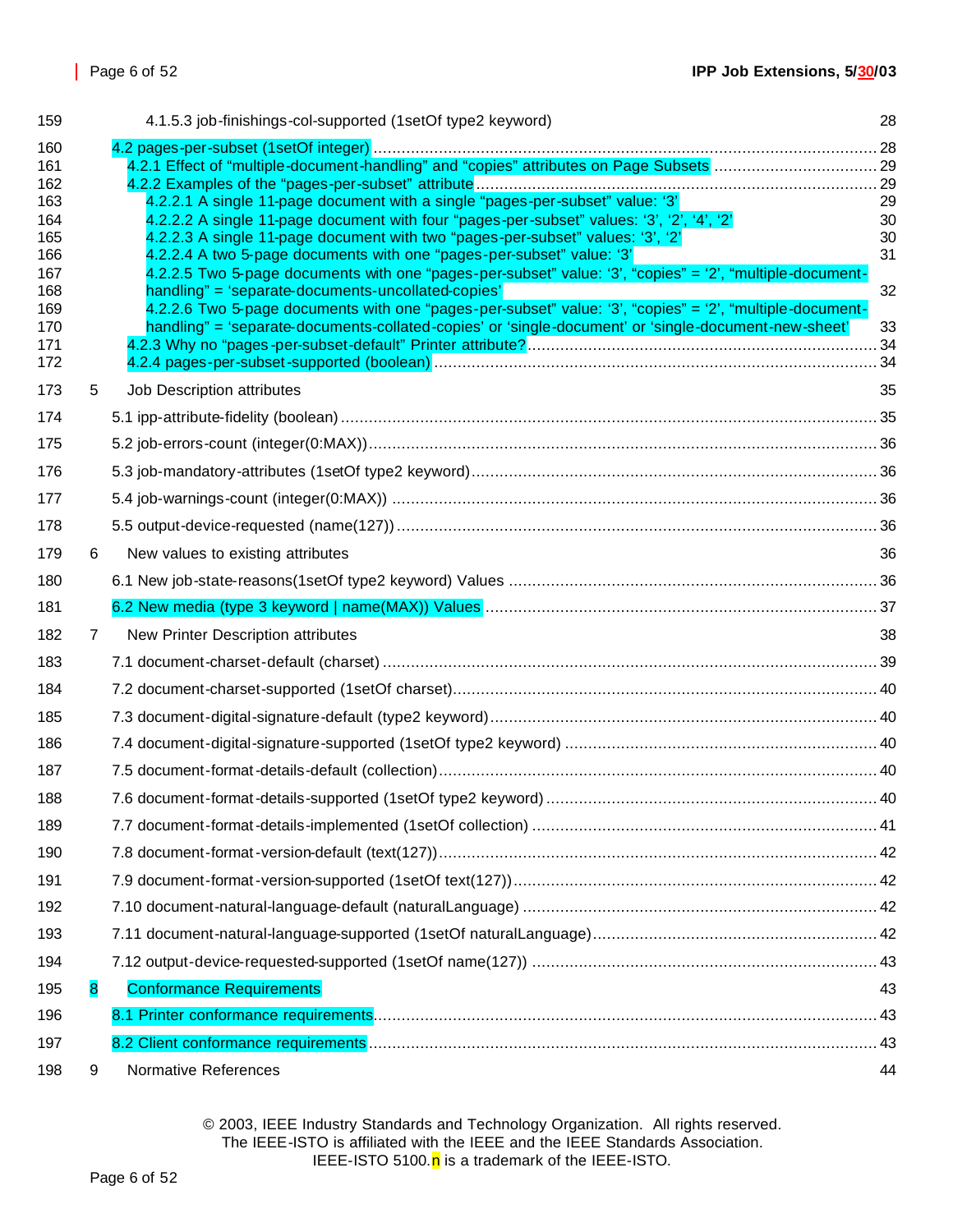4.1.5.3 job-finishings-col-supported (1setOf type2 keyword) 28

4.2 pages-per-subset (1setOf integer) ... 28
4.2.1 Effect of "multiple-document-handling" and "copies" attributes on Page Subsets ... 29
4.2.2 Examples of the "pages-per-subset" attribute ... 29
4.2.2.1 A single 11-page document with a single "pages-per-subset" value: '3' 29
4.2.2.2 A single 11-page document with four "pages-per-subset" values: '3', '2', '4', '2' 30
4.2.2.3 A single 11-page document with two "pages-per-subset" values: '3', '2' 30
4.2.2.4 A two 5-page documents with one "pages-per-subset" value: '3' 31
4.2.2.5 Two 5-page documents with one "pages-per-subset" value: '3', "copies" = '2', "multiple-document-handling" = 'separate-documents-uncollated-copies' 32
4.2.2.6 Two 5-page documents with one "pages-per-subset" value: '3', "copies" = '2', "multiple-document-handling" = 'separate-documents-collated-copies' or 'single-document' or 'single-document-new-sheet' 33
4.2.3 Why no "pages-per-subset-default" Printer attribute? ... 34
4.2.4 pages-per-subset-supported (boolean) ... 34

5 Job Description attributes 35

5.1 ipp-attribute-fidelity (boolean) ... 35

5.2 job-errors-count (integer(0:MAX)) ... 36

5.3 job-mandatory-attributes (1setOf type2 keyword) ... 36

5.4 job-warnings-count (integer(0:MAX)) ... 36

5.5 output-device-requested (name(127)) ... 36

6 New values to existing attributes 36

6.1 New job-state-reasons(1setOf type2 keyword) Values ... 36

6.2 New media (type 3 keyword | name(MAX)) Values ... 37

7 New Printer Description attributes 38

7.1 document-charset-default (charset) ... 39

7.2 document-charset-supported (1setOf charset) ... 40

7.3 document-digital-signature-default (type2 keyword) ... 40

7.4 document-digital-signature-supported (1setOf type2 keyword) ... 40

7.5 document-format-details-default (collection) ... 40

7.6 document-format-details-supported (1setOf type2 keyword) ... 40

7.7 document-format-details-implemented (1setOf collection) ... 41

7.8 document-format-version-default (text(127)) ... 42

7.9 document-format-version-supported (1setOf text(127)) ... 42

7.10 document-natural-language-default (naturalLanguage) ... 42

7.11 document-natural-language-supported (1setOf naturalLanguage) ... 42

7.12 output-device-requested-supported (1setOf name(127)) ... 43

8 Conformance Requirements 43

8.1 Printer conformance requirements ... 43

8.2 Client conformance requirements ... 43

9 Normative References 44

© 2003, IEEE Industry Standards and Technology Organization. All rights reserved.
The IEEE-ISTO is affiliated with the IEEE and the IEEE Standards Association.
IEEE-ISTO 5100.n is a trademark of the IEEE-ISTO.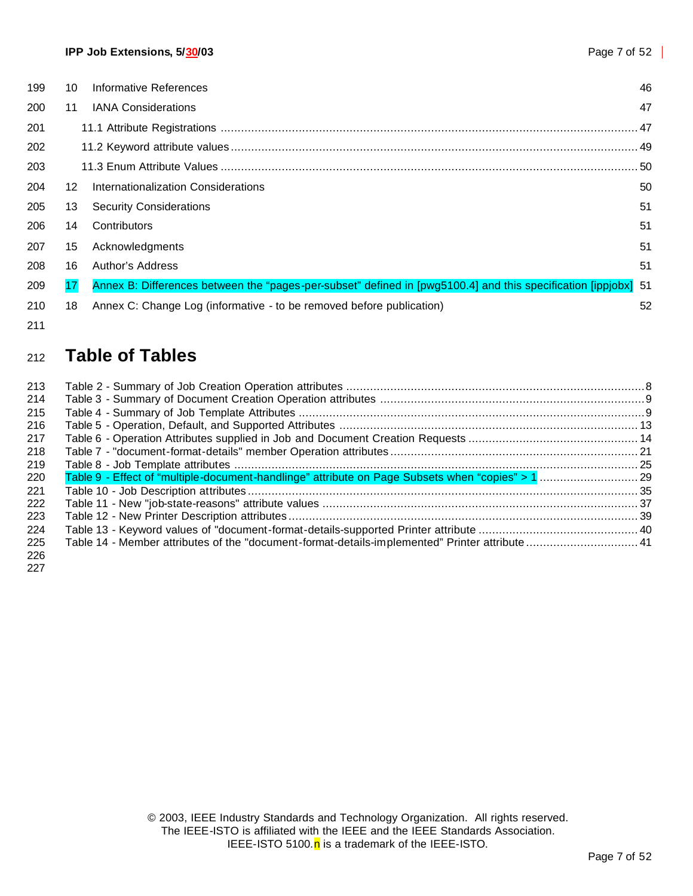10 Informative References 46

11 IANA Considerations 47

11.1 Attribute Registrations ........................................................................................................ 47

11.2 Keyword attribute values ...................................................................................................... 49

11.3 Enum Attribute Values ......................................................................................................... 50

12 Internationalization Considerations 50

13 Security Considerations 51

14 Contributors 51

15 Acknowledgments 51

16 Author's Address 51

17 Annex B: Differences between the "pages-per-subset" defined in [pwg5100.4] and this specification [ippjobx] 51

18 Annex C: Change Log (informative - to be removed before publication) 52

# Table of Tables

Table 2 - Summary of Job Creation Operation attributes ........................................................................................8

Table 3 - Summary of Document Creation Operation attributes ..............................................................................9

Table 4 - Summary of Job Template Attributes .......................................................................................................9

Table 5 - Operation, Default, and Supported Attributes ......................................................................................... 13

Table 6 - Operation Attributes supplied in Job and Document Creation Requests .................................................. 14

Table 7 - "document-format-details" member Operation attributes ......................................................................... 21

Table 8 - Job Template attributes ....................................................................................................................... 25

Table 9 - Effect of "multiple-document-handlinge" attribute on Page Subsets when "copies" > 1 ............................ 29

Table 10 - Job Description attributes .................................................................................................................. 35

Table 11 - New "job-state-reasons" attribute values ............................................................................................. 37

Table 12 - New Printer Description attributes ....................................................................................................... 39

Table 13 - Keyword values of "document-format-details-supported Printer attribute ............................................... 40

Table 14 - Member attributes of the "document-format-details-implemented" Printer attribute ................................ 41

© 2003, IEEE Industry Standards and Technology Organization. All rights reserved.
The IEEE-ISTO is affiliated with the IEEE and the IEEE Standards Association.
IEEE-ISTO 5100.n is a trademark of the IEEE-ISTO.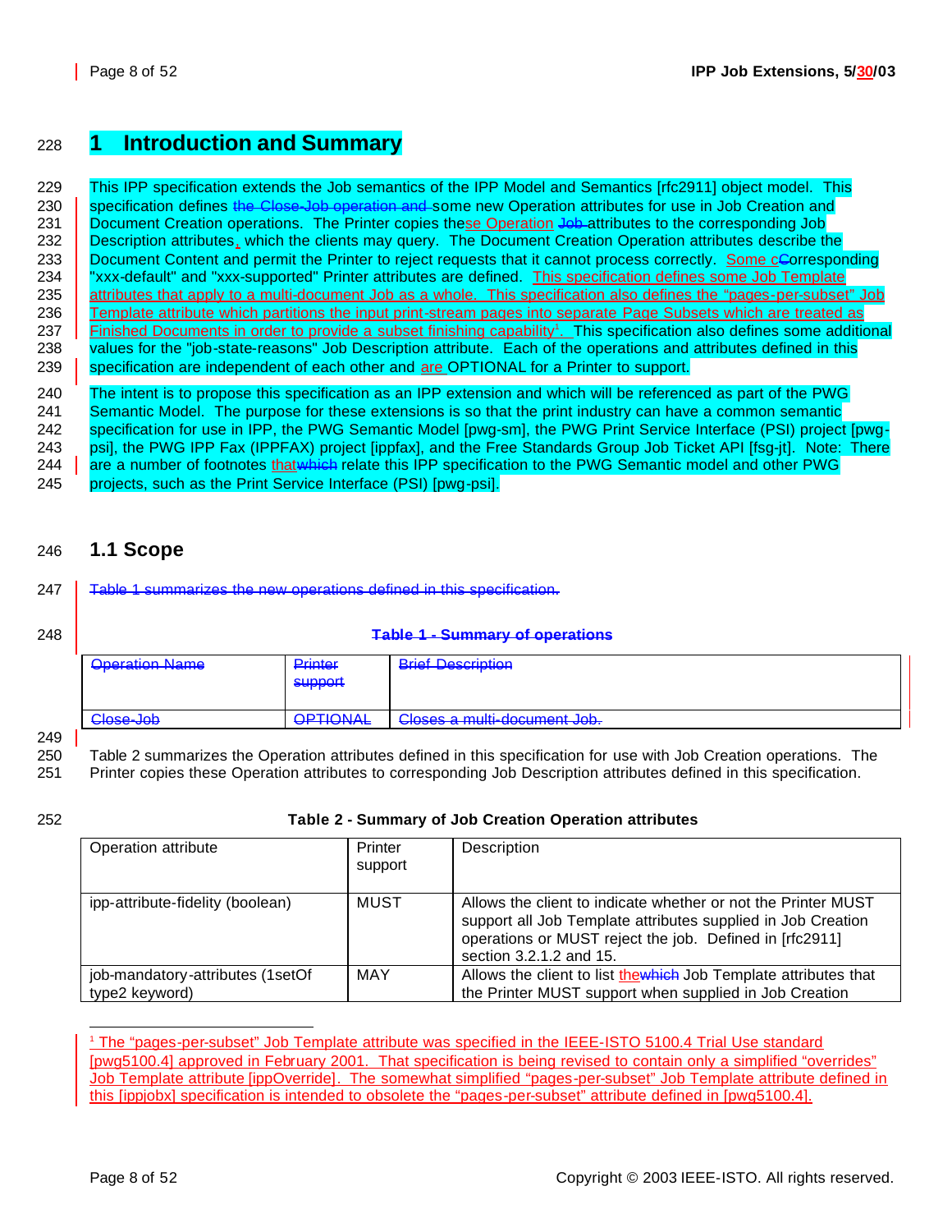# 1 Introduction and Summary

This IPP specification extends the Job semantics of the IPP Model and Semantics [rfc2911] object model. This specification defines ~~the Close-Job operation and~~ some new Operation attributes for use in Job Creation and Document Creation operations. The Printer copies these Operation ~~Job~~ attributes to the corresponding Job Description attributes, which the clients may query. The Document Creation Operation attributes describe the Document Content and permit the Printer to reject requests that it cannot process correctly. Some ~~C~~corresponding "xxx-default" and "xxx-supported" Printer attributes are defined. This specification defines some Job Template attributes that apply to a multi-document Job as a whole. This specification also defines the "pages-per-subset" Job Template attribute which partitions the input print-stream pages into separate Page Subsets which are treated as Finished Documents in order to provide a subset finishing capability[1]. This specification also defines some additional values for the "job-state-reasons" Job Description attribute. Each of the operations and attributes defined in this specification are independent of each other and are OPTIONAL for a Printer to support.

The intent is to propose this specification as an IPP extension and which will be referenced as part of the PWG Semantic Model. The purpose for these extensions is so that the print industry can have a common semantic specification for use in IPP, the PWG Semantic Model [pwg-sm], the PWG Print Service Interface (PSI) project [pwg-psi], the PWG IPP Fax (IPPFAX) project [ippfax], and the Free Standards Group Job Ticket API [fsg-jt]. Note: There are a number of footnotes that~~which~~ relate this IPP specification to the PWG Semantic model and other PWG projects, such as the Print Service Interface (PSI) [pwg-psi].

## 1.1 Scope

~~Table 1 summarizes the new operations defined in this specification.~~

**~~Table 1 - Summary of operations~~**

| ~~Operation Name~~ | ~~Printer support~~ | ~~Brief Description~~ |
|---|---|---|
| ~~Close-Job~~ | ~~OPTIONAL~~ | ~~Closes a multi-document Job.~~ |

Table 2 summarizes the Operation attributes defined in this specification for use with Job Creation operations. The Printer copies these Operation attributes to corresponding Job Description attributes defined in this specification.

**Table 2 - Summary of Job Creation Operation attributes**

| Operation attribute | Printer support | Description |
|---|---|---|
| ipp-attribute-fidelity (boolean) | MUST | Allows the client to indicate whether or not the Printer MUST support all Job Template attributes supplied in Job Creation operations or MUST reject the job. Defined in [rfc2911] section 3.2.1.2 and 15. |
| job-mandatory-attributes (1setOf type2 keyword) | MAY | Allows the client to list the~~which~~ Job Template attributes that the Printer MUST support when supplied in Job Creation |

[1] The "pages-per-subset" Job Template attribute was specified in the IEEE-ISTO 5100.4 Trial Use standard [pwg5100.4] approved in February 2001. That specification is being revised to contain only a simplified "overrides" Job Template attribute [ippOverride]. The somewhat simplified "pages-per-subset" Job Template attribute defined in this [ippjobx] specification is intended to obsolete the "pages-per-subset" attribute defined in [pwg5100.4].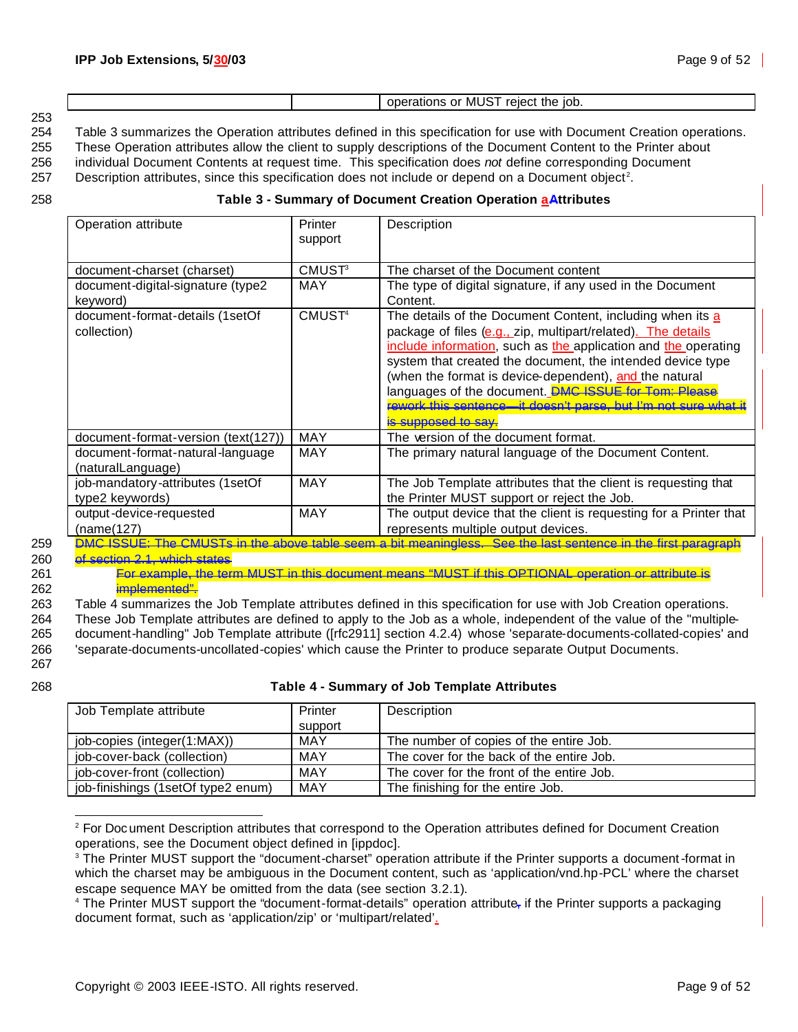| | | operations or MUST reject the job. |
|---|---|---|

Table 3 summarizes the Operation attributes defined in this specification for use with Document Creation operations. These Operation attributes allow the client to supply descriptions of the Document Content to the Printer about individual Document Contents at request time. This specification does *not* define corresponding Document Description attributes, since this specification does not include or depend on a Document object[2].

**Table 3 - Summary of Document Creation Operation aAttributes**

| Operation attribute | Printer support | Description |
|---|---|---|
| document-charset (charset) | CMUST[3] | The charset of the Document content |
| document-digital-signature (type2 keyword) | MAY | The type of digital signature, if any used in the Document Content. |
| document-format-details (1setOf collection) | CMUST[4] | The details of the Document Content, including when its a package of files (e.g., zip, multipart/related). The details include information, such as the application and the operating system that created the document, the intended device type (when the format is device-dependent), and the natural languages of the document. ~~DMC ISSUE for Tom: Please rework this sentence—it doesn't parse, but I'm not sure what it is supposed to say.~~ |
| document-format-version (text(127)) | MAY | The version of the document format. |
| document-format-natural-language (naturalLanguage) | MAY | The primary natural language of the Document Content. |
| job-mandatory-attributes (1setOf type2 keywords) | MAY | The Job Template attributes that the client is requesting that the Printer MUST support or reject the Job. |
| output-device-requested (name(127) | MAY | The output device that the client is requesting for a Printer that represents multiple output devices. |

~~DMC ISSUE: The CMUSTs in the above table seem a bit meaningless. See the last sentence in the first paragraph of section 2.1, which states~~

> ~~For example, the term MUST in this document means "MUST if this OPTIONAL operation or attribute is implemented".~~

Table 4 summarizes the Job Template attributes defined in this specification for use with Job Creation operations. These Job Template attributes are defined to apply to the Job as a whole, independent of the value of the "multiple-document-handling" Job Template attribute ([rfc2911] section 4.2.4) whose 'separate-documents-collated-copies' and 'separate-documents-uncollated-copies' which cause the Printer to produce separate Output Documents.

**Table 4 - Summary of Job Template Attributes**

| Job Template attribute | Printer support | Description |
|---|---|---|
| job-copies (integer(1:MAX)) | MAY | The number of copies of the entire Job. |
| job-cover-back (collection) | MAY | The cover for the back of the entire Job. |
| job-cover-front (collection) | MAY | The cover for the front of the entire Job. |
| job-finishings (1setOf type2 enum) | MAY | The finishing for the entire Job. |

---

[2] For Document Description attributes that correspond to the Operation attributes defined for Document Creation operations, see the Document object defined in [ippdoc].

[3] The Printer MUST support the "document-charset" operation attribute if the Printer supports a document-format in which the charset may be ambiguous in the Document content, such as 'application/vnd.hp-PCL' where the charset escape sequence MAY be omitted from the data (see section 3.2.1).

[4] The Printer MUST support the "document-format-details" operation attribute, if the Printer supports a packaging document format, such as 'application/zip' or 'multipart/related'.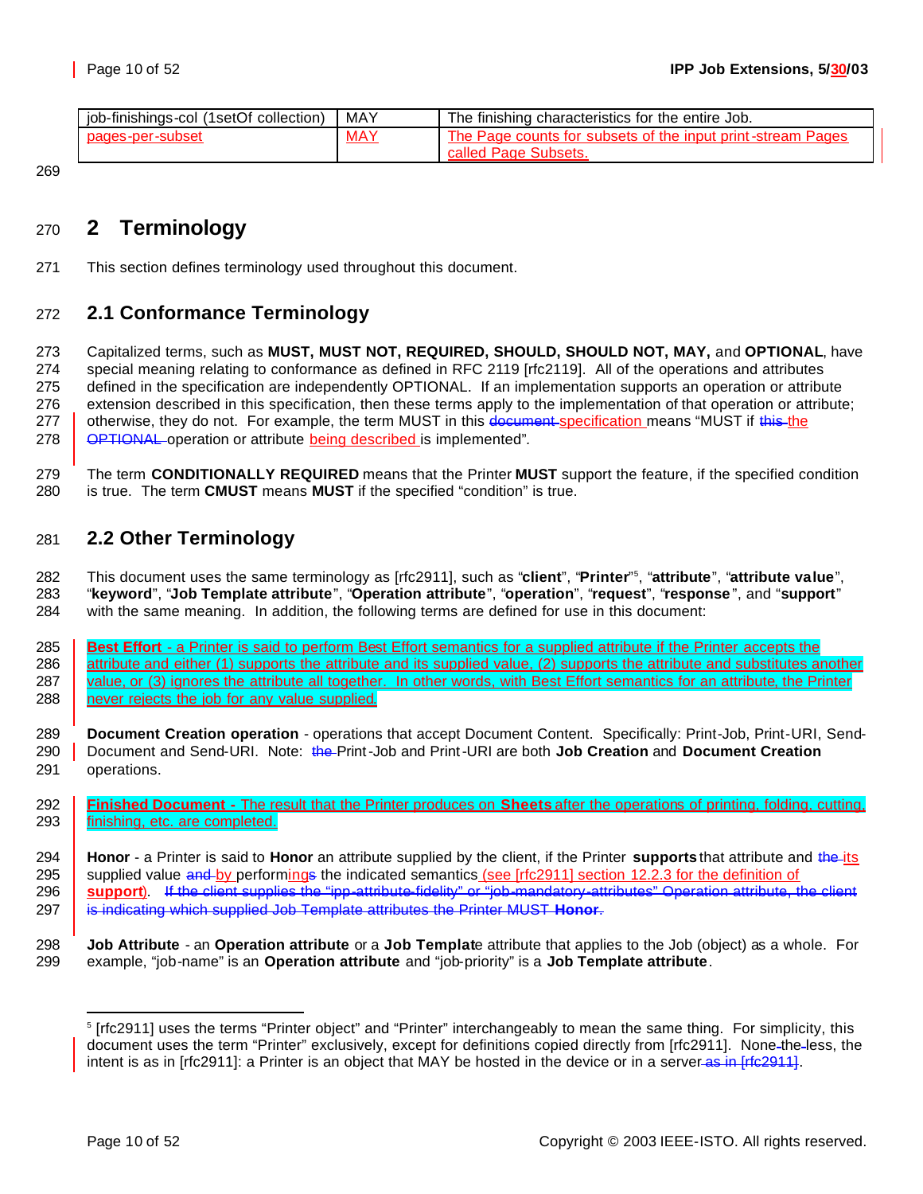| job-finishings-col (1setOf collection) | MAY | The finishing characteristics for the entire Job. |
|---|---|---|
| pages-per-subset | MAY | The Page counts for subsets of the input print-stream Pages called Page Subsets. |

# 2 Terminology

This section defines terminology used throughout this document.

## 2.1 Conformance Terminology

Capitalized terms, such as **MUST, MUST NOT, REQUIRED, SHOULD, SHOULD NOT, MAY,** and **OPTIONAL**, have special meaning relating to conformance as defined in RFC 2119 [rfc2119]. All of the operations and attributes defined in the specification are independently OPTIONAL. If an implementation supports an operation or attribute extension described in this specification, then these terms apply to the implementation of that operation or attribute; otherwise, they do not. For example, the term MUST in this document specification means "MUST if this the OPTIONAL operation or attribute being described is implemented".

The term **CONDITIONALLY REQUIRED** means that the Printer **MUST** support the feature, if the specified condition is true. The term **CMUST** means **MUST** if the specified "condition" is true.

## 2.2 Other Terminology

This document uses the same terminology as [rfc2911], such as "**client**", "**Printer**"[5], "**attribute**", "**attribute value**", "**keyword**", "**Job Template attribute**", "**Operation attribute**", "**operation**", "**request**", "**response**", and "**support**" with the same meaning. In addition, the following terms are defined for use in this document:

**Best Effort** - a Printer is said to perform Best Effort semantics for a supplied attribute if the Printer accepts the attribute and either (1) supports the attribute and its supplied value, (2) supports the attribute and substitutes another value, or (3) ignores the attribute all together. In other words, with Best Effort semantics for an attribute, the Printer never rejects the job for any value supplied.

**Document Creation operation** - operations that accept Document Content. Specifically: Print-Job, Print-URI, Send-Document and Send-URI. Note: the Print-Job and Print-URI are both **Job Creation** and **Document Creation** operations.

**Finished Document** - The result that the Printer produces on **Sheets** after the operations of printing, folding, cutting, finishing, etc. are completed.

**Honor** - a Printer is said to **Honor** an attribute supplied by the client, if the Printer **supports** that attribute and the its supplied value and by performings the indicated semantics (see [rfc2911] section 12.2.3 for the definition of **support**). ~~If the client supplies the "ipp-attribute-fidelity" or "job-mandatory-attributes" Operation attribute, the client is indicating which supplied Job Template attributes the Printer MUST **Honor**.~~

**Job Attribute** - an **Operation attribute** or a **Job Template** attribute that applies to the Job (object) as a whole. For example, "job-name" is an **Operation attribute** and "job-priority" is a **Job Template attribute**.

[5] [rfc2911] uses the terms "Printer object" and "Printer" interchangeably to mean the same thing. For simplicity, this document uses the term "Printer" exclusively, except for definitions copied directly from [rfc2911]. None-the-less, the intent is as in [rfc2911]: a Printer is an object that MAY be hosted in the device or in a server as in [rfc2911].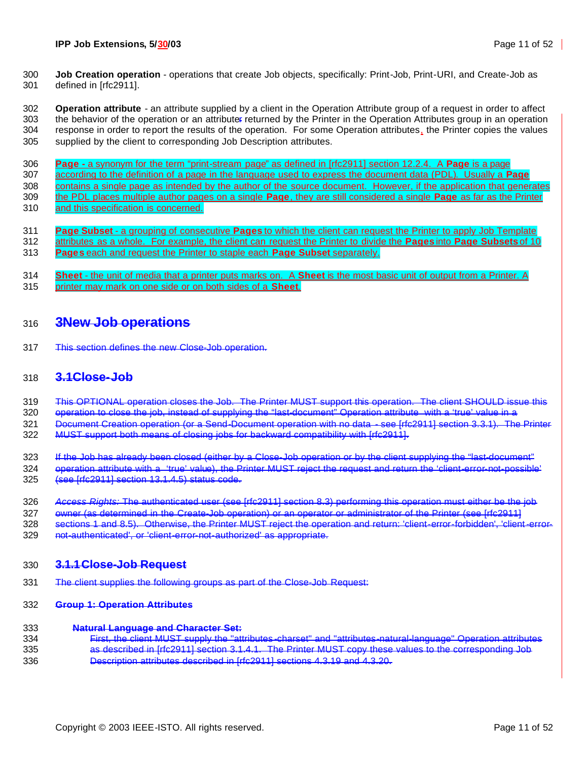**Job Creation operation** - operations that create Job objects, specifically: Print-Job, Print-URI, and Create-Job as defined in [rfc2911].

**Operation attribute** - an attribute supplied by a client in the Operation Attribute group of a request in order to affect the behavior of the operation or an attribute returned by the Printer in the Operation Attributes group in an operation response in order to report the results of the operation. For some Operation attributes, the Printer copies the values supplied by the client to corresponding Job Description attributes.

**Page** - a synonym for the term "print-stream page" as defined in [rfc2911] section 12.2.4. A **Page** is a page according to the definition of a page in the language used to express the document data (PDL). Usually a **Page** contains a single page as intended by the author of the source document. However, if the application that generates the PDL places multiple author pages on a single **Page**, they are still considered a single **Page** as far as the Printer and this specification is concerned.

**Page Subset** - a grouping of consecutive **Pages** to which the client can request the Printer to apply Job Template attributes as a whole. For example, the client can request the Printer to divide the **Pages** into **Page Subsets** of 10 **Pages** each and request the Printer to staple each **Page Subset** separately.

**Sheet** - the unit of media that a printer puts marks on. A **Sheet** is the most basic unit of output from a Printer. A printer may mark on one side or on both sides of a **Sheet**.

# ~~3 New Job operations~~

~~This section defines the new Close-Job operation.~~

## ~~3.1 Close-Job~~

~~This OPTIONAL operation closes the Job. The Printer MUST support this operation. The client SHOULD issue this operation to close the job, instead of supplying the "last-document" Operation attribute with a 'true' value in a Document Creation operation (or a Send-Document operation with no data - see [rfc2911] section 3.3.1). The Printer MUST support both means of closing jobs for backward compatibility with [rfc2911].~~

~~If the Job has already been closed (either by a Close-Job operation or by the client supplying the "last-document" operation attribute with a 'true' value), the Printer MUST reject the request and return the 'client-error-not-possible' (see [rfc2911] section 13.1.4.5) status code.~~

~~*Access Rights:* The authenticated user (see [rfc2911] section 8.3) performing this operation must either be the job owner (as determined in the Create-Job operation) or an operator or administrator of the Printer (see [rfc2911] sections 1 and 8.5). Otherwise, the Printer MUST reject the operation and return: 'client-error-forbidden', 'client-error-not-authenticated', or 'client-error-not-authorized' as appropriate.~~

### ~~3.1.1 Close-Job Request~~

~~The client supplies the following groups as part of the Close-Job Request:~~

~~**Group 1: Operation Attributes**~~

~~**Natural Language and Character Set:**~~
~~First, the client MUST supply the "attributes-charset" and "attributes-natural-language" Operation attributes as described in [rfc2911] section 3.1.4.1. The Printer MUST copy these values to the corresponding Job Description attributes described in [rfc2911] sections 4.3.19 and 4.3.20.~~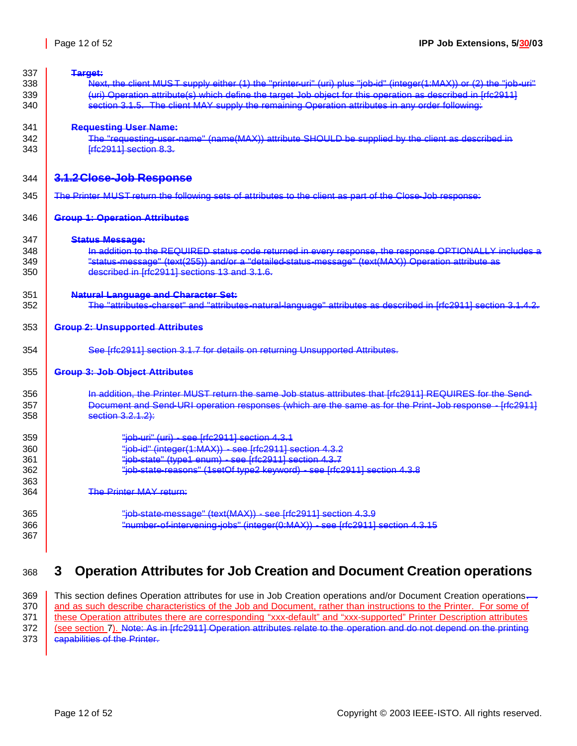**Target:**

Next, the client MUST supply either (1) the "printer-uri" (uri) plus "job-id" (integer(1:MAX)) or (2) the "job-uri" (uri) Operation attribute(s) which define the target Job object for this operation as described in [rfc2911] section 3.1.5. The client MAY supply the remaining Operation attributes in any order following:

**Requesting User Name:**

The "requesting-user-name" (name(MAX)) attribute SHOULD be supplied by the client as described in [rfc2911] section 8.3.

### 3.1.2 Close-Job Response

The Printer MUST return the following sets of attributes to the client as part of the Close-Job response:

**Group 1: Operation Attributes**

**Status Message:**

In addition to the REQUIRED status code returned in every response, the response OPTIONALLY includes a "status-message" (text(255)) and/or a "detailed-status-message" (text(MAX)) Operation attribute as described in [rfc2911] sections 13 and 3.1.6.

**Natural Language and Character Set:**

The "attributes-charset" and "attributes-natural-language" attributes as described in [rfc2911] section 3.1.4.2.

**Group 2: Unsupported Attributes**

See [rfc2911] section 3.1.7 for details on returning Unsupported Attributes.

**Group 3: Job Object Attributes**

In addition, the Printer MUST return the same Job status attributes that [rfc2911] REQUIRES for the Send-Document and Send-URI operation responses (which are the same as for the Print-Job response - [rfc2911] section 3.2.1.2):

"job-uri" (uri) - see [rfc2911] section 4.3.1
"job-id" (integer(1:MAX)) - see [rfc2911] section 4.3.2
"job-state" (type1 enum) - see [rfc2911] section 4.3.7
"job-state-reasons" (1setOf type2 keyword) - see [rfc2911] section 4.3.8

The Printer MAY return:

"job-state-message" (text(MAX)) - see [rfc2911] section 4.3.9
"number-of-intervening-jobs" (integer(0:MAX)) - see [rfc2911] section 4.3.15

# 3 Operation Attributes for Job Creation and Document Creation operations

This section defines Operation attributes for use in Job Creation operations and/or Document Creation operations. and as such describe characteristics of the Job and Document, rather than instructions to the Printer. For some of these Operation attributes there are corresponding "xxx-default" and "xxx-supported" Printer Description attributes (see section 7). Note: As in [rfc2911] Operation attributes relate to the operation and do not depend on the printing capabilities of the Printer.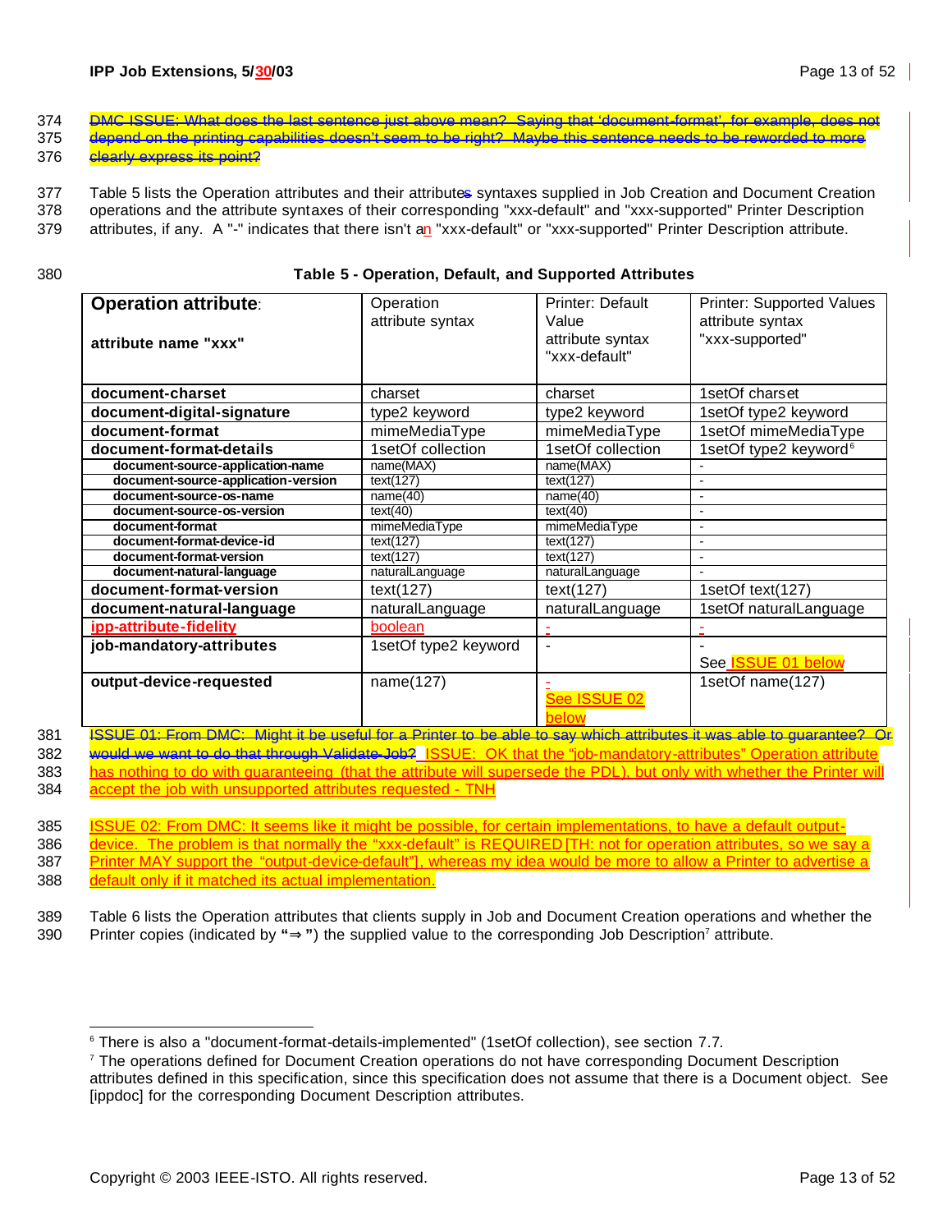374 DMC ISSUE: What does the last sentence just above mean? Saying that 'document-format', for example, does not
375 depend on the printing capabilities doesn't seem to be right? Maybe this sentence needs to be reworded to more
376 clearly express its point?

377 Table 5 lists the Operation attributes and their attributes syntaxes supplied in Job Creation and Document Creation
378 operations and the attribute syntaxes of their corresponding "xxx-default" and "xxx-supported" Printer Description
379 attributes, if any. A "-" indicates that there isn't an "xxx-default" or "xxx-supported" Printer Description attribute.

380 **Table 5 - Operation, Default, and Supported Attributes**

| **Operation attribute**: **attribute name "xxx"** | Operation attribute syntax | Printer: Default Value attribute syntax "xxx-default" | Printer: Supported Values attribute syntax "xxx-supported" |
|---|---|---|---|
| **document-charset** | charset | charset | 1setOf charset |
| **document-digital-signature** | type2 keyword | type2 keyword | 1setOf type2 keyword |
| **document-format** | mimeMediaType | mimeMediaType | 1setOf mimeMediaType |
| **document-format-details** | 1setOf collection | 1setOf collection | 1setOf type2 keyword[6] |
| **document-source-application-name** | name(MAX) | name(MAX) | - |
| **document-source-application-version** | text(127) | text(127) | - |
| **document-source-os-name** | name(40) | name(40) | - |
| **document-source-os-version** | text(40) | text(40) | - |
| **document-format** | mimeMediaType | mimeMediaType | - |
| **document-format-device-id** | text(127) | text(127) | - |
| **document-format-version** | text(127) | text(127) | - |
| **document-natural-language** | naturalLanguage | naturalLanguage | - |
| **document-format-version** | text(127) | text(127) | 1setOf text(127) |
| **document-natural-language** | naturalLanguage | naturalLanguage | 1setOf naturalLanguage |
| **ipp-attribute-fidelity** | boolean | - | - |
| **job-mandatory-attributes** | 1setOf type2 keyword | - | - See ISSUE 01 below |
| **output-device-requested** | name(127) | - See ISSUE 02 below | 1setOf name(127) |

381 ISSUE 01: From DMC: Might it be useful for a Printer to be able to say which attributes it was able to guarantee? Or
382 would we want to do that through Validate-Job? ISSUE: OK that the "job-mandatory-attributes" Operation attribute
383 has nothing to do with guaranteeing (that the attribute will supersede the PDL), but only with whether the Printer will
384 accept the job with unsupported attributes requested - TNH

385 ISSUE 02: From DMC: It seems like it might be possible, for certain implementations, to have a default output-
386 device. The problem is that normally the "xxx-default" is REQUIRED [TH: not for operation attributes, so we say a
387 Printer MAY support the "output-device-default"], whereas my idea would be more to allow a Printer to advertise a
388 default only if it matched its actual implementation.

389 Table 6 lists the Operation attributes that clients supply in Job and Document Creation operations and whether the
390 Printer copies (indicated by "⇒") the supplied value to the corresponding Job Description[7] attribute.

---

[6] There is also a "document-format-details-implemented" (1setOf collection), see section 7.7.

[7] The operations defined for Document Creation operations do not have corresponding Document Description attributes defined in this specification, since this specification does not assume that there is a Document object. See [ippdoc] for the corresponding Document Description attributes.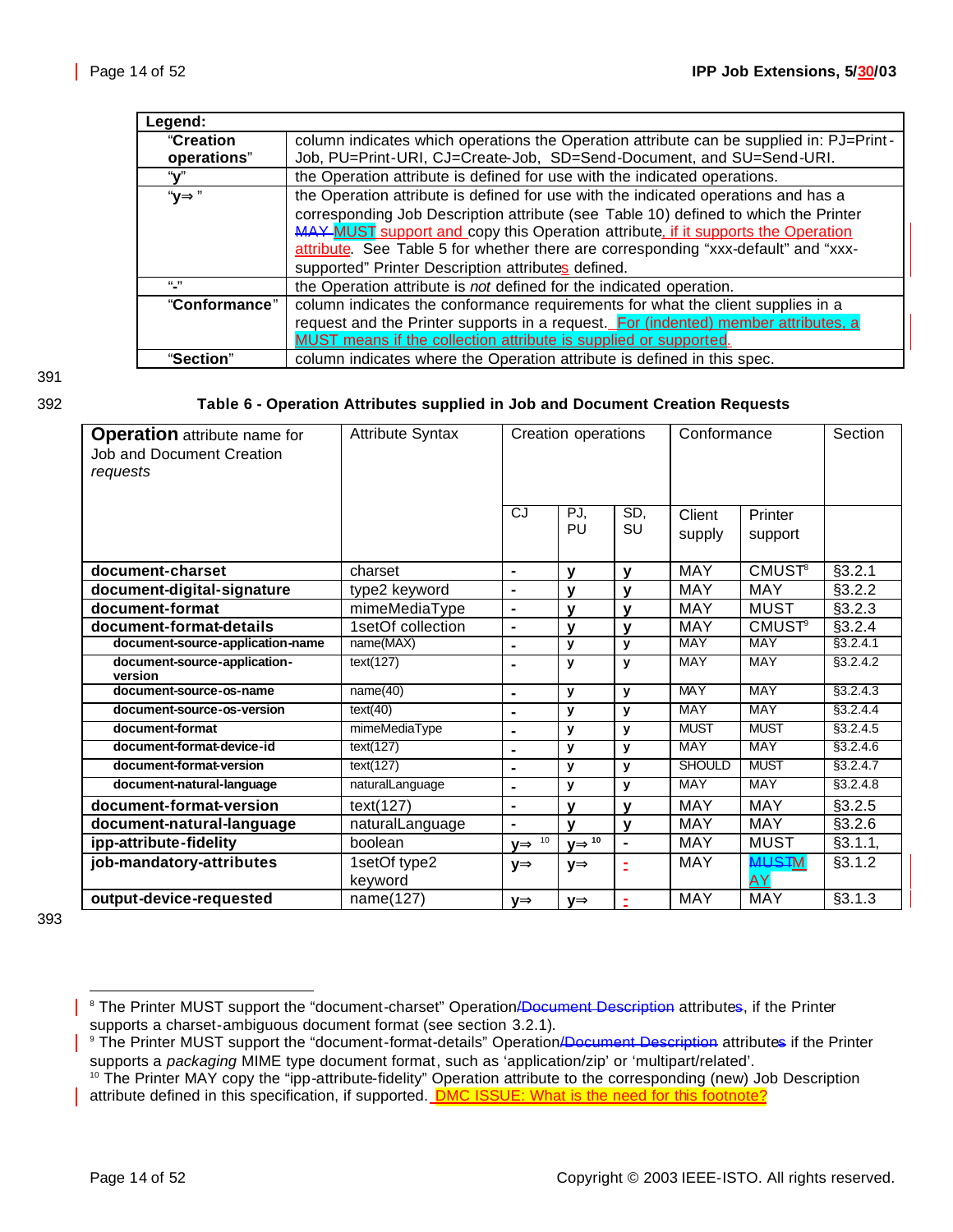| **Legend:** | |
|---|---|
| "**Creation operations**" | column indicates which operations the Operation attribute can be supplied in: PJ=Print-Job, PU=Print-URI, CJ=Create-Job, SD=Send-Document, and SU=Send-URI. |
| "**y**" | the Operation attribute is defined for use with the indicated operations. |
| "**y⇒** " | the Operation attribute is defined for use with the indicated operations and has a corresponding Job Description attribute (see Table 10) defined to which the Printer ~~MAY~~ MUST support and copy this Operation attribute, if it supports the Operation attribute. See Table 5 for whether there are corresponding "xxx-default" and "xxx-supported" Printer Description attributes defined. |
| "**-**" | the Operation attribute is *not* defined for the indicated operation. |
| "**Conformance**" | column indicates the conformance requirements for what the client supplies in a request and the Printer supports in a request. For (indented) member attributes, a MUST means if the collection attribute is supplied or supported. |
| "**Section**" | column indicates where the Operation attribute is defined in this spec. |

391

392 **Table 6 - Operation Attributes supplied in Job and Document Creation Requests**

| **Operation** attribute name for Job and Document Creation *requests* | Attribute Syntax | Creation operations | | | Conformance | | Section |
|---|---|---|---|---|---|---|---|
| | | CJ | PJ, PU | SD, SU | Client supply | Printer support | |
| **document-charset** | charset | - | **y** | **y** | MAY | CMUST[8] | §3.2.1 |
| **document-digital-signature** | type2 keyword | - | **y** | **y** | MAY | MAY | §3.2.2 |
| **document-format** | mimeMediaType | - | **y** | **y** | MAY | MUST | §3.2.3 |
| **document-format-details** | 1setOf collection | - | **y** | **y** | MAY | CMUST[9] | §3.2.4 |
| **document-source-application-name** | name(MAX) | - | **y** | **y** | MAY | MAY | §3.2.4.1 |
| **document-source-application-version** | text(127) | - | **y** | **y** | MAY | MAY | §3.2.4.2 |
| **document-source-os-name** | name(40) | - | **y** | **y** | MAY | MAY | §3.2.4.3 |
| **document-source-os-version** | text(40) | - | **y** | **y** | MAY | MAY | §3.2.4.4 |
| **document-format** | mimeMediaType | - | **y** | **y** | MUST | MUST | §3.2.4.5 |
| **document-format-device-id** | text(127) | - | **y** | **y** | MAY | MAY | §3.2.4.6 |
| **document-format-version** | text(127) | - | **y** | **y** | SHOULD | MUST | §3.2.4.7 |
| **document-natural-language** | naturalLanguage | - | **y** | **y** | MAY | MAY | §3.2.4.8 |
| **document-format-version** | text(127) | - | **y** | **y** | MAY | MAY | §3.2.5 |
| **document-natural-language** | naturalLanguage | - | **y** | **y** | MAY | MAY | §3.2.6 |
| **ipp-attribute-fidelity** | boolean | **y⇒** [10] | **y⇒** [10] | - | MAY | MUST | §3.1.1, |
| **job-mandatory-attributes** | 1setOf type2 keyword | **y⇒** | **y⇒** | - | MAY | ~~MUST~~ MAY | §3.1.2 |
| **output-device-requested** | name(127) | **y⇒** | **y⇒** | - | MAY | MAY | §3.1.3 |

393

[8] The Printer MUST support the "document-charset" Operation~~/Document Description~~ attributes, if the Printer supports a charset-ambiguous document format (see section 3.2.1).

[9] The Printer MUST support the "document-format-details" Operation~~/Document Description~~ attribute~~s~~ if the Printer supports a *packaging* MIME type document format, such as 'application/zip' or 'multipart/related'.

[10] The Printer MAY copy the "ipp-attribute-fidelity" Operation attribute to the corresponding (new) Job Description attribute defined in this specification, if supported. DMC ISSUE: What is the need for this footnote?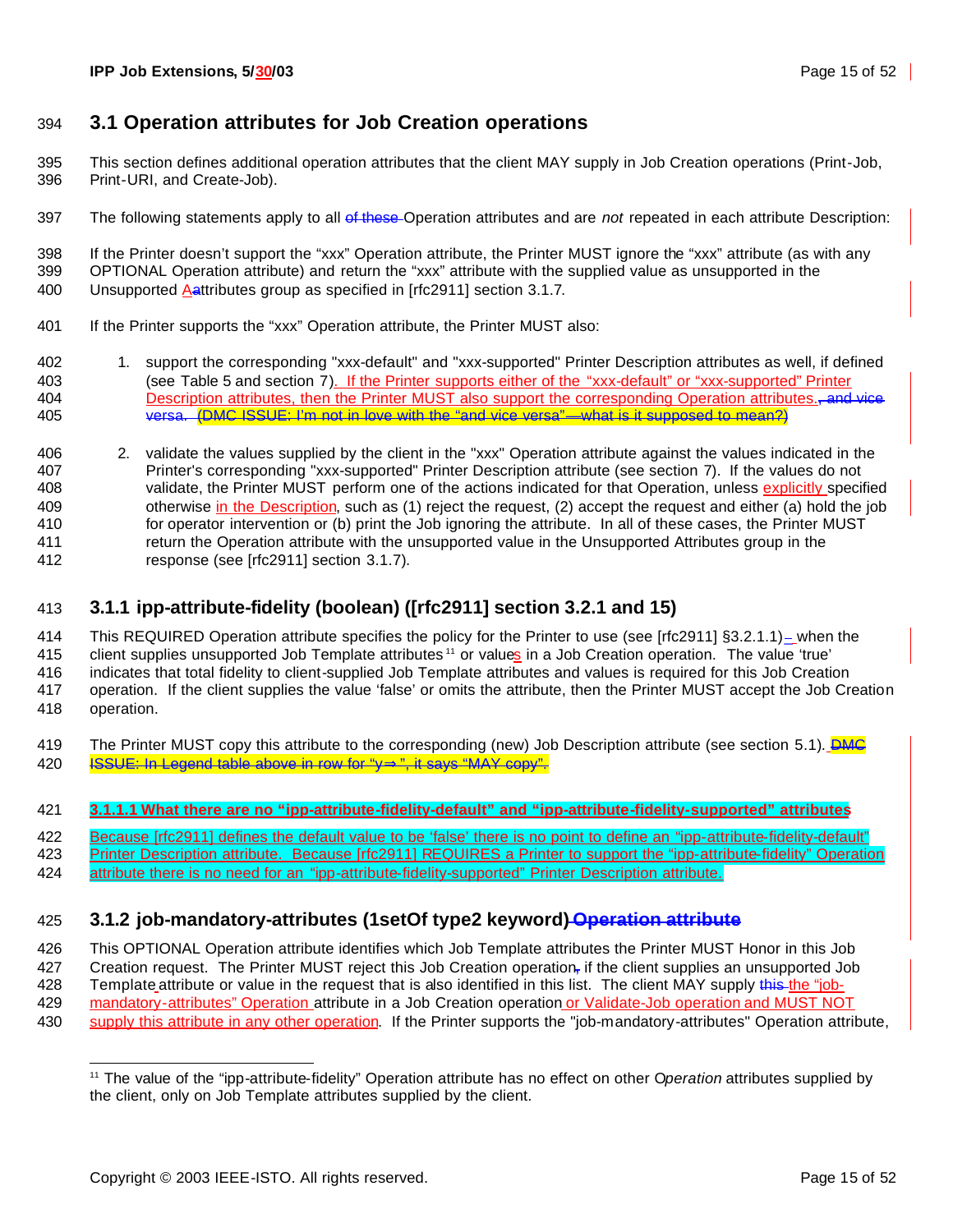## 3.1 Operation attributes for Job Creation operations

This section defines additional operation attributes that the client MAY supply in Job Creation operations (Print-Job, Print-URI, and Create-Job).

The following statements apply to all of these Operation attributes and are *not* repeated in each attribute Description:

If the Printer doesn't support the "xxx" Operation attribute, the Printer MUST ignore the "xxx" attribute (as with any OPTIONAL Operation attribute) and return the "xxx" attribute with the supplied value as unsupported in the Unsupported Aattributes group as specified in [rfc2911] section 3.1.7.

If the Printer supports the "xxx" Operation attribute, the Printer MUST also:

1. support the corresponding "xxx-default" and "xxx-supported" Printer Description attributes as well, if defined (see Table 5 and section 7). If the Printer supports either of the "xxx-default" or "xxx-supported" Printer Description attributes, then the Printer MUST also support the corresponding Operation attributes., and vice versa. (DMC ISSUE: I'm not in love with the "and vice versa"—what is it supposed to mean?)

2. validate the values supplied by the client in the "xxx" Operation attribute against the values indicated in the Printer's corresponding "xxx-supported" Printer Description attribute (see section 7). If the values do not validate, the Printer MUST perform one of the actions indicated for that Operation, unless explicitly specified otherwise in the Description, such as (1) reject the request, (2) accept the request and either (a) hold the job for operator intervention or (b) print the Job ignoring the attribute. In all of these cases, the Printer MUST return the Operation attribute with the unsupported value in the Unsupported Attributes group in the response (see [rfc2911] section 3.1.7).

### 3.1.1 ipp-attribute-fidelity (boolean) ([rfc2911] section 3.2.1 and 15)

This REQUIRED Operation attribute specifies the policy for the Printer to use (see [rfc2911] §3.2.1.1) – when the client supplies unsupported Job Template attributes[11] or values in a Job Creation operation. The value 'true' indicates that total fidelity to client-supplied Job Template attributes and values is required for this Job Creation operation. If the client supplies the value 'false' or omits the attribute, then the Printer MUST accept the Job Creation operation.

The Printer MUST copy this attribute to the corresponding (new) Job Description attribute (see section 5.1). DMC ISSUE: In Legend table above in row for "y⇒", it says "MAY copy".

#### 3.1.1.1 What there are no "ipp-attribute-fidelity-default" and "ipp-attribute-fidelity-supported" attributes

Because [rfc2911] defines the default value to be 'false' there is no point to define an "ipp-attribute-fidelity-default" Printer Description attribute. Because [rfc2911] REQUIRES a Printer to support the "ipp-attribute-fidelity" Operation attribute there is no need for an "ipp-attribute-fidelity-supported" Printer Description attribute.

### 3.1.2 job-mandatory-attributes (1setOf type2 keyword) Operation attribute

This OPTIONAL Operation attribute identifies which Job Template attributes the Printer MUST Honor in this Job Creation request. The Printer MUST reject this Job Creation operation, if the client supplies an unsupported Job Template attribute or value in the request that is also identified in this list. The client MAY supply this the "job-mandatory-attributes" Operation attribute in a Job Creation operation or Validate-Job operation and MUST NOT supply this attribute in any other operation. If the Printer supports the "job-mandatory-attributes" Operation attribute,

---

[11] The value of the "ipp-attribute-fidelity" Operation attribute has no effect on other O*peration* attributes supplied by the client, only on Job Template attributes supplied by the client.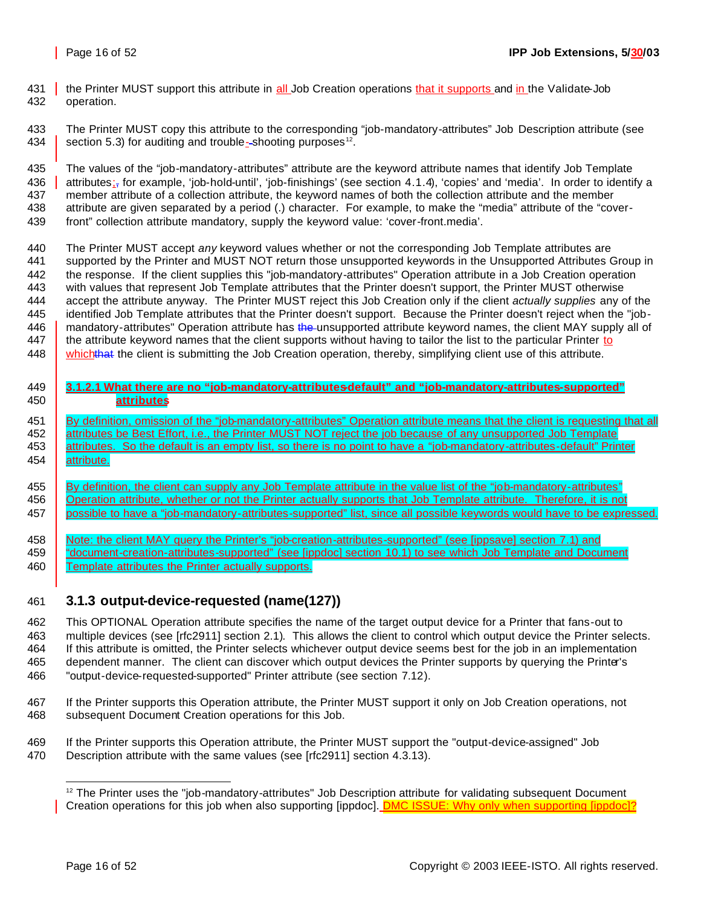the Printer MUST support this attribute in all Job Creation operations that it supports and in the Validate-Job operation.

The Printer MUST copy this attribute to the corresponding "job-mandatory-attributes" Job Description attribute (see section 5.3) for auditing and trouble-shooting purposes[12].

The values of the "job-mandatory-attributes" attribute are the keyword attribute names that identify Job Template attributes; for example, 'job-hold-until', 'job-finishings' (see section 4.1.4), 'copies' and 'media'. In order to identify a member attribute of a collection attribute, the keyword names of both the collection attribute and the member attribute are given separated by a period (.) character. For example, to make the "media" attribute of the "cover-front" collection attribute mandatory, supply the keyword value: 'cover-front.media'.

The Printer MUST accept *any* keyword values whether or not the corresponding Job Template attributes are supported by the Printer and MUST NOT return those unsupported keywords in the Unsupported Attributes Group in the response. If the client supplies this "job-mandatory-attributes" Operation attribute in a Job Creation operation with values that represent Job Template attributes that the Printer doesn't support, the Printer MUST otherwise accept the attribute anyway. The Printer MUST reject this Job Creation only if the client *actually supplies* any of the identified Job Template attributes that the Printer doesn't support. Because the Printer doesn't reject when the "job-mandatory-attributes" Operation attribute has unsupported attribute keyword names, the client MAY supply all of the attribute keyword names that the client supports without having to tailor the list to the particular Printer to which the client is submitting the Job Creation operation, thereby, simplifying client use of this attribute.

#### 3.1.2.1 What there are no "job-mandatory-attributes-default" and "job-mandatory-attributes-supported" attributes

By definition, omission of the "job-mandatory-attributes" Operation attribute means that the client is requesting that all attributes be Best Effort, i.e., the Printer MUST NOT reject the job because of any unsupported Job Template attributes. So the default is an empty list, so there is no point to have a "job-mandatory-attributes-default" Printer attribute.

By definition, the client can supply any Job Template attribute in the value list of the "job-mandatory-attributes" Operation attribute, whether or not the Printer actually supports that Job Template attribute. Therefore, it is not possible to have a "job-mandatory-attributes-supported" list, since all possible keywords would have to be expressed.

Note: the client MAY query the Printer's "job-creation-attributes-supported" (see [ippsave] section 7.1) and "document-creation-attributes-supported" (see [ippdoc] section 10.1) to see which Job Template and Document Template attributes the Printer actually supports.

### 3.1.3 output-device-requested (name(127))

This OPTIONAL Operation attribute specifies the name of the target output device for a Printer that fans-out to multiple devices (see [rfc2911] section 2.1). This allows the client to control which output device the Printer selects. If this attribute is omitted, the Printer selects whichever output device seems best for the job in an implementation dependent manner. The client can discover which output devices the Printer supports by querying the Printer's "output-device-requested-supported" Printer attribute (see section 7.12).

If the Printer supports this Operation attribute, the Printer MUST support it only on Job Creation operations, not subsequent Document Creation operations for this Job.

If the Printer supports this Operation attribute, the Printer MUST support the "output-device-assigned" Job Description attribute with the same values (see [rfc2911] section 4.3.13).

[12] The Printer uses the "job-mandatory-attributes" Job Description attribute for validating subsequent Document Creation operations for this job when also supporting [ippdoc]. DMC ISSUE: Why only when supporting [ippdoc]?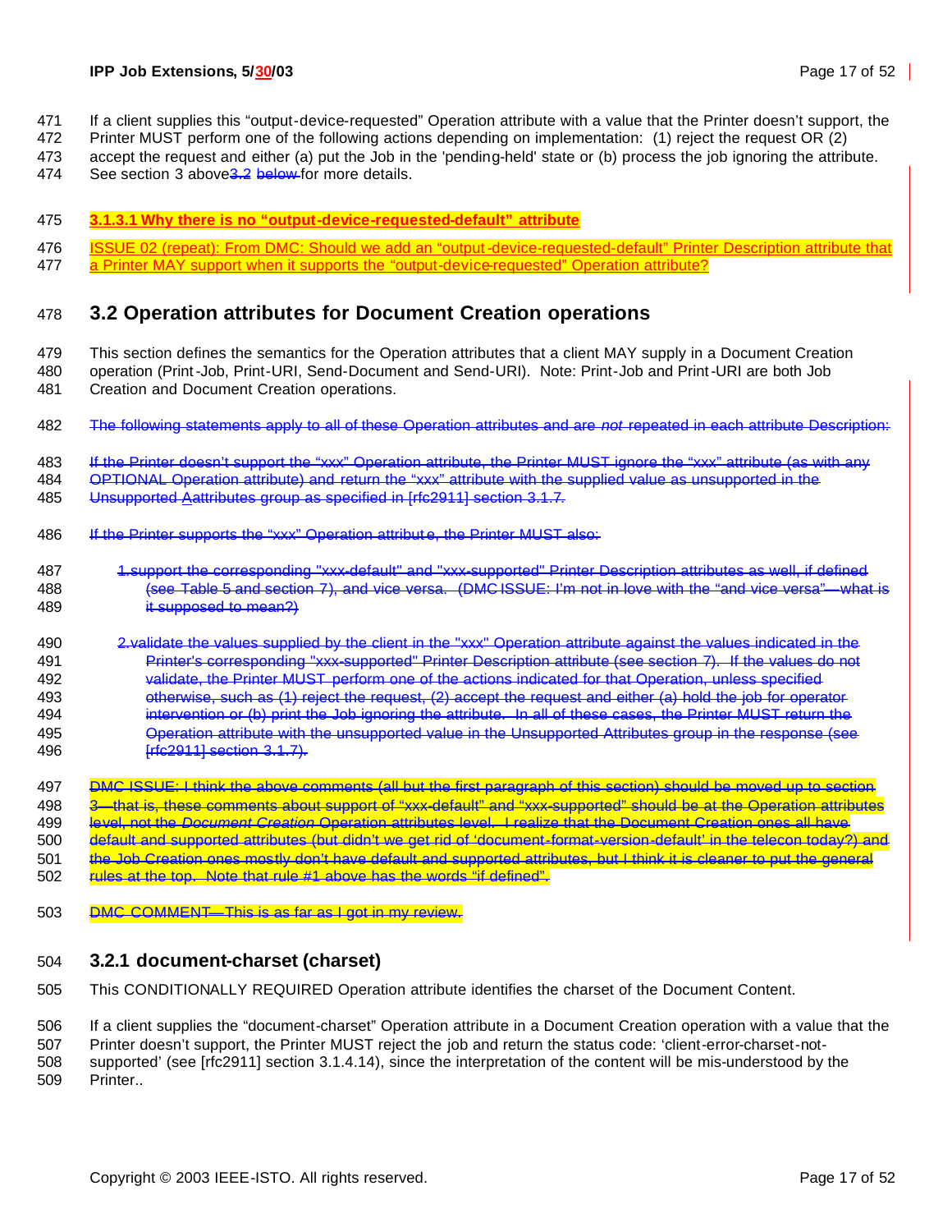If a client supplies this "output-device-requested" Operation attribute with a value that the Printer doesn't support, the Printer MUST perform one of the following actions depending on implementation: (1) reject the request OR (2) accept the request and either (a) put the Job in the 'pending-held' state or (b) process the job ignoring the attribute. See section 3 above~~3.2~~ ~~below~~ for more details.

#### 3.1.3.1 Why there is no "output-device-requested-default" attribute

ISSUE 02 (repeat): From DMC: Should we add an "output-device-requested-default" Printer Description attribute that a Printer MAY support when it supports the "output-device-requested" Operation attribute?

## 3.2 Operation attributes for Document Creation operations

This section defines the semantics for the Operation attributes that a client MAY supply in a Document Creation operation (Print-Job, Print-URI, Send-Document and Send-URI). Note: Print-Job and Print-URI are both Job Creation and Document Creation operations.

~~The following statements apply to all of these Operation attributes and are *not* repeated in each attribute Description:~~

~~If the Printer doesn't support the "xxx" Operation attribute, the Printer MUST ignore the "xxx" attribute (as with any OPTIONAL Operation attribute) and return the "xxx" attribute with the supplied value as unsupported in the Unsupported Aattributes group as specified in [rfc2911] section 3.1.7.~~

~~If the Printer supports the "xxx" Operation attribute, the Printer MUST also:~~

~~1. support the corresponding "xxx-default" and "xxx-supported" Printer Description attributes as well, if defined (see Table 5 and section 7), and vice versa. (DMC ISSUE: I'm not in love with the "and vice versa"—what is it supposed to mean?)~~

~~2. validate the values supplied by the client in the "xxx" Operation attribute against the values indicated in the Printer's corresponding "xxx-supported" Printer Description attribute (see section 7). If the values do not validate, the Printer MUST perform one of the actions indicated for that Operation, unless specified otherwise, such as (1) reject the request, (2) accept the request and either (a) hold the job for operator intervention or (b) print the Job ignoring the attribute. In all of these cases, the Printer MUST return the Operation attribute with the unsupported value in the Unsupported Attributes group in the response (see [rfc2911] section 3.1.7).~~

~~DMC ISSUE: I think the above comments (all but the first paragraph of this section) should be moved up to section 3—that is, these comments about support of "xxx-default" and "xxx-supported" should be at the Operation attributes level, not the *Document Creation* Operation attributes level. I realize that the Document Creation ones all have default and supported attributes (but didn't we get rid of 'document-format-version-default' in the telecon today?) and the Job Creation ones mostly don't have default and supported attributes, but I think it is cleaner to put the general rules at the top. Note that rule #1 above has the words "if defined".~~

~~DMC COMMENT—This is as far as I got in my review.~~

### 3.2.1 document-charset (charset)

This CONDITIONALLY REQUIRED Operation attribute identifies the charset of the Document Content.

If a client supplies the "document-charset" Operation attribute in a Document Creation operation with a value that the Printer doesn't support, the Printer MUST reject the job and return the status code: 'client-error-charset-not-supported' (see [rfc2911] section 3.1.4.14), since the interpretation of the content will be mis-understood by the Printer..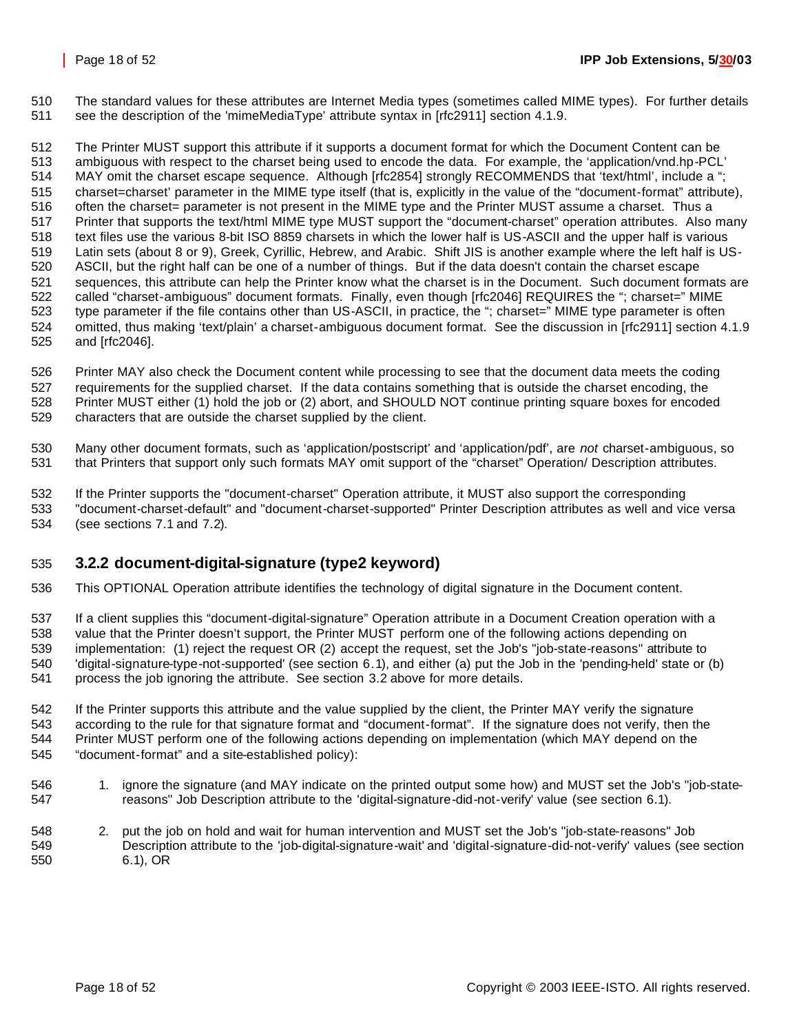The standard values for these attributes are Internet Media types (sometimes called MIME types). For further details see the description of the 'mimeMediaType' attribute syntax in [rfc2911] section 4.1.9.

The Printer MUST support this attribute if it supports a document format for which the Document Content can be ambiguous with respect to the charset being used to encode the data. For example, the 'application/vnd.hp-PCL' MAY omit the charset escape sequence. Although [rfc2854] strongly RECOMMENDS that 'text/html', include a "; charset=charset' parameter in the MIME type itself (that is, explicitly in the value of the "document-format" attribute), often the charset= parameter is not present in the MIME type and the Printer MUST assume a charset. Thus a Printer that supports the text/html MIME type MUST support the "document-charset" operation attributes. Also many text files use the various 8-bit ISO 8859 charsets in which the lower half is US-ASCII and the upper half is various Latin sets (about 8 or 9), Greek, Cyrillic, Hebrew, and Arabic. Shift JIS is another example where the left half is US-ASCII, but the right half can be one of a number of things. But if the data doesn't contain the charset escape sequences, this attribute can help the Printer know what the charset is in the Document. Such document formats are called "charset-ambiguous" document formats. Finally, even though [rfc2046] REQUIRES the "; charset=" MIME type parameter if the file contains other than US-ASCII, in practice, the "; charset=" MIME type parameter is often omitted, thus making 'text/plain' a charset-ambiguous document format. See the discussion in [rfc2911] section 4.1.9 and [rfc2046].

Printer MAY also check the Document content while processing to see that the document data meets the coding requirements for the supplied charset. If the data contains something that is outside the charset encoding, the Printer MUST either (1) hold the job or (2) abort, and SHOULD NOT continue printing square boxes for encoded characters that are outside the charset supplied by the client.

Many other document formats, such as 'application/postscript' and 'application/pdf', are *not* charset-ambiguous, so that Printers that support only such formats MAY omit support of the "charset" Operation/ Description attributes.

If the Printer supports the "document-charset" Operation attribute, it MUST also support the corresponding "document-charset-default" and "document-charset-supported" Printer Description attributes as well and vice versa (see sections 7.1 and 7.2).

### 3.2.2 document-digital-signature (type2 keyword)

This OPTIONAL Operation attribute identifies the technology of digital signature in the Document content.

If a client supplies this "document-digital-signature" Operation attribute in a Document Creation operation with a value that the Printer doesn't support, the Printer MUST perform one of the following actions depending on implementation: (1) reject the request OR (2) accept the request, set the Job's "job-state-reasons" attribute to 'digital-signature-type-not-supported' (see section 6.1), and either (a) put the Job in the 'pending-held' state or (b) process the job ignoring the attribute. See section 3.2 above for more details.

If the Printer supports this attribute and the value supplied by the client, the Printer MAY verify the signature according to the rule for that signature format and "document-format". If the signature does not verify, then the Printer MUST perform one of the following actions depending on implementation (which MAY depend on the "document-format" and a site-established policy):

1. ignore the signature (and MAY indicate on the printed output some how) and MUST set the Job's "job-state-reasons" Job Description attribute to the 'digital-signature-did-not-verify' value (see section 6.1).

2. put the job on hold and wait for human intervention and MUST set the Job's "job-state-reasons" Job Description attribute to the 'job-digital-signature-wait' and 'digital-signature-did-not-verify' values (see section 6.1), OR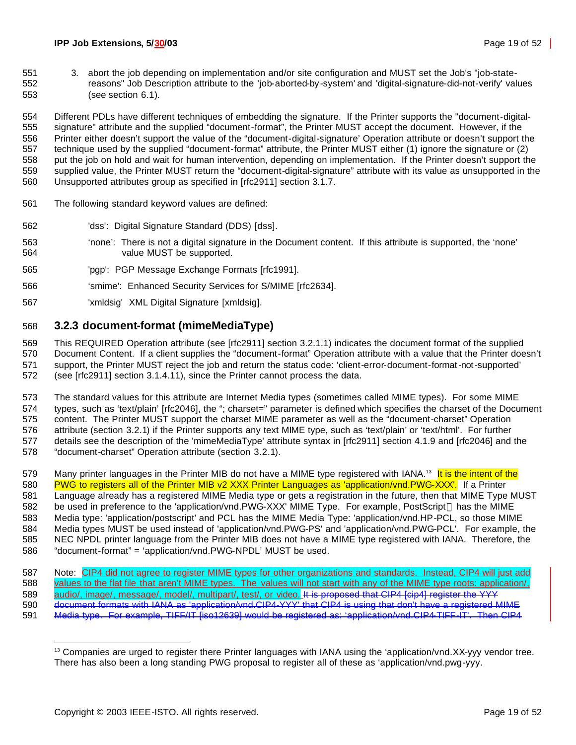3. abort the job depending on implementation and/or site configuration and MUST set the Job's "job-state-reasons" Job Description attribute to the 'job-aborted-by-system' and 'digital-signature-did-not-verify' values (see section 6.1).

Different PDLs have different techniques of embedding the signature. If the Printer supports the "document-digital-signature" attribute and the supplied "document-format", the Printer MUST accept the document. However, if the Printer either doesn't support the value of the "document-digital-signature' Operation attribute or doesn't support the technique used by the supplied "document-format" attribute, the Printer MUST either (1) ignore the signature or (2) put the job on hold and wait for human intervention, depending on implementation. If the Printer doesn't support the supplied value, the Printer MUST return the "document-digital-signature" attribute with its value as unsupported in the Unsupported attributes group as specified in [rfc2911] section 3.1.7.

The following standard keyword values are defined:

'dss': Digital Signature Standard (DDS) [dss].

'none': There is not a digital signature in the Document content. If this attribute is supported, the 'none' value MUST be supported.

'pgp': PGP Message Exchange Formats [rfc1991].

'smime': Enhanced Security Services for S/MIME [rfc2634].

'xmldsig' XML Digital Signature [xmldsig].

### 3.2.3 document-format (mimeMediaType)

This REQUIRED Operation attribute (see [rfc2911] section 3.2.1.1) indicates the document format of the supplied Document Content. If a client supplies the "document-format" Operation attribute with a value that the Printer doesn't support, the Printer MUST reject the job and return the status code: 'client-error-document-format-not-supported' (see [rfc2911] section 3.1.4.11), since the Printer cannot process the data.

The standard values for this attribute are Internet Media types (sometimes called MIME types). For some MIME types, such as 'text/plain' [rfc2046], the "; charset=" parameter is defined which specifies the charset of the Document content. The Printer MUST support the charset MIME parameter as well as the "document-charset" Operation attribute (section 3.2.1) if the Printer supports any text MIME type, such as 'text/plain' or 'text/html'. For further details see the description of the 'mimeMediaType' attribute syntax in [rfc2911] section 4.1.9 and [rfc2046] and the "document-charset" Operation attribute (section 3.2.1).

Many printer languages in the Printer MIB do not have a MIME type registered with IANA.[13] It is the intent of the PWG to registers all of the Printer MIB v2 XXX Printer Languages as 'application/vnd.PWG-XXX'. If a Printer Language already has a registered MIME Media type or gets a registration in the future, then that MIME Type MUST be used in preference to the 'application/vnd.PWG-XXX' MIME Type. For example, PostScript® has the MIME Media type: 'application/postscript' and PCL has the MIME Media Type: 'application/vnd.HP-PCL, so those MIME Media types MUST be used instead of 'application/vnd.PWG-PS' and 'application/vnd.PWG-PCL'. For example, the NEC NPDL printer language from the Printer MIB does not have a MIME type registered with IANA. Therefore, the "document-format" = 'application/vnd.PWG-NPDL' MUST be used.

Note: CIP4 did not agree to register MIME types for other organizations and standards. Instead, CIP4 will just add values to the flat file that aren't MIME types. The values will not start with any of the MIME type roots: application/, audio/, image/, message/, model/, multipart/, test/, or video. ~~It is proposed that CIP4 [cip4] register the YYY document formats with IANA as 'application/vnd.CIP4-YYY' that CIP4 is using that don't have a registered MIME Media type. For example, TIFF/IT [iso12639] would be registered as: 'application/vnd.CIP4-TIFF-IT'. Then CIP4~~

[13] Companies are urged to register there Printer languages with IANA using the 'application/vnd.XX-yyy vendor tree. There has also been a long standing PWG proposal to register all of these as 'application/vnd.pwg-yyy.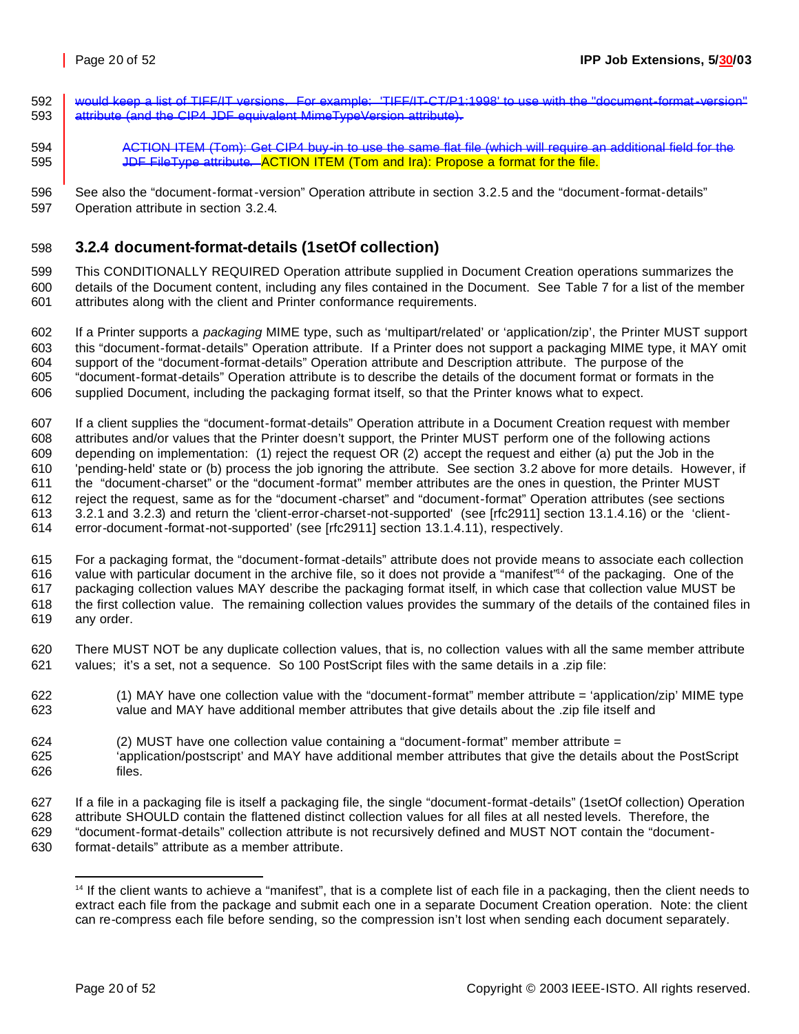~~would keep a list of TIFF/IT versions. For example: 'TIFF/IT-CT/P1:1998' to use with the "document-format-version" attribute (and the CIP4 JDF equivalent MimeTypeVersion attribute).~~

> ~~ACTION ITEM (Tom): Get CIP4 buy-in to use the same flat file (which will require an additional field for the JDF FileType attribute.~~ ACTION ITEM (Tom and Ira): Propose a format for the file.

See also the "document-format-version" Operation attribute in section 3.2.5 and the "document-format-details" Operation attribute in section 3.2.4.

### 3.2.4 document-format-details (1setOf collection)

This CONDITIONALLY REQUIRED Operation attribute supplied in Document Creation operations summarizes the details of the Document content, including any files contained in the Document. See Table 7 for a list of the member attributes along with the client and Printer conformance requirements.

If a Printer supports a *packaging* MIME type, such as 'multipart/related' or 'application/zip', the Printer MUST support this "document-format-details" Operation attribute. If a Printer does not support a packaging MIME type, it MAY omit support of the "document-format-details" Operation attribute and Description attribute. The purpose of the "document-format-details" Operation attribute is to describe the details of the document format or formats in the supplied Document, including the packaging format itself, so that the Printer knows what to expect.

If a client supplies the "document-format-details" Operation attribute in a Document Creation request with member attributes and/or values that the Printer doesn't support, the Printer MUST perform one of the following actions depending on implementation: (1) reject the request OR (2) accept the request and either (a) put the Job in the 'pending-held' state or (b) process the job ignoring the attribute. See section 3.2 above for more details. However, if the "document-charset" or the "document-format" member attributes are the ones in question, the Printer MUST reject the request, same as for the "document-charset" and "document-format" Operation attributes (see sections 3.2.1 and 3.2.3) and return the 'client-error-charset-not-supported' (see [rfc2911] section 13.1.4.16) or the 'client-error-document-format-not-supported' (see [rfc2911] section 13.1.4.11), respectively.

For a packaging format, the "document-format-details" attribute does not provide means to associate each collection value with particular document in the archive file, so it does not provide a "manifest"[14] of the packaging. One of the packaging collection values MAY describe the packaging format itself, in which case that collection value MUST be the first collection value. The remaining collection values provides the summary of the details of the contained files in any order.

There MUST NOT be any duplicate collection values, that is, no collection values with all the same member attribute values; it's a set, not a sequence. So 100 PostScript files with the same details in a .zip file:

> (1) MAY have one collection value with the "document-format" member attribute = 'application/zip' MIME type value and MAY have additional member attributes that give details about the .zip file itself and
>
> (2) MUST have one collection value containing a "document-format" member attribute = 'application/postscript' and MAY have additional member attributes that give the details about the PostScript files.

If a file in a packaging file is itself a packaging file, the single "document-format-details" (1setOf collection) Operation attribute SHOULD contain the flattened distinct collection values for all files at all nested levels. Therefore, the "document-format-details" collection attribute is not recursively defined and MUST NOT contain the "document-format-details" attribute as a member attribute.

---

[14] If the client wants to achieve a "manifest", that is a complete list of each file in a packaging, then the client needs to extract each file from the package and submit each one in a separate Document Creation operation. Note: the client can re-compress each file before sending, so the compression isn't lost when sending each document separately.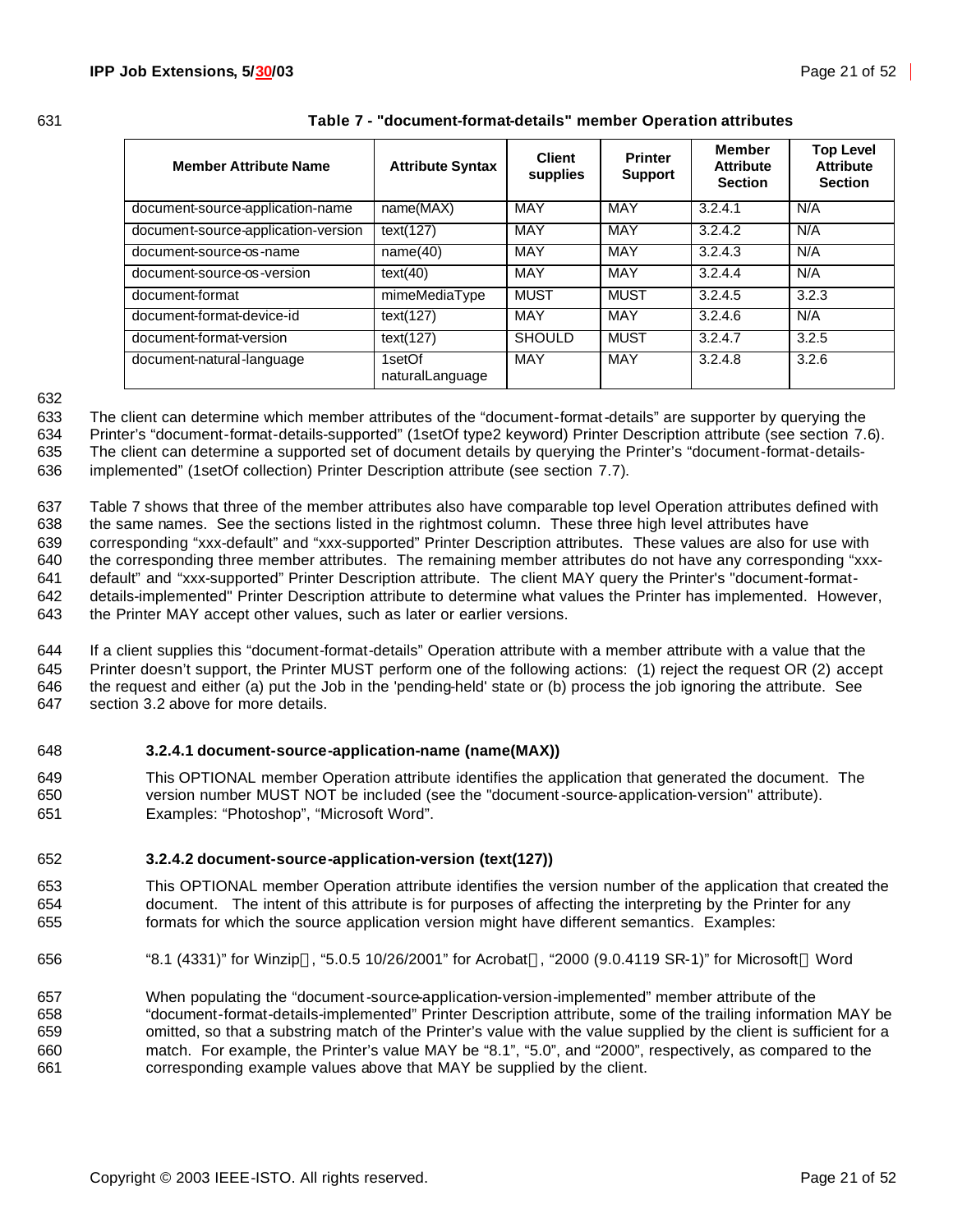**Table 7 - "document-format-details" member Operation attributes**

| Member Attribute Name | Attribute Syntax | Client supplies | Printer Support | Member Attribute Section | Top Level Attribute Section |
|---|---|---|---|---|---|
| document-source-application-name | name(MAX) | MAY | MAY | 3.2.4.1 | N/A |
| document-source-application-version | text(127) | MAY | MAY | 3.2.4.2 | N/A |
| document-source-os-name | name(40) | MAY | MAY | 3.2.4.3 | N/A |
| document-source-os-version | text(40) | MAY | MAY | 3.2.4.4 | N/A |
| document-format | mimeMediaType | MUST | MUST | 3.2.4.5 | 3.2.3 |
| document-format-device-id | text(127) | MAY | MAY | 3.2.4.6 | N/A |
| document-format-version | text(127) | SHOULD | MUST | 3.2.4.7 | 3.2.5 |
| document-natural-language | 1setOf naturalLanguage | MAY | MAY | 3.2.4.8 | 3.2.6 |

The client can determine which member attributes of the "document-format-details" are supporter by querying the Printer's "document-format-details-supported" (1setOf type2 keyword) Printer Description attribute (see section 7.6). The client can determine a supported set of document details by querying the Printer's "document-format-details-implemented" (1setOf collection) Printer Description attribute (see section 7.7).

Table 7 shows that three of the member attributes also have comparable top level Operation attributes defined with the same names. See the sections listed in the rightmost column. These three high level attributes have corresponding "xxx-default" and "xxx-supported" Printer Description attributes. These values are also for use with the corresponding three member attributes. The remaining member attributes do not have any corresponding "xxx-default" and "xxx-supported" Printer Description attribute. The client MAY query the Printer's "document-format-details-implemented" Printer Description attribute to determine what values the Printer has implemented. However, the Printer MAY accept other values, such as later or earlier versions.

If a client supplies this "document-format-details" Operation attribute with a member attribute with a value that the Printer doesn't support, the Printer MUST perform one of the following actions: (1) reject the request OR (2) accept the request and either (a) put the Job in the 'pending-held' state or (b) process the job ignoring the attribute. See section 3.2 above for more details.

#### 3.2.4.1 document-source-application-name (name(MAX))

This OPTIONAL member Operation attribute identifies the application that generated the document. The version number MUST NOT be included (see the "document-source-application-version" attribute). Examples: "Photoshop", "Microsoft Word".

#### 3.2.4.2 document-source-application-version (text(127))

This OPTIONAL member Operation attribute identifies the version number of the application that created the document. The intent of this attribute is for purposes of affecting the interpreting by the Printer for any formats for which the source application version might have different semantics. Examples:

"8.1 (4331)" for Winzip, "5.0.5 10/26/2001" for Acrobat, "2000 (9.0.4119 SR-1)" for Microsoft Word

When populating the "document-source-application-version-implemented" member attribute of the "document-format-details-implemented" Printer Description attribute, some of the trailing information MAY be omitted, so that a substring match of the Printer's value with the value supplied by the client is sufficient for a match. For example, the Printer's value MAY be "8.1", "5.0", and "2000", respectively, as compared to the corresponding example values above that MAY be supplied by the client.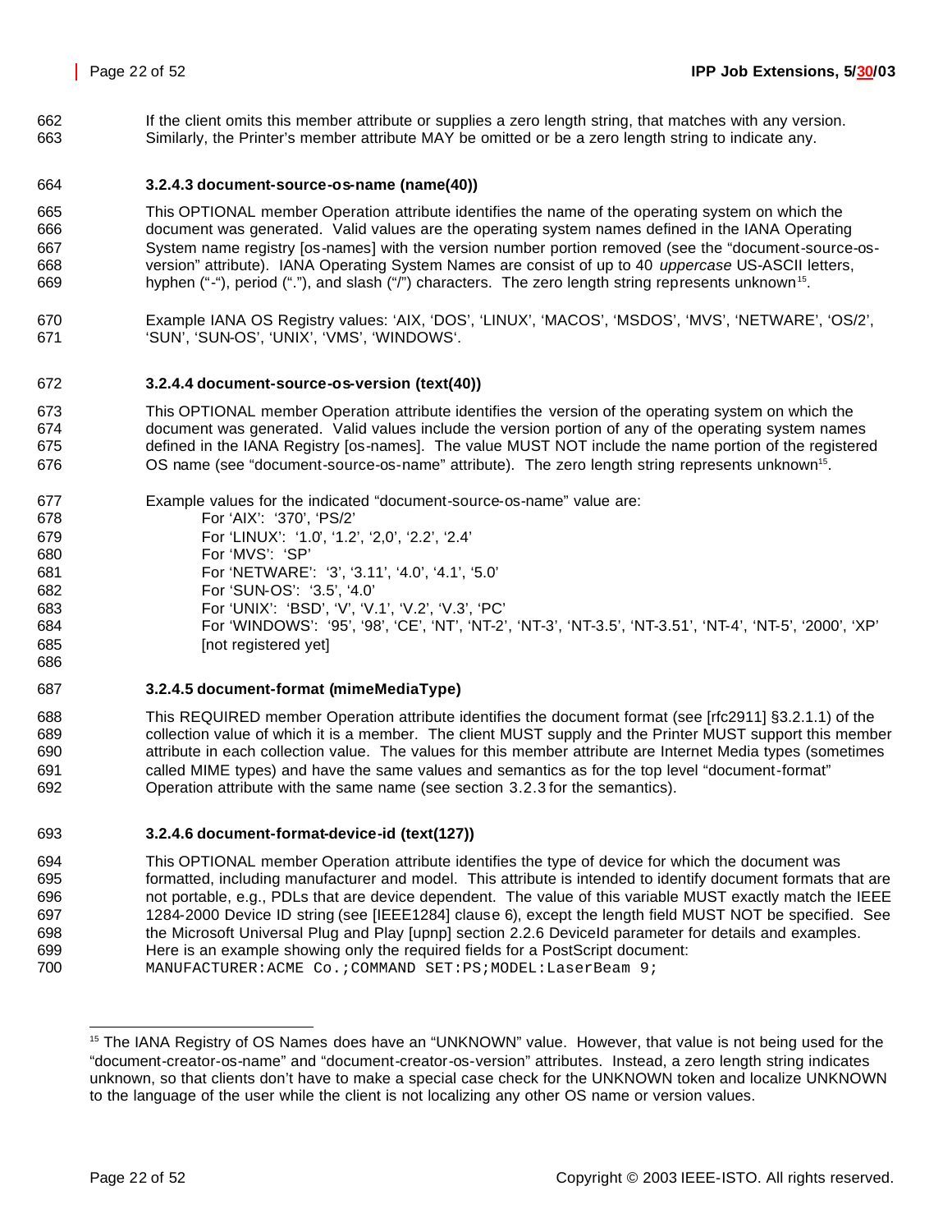If the client omits this member attribute or supplies a zero length string, that matches with any version. Similarly, the Printer's member attribute MAY be omitted or be a zero length string to indicate any.

#### 3.2.4.3 document-source-os-name (name(40))

This OPTIONAL member Operation attribute identifies the name of the operating system on which the document was generated. Valid values are the operating system names defined in the IANA Operating System name registry [os-names] with the version number portion removed (see the "document-source-os-version" attribute). IANA Operating System Names are consist of up to 40 *uppercase* US-ASCII letters, hyphen ("-"), period ("."), and slash ("/") characters. The zero length string represents unknown[15].

Example IANA OS Registry values: 'AIX, 'DOS', 'LINUX', 'MACOS', 'MSDOS', 'MVS', 'NETWARE', 'OS/2', 'SUN', 'SUN-OS', 'UNIX', 'VMS', 'WINDOWS'.

#### 3.2.4.4 document-source-os-version (text(40))

This OPTIONAL member Operation attribute identifies the version of the operating system on which the document was generated. Valid values include the version portion of any of the operating system names defined in the IANA Registry [os-names]. The value MUST NOT include the name portion of the registered OS name (see "document-source-os-name" attribute). The zero length string represents unknown[15].

Example values for the indicated "document-source-os-name" value are:

- For 'AIX': '370', 'PS/2'
- For 'LINUX': '1.0', '1.2', '2,0', '2.2', '2.4'
- For 'MVS': 'SP'
- For 'NETWARE': '3', '3.11', '4.0', '4.1', '5.0'
- For 'SUN-OS': '3.5', '4.0'
- For 'UNIX': 'BSD', 'V', 'V.1', 'V.2', 'V.3', 'PC'
- For 'WINDOWS': '95', '98', 'CE', 'NT', 'NT-2', 'NT-3', 'NT-3.5', 'NT-3.51', 'NT-4', 'NT-5', '2000', 'XP' [not registered yet]

#### 3.2.4.5 document-format (mimeMediaType)

This REQUIRED member Operation attribute identifies the document format (see [rfc2911] §3.2.1.1) of the collection value of which it is a member. The client MUST supply and the Printer MUST support this member attribute in each collection value. The values for this member attribute are Internet Media types (sometimes called MIME types) and have the same values and semantics as for the top level "document-format" Operation attribute with the same name (see section 3.2.3 for the semantics).

#### 3.2.4.6 document-format-device-id (text(127))

This OPTIONAL member Operation attribute identifies the type of device for which the document was formatted, including manufacturer and model. This attribute is intended to identify document formats that are not portable, e.g., PDLs that are device dependent. The value of this variable MUST exactly match the IEEE 1284-2000 Device ID string (see [IEEE1284] clause 6), except the length field MUST NOT be specified. See the Microsoft Universal Plug and Play [upnp] section 2.2.6 DeviceId parameter for details and examples. Here is an example showing only the required fields for a PostScript document:

```
MANUFACTURER:ACME Co.;COMMAND SET:PS;MODEL:LaserBeam 9;
```

---

[15] The IANA Registry of OS Names does have an "UNKNOWN" value. However, that value is not being used for the "document-creator-os-name" and "document-creator-os-version" attributes. Instead, a zero length string indicates unknown, so that clients don't have to make a special case check for the UNKNOWN token and localize UNKNOWN to the language of the user while the client is not localizing any other OS name or version values.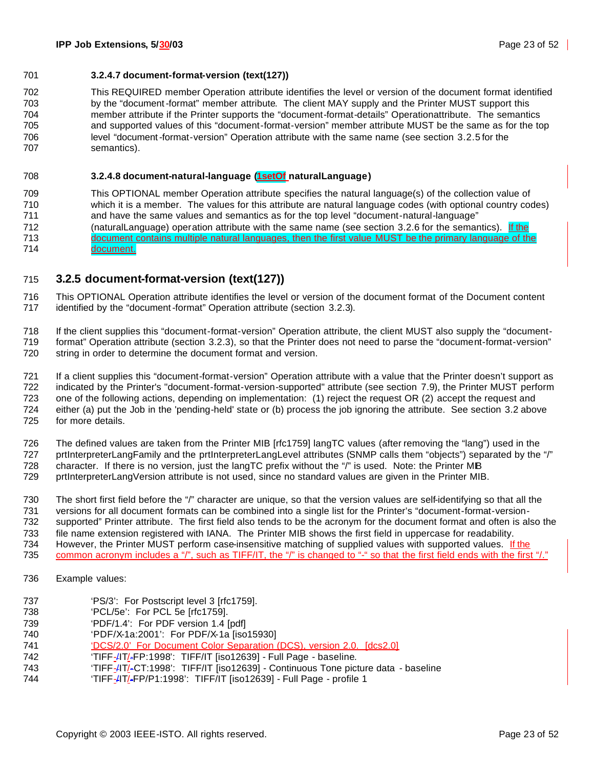#### 3.2.4.7 document-format-version (text(127))

This REQUIRED member Operation attribute identifies the level or version of the document format identified by the "document-format" member attribute. The client MAY supply and the Printer MUST support this member attribute if the Printer supports the "document-format-details" Operationattribute. The semantics and supported values of this "document-format-version" member attribute MUST be the same as for the top level "document-format-version" Operation attribute with the same name (see section 3.2.5 for the semantics).

#### 3.2.4.8 document-natural-language (1setOf naturalLanguage)

This OPTIONAL member Operation attribute specifies the natural language(s) of the collection value of which it is a member. The values for this attribute are natural language codes (with optional country codes) and have the same values and semantics as for the top level "document-natural-language" (naturalLanguage) operation attribute with the same name (see section 3.2.6 for the semantics). If the document contains multiple natural languages, then the first value MUST be the primary language of the document.

### 3.2.5 document-format-version (text(127))

This OPTIONAL Operation attribute identifies the level or version of the document format of the Document content identified by the "document-format" Operation attribute (section 3.2.3).

If the client supplies this "document-format-version" Operation attribute, the client MUST also supply the "document-format" Operation attribute (section 3.2.3), so that the Printer does not need to parse the "document-format-version" string in order to determine the document format and version.

If a client supplies this "document-format-version" Operation attribute with a value that the Printer doesn't support as indicated by the Printer's "document-format-version-supported" attribute (see section 7.9), the Printer MUST perform one of the following actions, depending on implementation: (1) reject the request OR (2) accept the request and either (a) put the Job in the 'pending-held' state or (b) process the job ignoring the attribute. See section 3.2 above for more details.

The defined values are taken from the Printer MIB [rfc1759] langTC values (after removing the "lang") used in the prtInterpreterLangFamily and the prtInterpreterLangLevel attributes (SNMP calls them "objects") separated by the "/" character. If there is no version, just the langTC prefix without the "/" is used. Note: the Printer MIB prtInterpreterLangVersion attribute is not used, since no standard values are given in the Printer MIB.

The short first field before the "/" character are unique, so that the version values are self-identifying so that all the versions for all document formats can be combined into a single list for the Printer's "document-format-version-supported" Printer attribute. The first field also tends to be the acronym for the document format and often is also the file name extension registered with IANA. The Printer MIB shows the first field in uppercase for readability. However, the Printer MUST perform case-insensitive matching of supplied values with supported values. If the common acronym includes a "/", such as TIFF/IT, the "/" is changed to "-" so that the first field ends with the first "/."

Example values:

- 'PS/3': For Postscript level 3 [rfc1759].
- 'PCL/5e': For PCL 5e [rfc1759].
- 'PDF/1.4': For PDF version 1.4 [pdf]
- 'PDF/X-1a:2001': For PDF/X-1a [iso15930]
- 'DCS/2.0' For Document Color Separation (DCS), version 2.0. [dcs2.0]
- 'TIFF-IT/FP:1998': TIFF/IT [iso12639] - Full Page - baseline.
- 'TIFF-IT/CT:1998': TIFF/IT [iso12639] - Continuous Tone picture data - baseline
- 'TIFF-IT/FP/P1:1998': TIFF/IT [iso12639] - Full Page - profile 1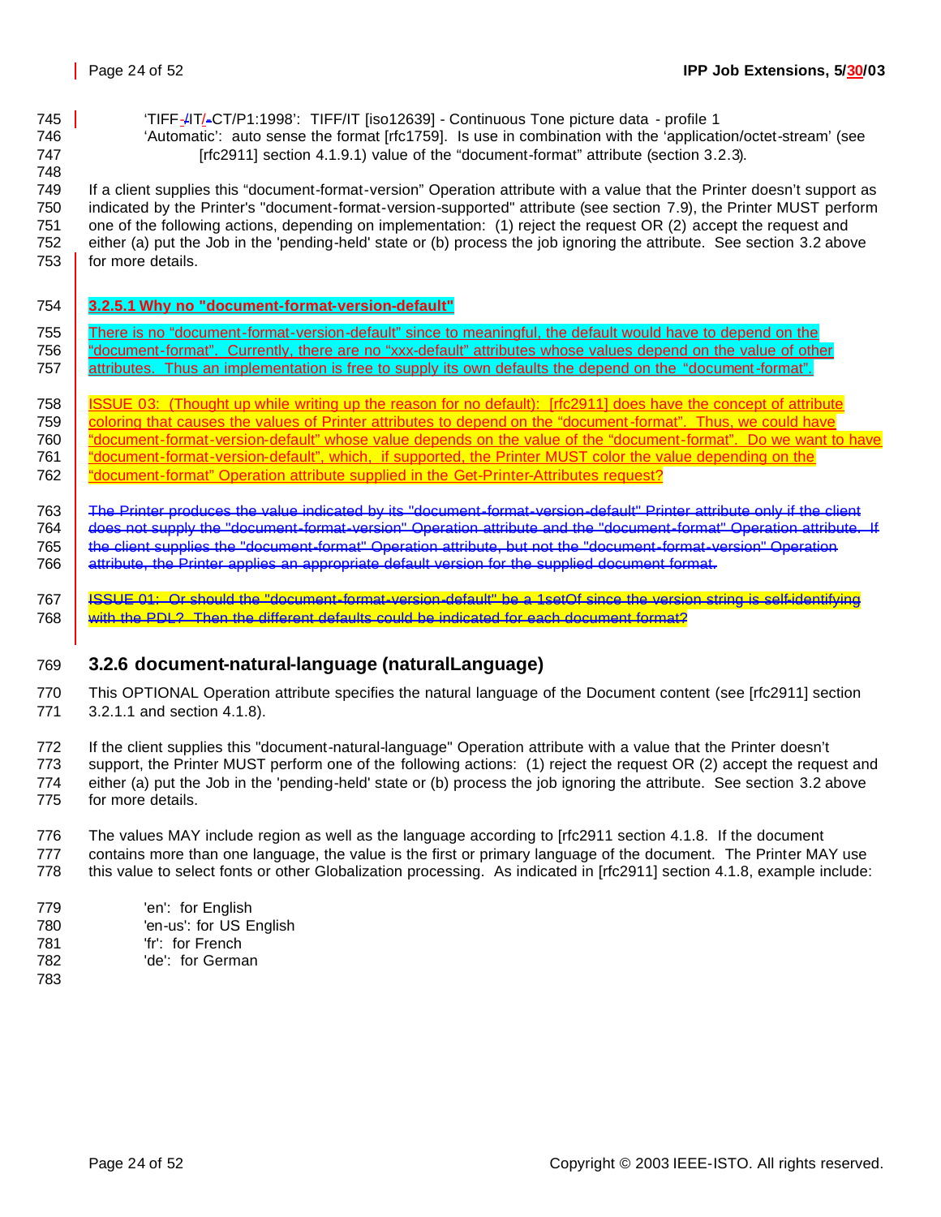'TIFF/IT/CT/P1:1998': TIFF/IT [iso12639] - Continuous Tone picture data - profile 1
'Automatic': auto sense the format [rfc1759]. Is use in combination with the 'application/octet-stream' (see [rfc2911] section 4.1.9.1) value of the "document-format" attribute (section 3.2.3).

If a client supplies this "document-format-version" Operation attribute with a value that the Printer doesn't support as indicated by the Printer's "document-format-version-supported" attribute (see section 7.9), the Printer MUST perform one of the following actions, depending on implementation: (1) reject the request OR (2) accept the request and either (a) put the Job in the 'pending-held' state or (b) process the job ignoring the attribute. See section 3.2 above for more details.

#### 3.2.5.1 Why no "document-format-version-default"

There is no "document-format-version-default" since to meaningful, the default would have to depend on the "document-format". Currently, there are no "xxx-default" attributes whose values depend on the value of other attributes. Thus an implementation is free to supply its own defaults the depend on the "document-format".

ISSUE 03: (Thought up while writing up the reason for no default): [rfc2911] does have the concept of attribute coloring that causes the values of Printer attributes to depend on the "document-format". Thus, we could have "document-format-version-default" whose value depends on the value of the "document-format". Do we want to have "document-format-version-default", which, if supported, the Printer MUST color the value depending on the "document-format" Operation attribute supplied in the Get-Printer-Attributes request?

~~The Printer produces the value indicated by its "document-format-version-default" Printer attribute only if the client does not supply the "document-format-version" Operation attribute and the "document-format" Operation attribute. If the client supplies the "document-format" Operation attribute, but not the "document-format-version" Operation attribute, the Printer applies an appropriate default version for the supplied document format.~~

~~ISSUE 01: Or should the "document-format-version-default" be a 1setOf since the version string is self-identifying with the PDL? Then the different defaults could be indicated for each document format?~~

### 3.2.6 document-natural-language (naturalLanguage)

This OPTIONAL Operation attribute specifies the natural language of the Document content (see [rfc2911] section 3.2.1.1 and section 4.1.8).

If the client supplies this "document-natural-language" Operation attribute with a value that the Printer doesn't support, the Printer MUST perform one of the following actions: (1) reject the request OR (2) accept the request and either (a) put the Job in the 'pending-held' state or (b) process the job ignoring the attribute. See section 3.2 above for more details.

The values MAY include region as well as the language according to [rfc2911 section 4.1.8. If the document contains more than one language, the value is the first or primary language of the document. The Printer MAY use this value to select fonts or other Globalization processing. As indicated in [rfc2911] section 4.1.8, example include:

'en': for English
'en-us': for US English
'fr': for French
'de': for German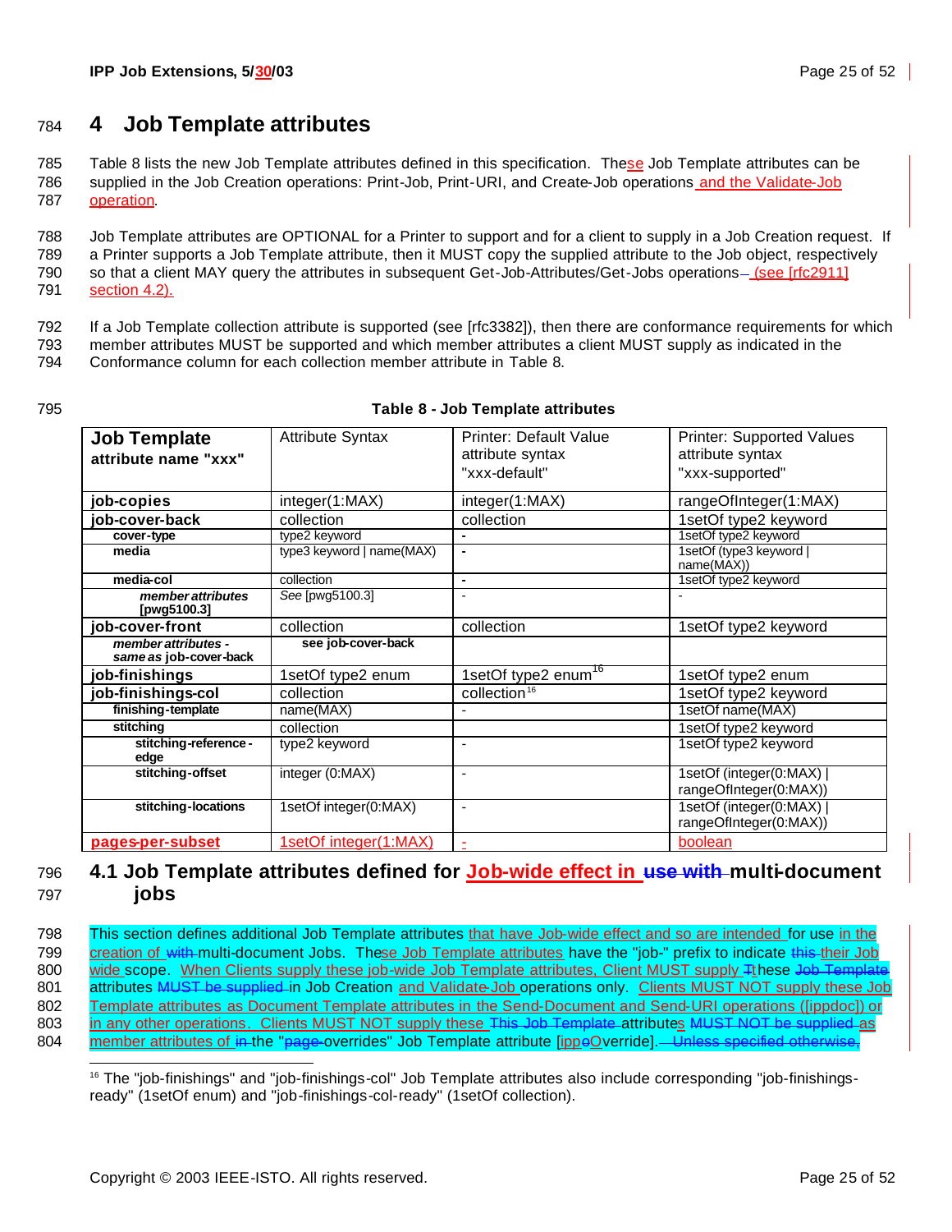# 4 Job Template attributes

Table 8 lists the new Job Template attributes defined in this specification. These Job Template attributes can be supplied in the Job Creation operations: Print-Job, Print-URI, and Create-Job operations and the Validate-Job operation.

Job Template attributes are OPTIONAL for a Printer to support and for a client to supply in a Job Creation request. If a Printer supports a Job Template attribute, then it MUST copy the supplied attribute to the Job object, respectively so that a client MAY query the attributes in subsequent Get-Job-Attributes/Get-Jobs operations (see [rfc2911] section 4.2).

If a Job Template collection attribute is supported (see [rfc3382]), then there are conformance requirements for which member attributes MUST be supported and which member attributes a client MUST supply as indicated in the Conformance column for each collection member attribute in Table 8.

**Table 8 - Job Template attributes**

| Job Template attribute name "xxx" | Attribute Syntax | Printer: Default Value attribute syntax "xxx-default" | Printer: Supported Values attribute syntax "xxx-supported" |
|---|---|---|---|
| **job-copies** | integer(1:MAX) | integer(1:MAX) | rangeOfInteger(1:MAX) |
| **job-cover-back** | collection | collection | 1setOf type2 keyword |
| **cover-type** | type2 keyword | - | 1setOf type2 keyword |
| **media** | type3 keyword \| name(MAX) | - | 1setOf (type3 keyword \| name(MAX)) |
| **media-col** | collection | - | 1setOf type2 keyword |
| ***member attributes* [pwg5100.3]** | *See* [pwg5100.3] | - | - |
| **job-cover-front** | collection | collection | 1setOf type2 keyword |
| ***member attributes - same as* job-cover-back** | **see job-cover-back** | | |
| **job-finishings** | 1setOf type2 enum | 1setOf type2 enum[16] | 1setOf type2 enum |
| **job-finishings-col** | collection | collection[16] | 1setOf type2 keyword |
| **finishing-template** | name(MAX) | - | 1setOf name(MAX) |
| **stitching** | collection | | 1setOf type2 keyword |
| **stitching-reference-edge** | type2 keyword | - | 1setOf type2 keyword |
| **stitching-offset** | integer (0:MAX) | - | 1setOf (integer(0:MAX) \| rangeOfInteger(0:MAX)) |
| **stitching-locations** | 1setOf integer(0:MAX) | - | 1setOf (integer(0:MAX) \| rangeOfInteger(0:MAX)) |
| **pages-per-subset** | 1setOf integer(1:MAX) | - | boolean |

## 4.1 Job Template attributes defined for Job-wide effect in multi-document jobs

This section defines additional Job Template attributes that have Job-wide effect and so are intended for use in the creation of multi-document Jobs. These Job Template attributes have the "job-" prefix to indicate their Job wide scope. When Clients supply these job-wide Job Template attributes, Client MUST supply these attributes in Job Creation and Validate-Job operations only. Clients MUST NOT supply these Job Template attributes as Document Template attributes in the Send-Document and Send-URI operations ([ippdoc]) or in any other operations. Clients MUST NOT supply these attributes as member attributes of the "overrides" Job Template attribute [ippOverride].

[16] The "job-finishings" and "job-finishings-col" Job Template attributes also include corresponding "job-finishings-ready" (1setOf enum) and "job-finishings-col-ready" (1setOf collection).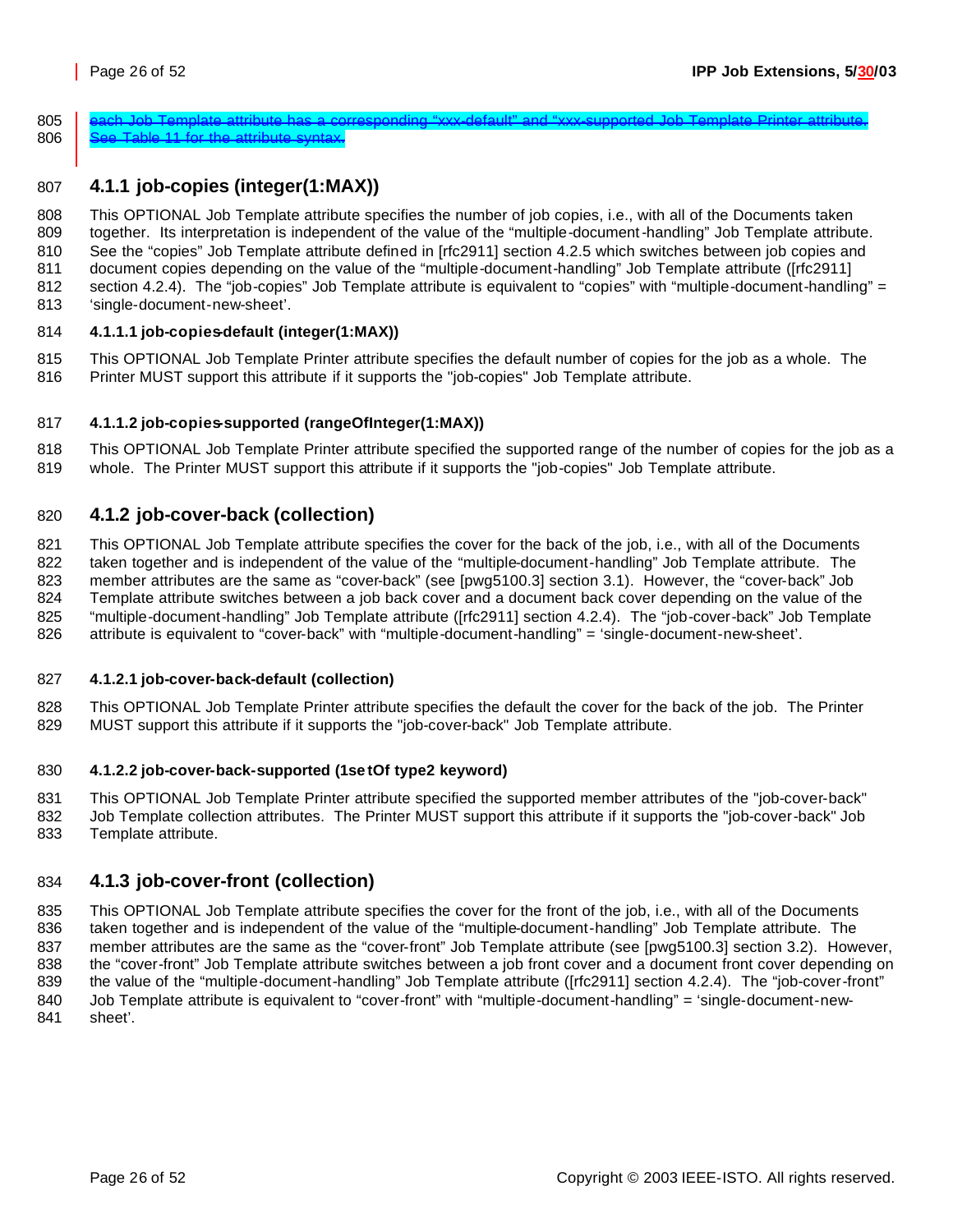~~each Job Template attribute has a corresponding "xxx-default" and "xxx-supported Job Template Printer attribute. See Table 11 for the attribute syntax.~~

## 4.1.1 job-copies (integer(1:MAX))

This OPTIONAL Job Template attribute specifies the number of job copies, i.e., with all of the Documents taken together. Its interpretation is independent of the value of the "multiple-document-handling" Job Template attribute. See the "copies" Job Template attribute defined in [rfc2911] section 4.2.5 which switches between job copies and document copies depending on the value of the "multiple-document-handling" Job Template attribute ([rfc2911] section 4.2.4). The "job-copies" Job Template attribute is equivalent to "copies" with "multiple-document-handling" = 'single-document-new-sheet'.

### 4.1.1.1 job-copies-default (integer(1:MAX))

This OPTIONAL Job Template Printer attribute specifies the default number of copies for the job as a whole. The Printer MUST support this attribute if it supports the "job-copies" Job Template attribute.

### 4.1.1.2 job-copies-supported (rangeOfInteger(1:MAX))

This OPTIONAL Job Template Printer attribute specified the supported range of the number of copies for the job as a whole. The Printer MUST support this attribute if it supports the "job-copies" Job Template attribute.

## 4.1.2 job-cover-back (collection)

This OPTIONAL Job Template attribute specifies the cover for the back of the job, i.e., with all of the Documents taken together and is independent of the value of the "multiple-document-handling" Job Template attribute. The member attributes are the same as "cover-back" (see [pwg5100.3] section 3.1). However, the "cover-back" Job Template attribute switches between a job back cover and a document back cover depending on the value of the "multiple-document-handling" Job Template attribute ([rfc2911] section 4.2.4). The "job-cover-back" Job Template attribute is equivalent to "cover-back" with "multiple-document-handling" = 'single-document-new-sheet'.

### 4.1.2.1 job-cover-back-default (collection)

This OPTIONAL Job Template Printer attribute specifies the default the cover for the back of the job. The Printer MUST support this attribute if it supports the "job-cover-back" Job Template attribute.

### 4.1.2.2 job-cover-back-supported (1setOf type2 keyword)

This OPTIONAL Job Template Printer attribute specified the supported member attributes of the "job-cover-back" Job Template collection attributes. The Printer MUST support this attribute if it supports the "job-cover-back" Job Template attribute.

## 4.1.3 job-cover-front (collection)

This OPTIONAL Job Template attribute specifies the cover for the front of the job, i.e., with all of the Documents taken together and is independent of the value of the "multiple-document-handling" Job Template attribute. The member attributes are the same as the "cover-front" Job Template attribute (see [pwg5100.3] section 3.2). However, the "cover-front" Job Template attribute switches between a job front cover and a document front cover depending on the value of the "multiple-document-handling" Job Template attribute ([rfc2911] section 4.2.4). The "job-cover-front" Job Template attribute is equivalent to "cover-front" with "multiple-document-handling" = 'single-document-new-sheet'.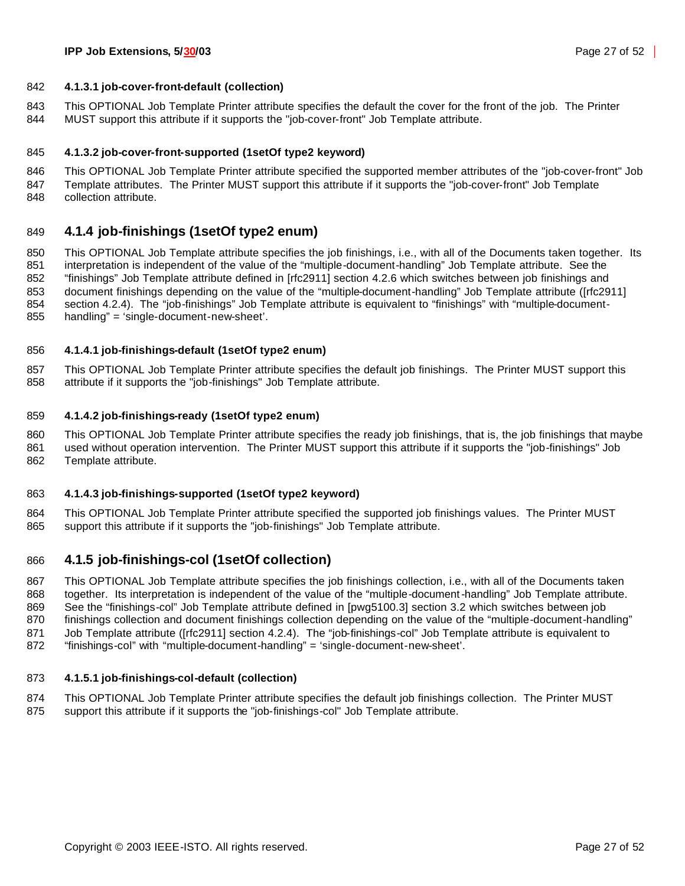#### 4.1.3.1 job-cover-front-default (collection)

This OPTIONAL Job Template Printer attribute specifies the default the cover for the front of the job. The Printer MUST support this attribute if it supports the "job-cover-front" Job Template attribute.

#### 4.1.3.2 job-cover-front-supported (1setOf type2 keyword)

This OPTIONAL Job Template Printer attribute specified the supported member attributes of the "job-cover-front" Job Template attributes. The Printer MUST support this attribute if it supports the "job-cover-front" Job Template collection attribute.

### 4.1.4 job-finishings (1setOf type2 enum)

This OPTIONAL Job Template attribute specifies the job finishings, i.e., with all of the Documents taken together. Its interpretation is independent of the value of the "multiple-document-handling" Job Template attribute. See the "finishings" Job Template attribute defined in [rfc2911] section 4.2.6 which switches between job finishings and document finishings depending on the value of the "multiple-document-handling" Job Template attribute ([rfc2911] section 4.2.4). The "job-finishings" Job Template attribute is equivalent to "finishings" with "multiple-document-handling" = 'single-document-new-sheet'.

#### 4.1.4.1 job-finishings-default (1setOf type2 enum)

This OPTIONAL Job Template Printer attribute specifies the default job finishings. The Printer MUST support this attribute if it supports the "job-finishings" Job Template attribute.

#### 4.1.4.2 job-finishings-ready (1setOf type2 enum)

This OPTIONAL Job Template Printer attribute specifies the ready job finishings, that is, the job finishings that maybe used without operation intervention. The Printer MUST support this attribute if it supports the "job-finishings" Job Template attribute.

#### 4.1.4.3 job-finishings-supported (1setOf type2 keyword)

This OPTIONAL Job Template Printer attribute specified the supported job finishings values. The Printer MUST support this attribute if it supports the "job-finishings" Job Template attribute.

### 4.1.5 job-finishings-col (1setOf collection)

This OPTIONAL Job Template attribute specifies the job finishings collection, i.e., with all of the Documents taken together. Its interpretation is independent of the value of the "multiple-document-handling" Job Template attribute. See the "finishings-col" Job Template attribute defined in [pwg5100.3] section 3.2 which switches between job finishings collection and document finishings collection depending on the value of the "multiple-document-handling" Job Template attribute ([rfc2911] section 4.2.4). The "job-finishings-col" Job Template attribute is equivalent to "finishings-col" with "multiple-document-handling" = 'single-document-new-sheet'.

#### 4.1.5.1 job-finishings-col-default (collection)

This OPTIONAL Job Template Printer attribute specifies the default job finishings collection. The Printer MUST support this attribute if it supports the "job-finishings-col" Job Template attribute.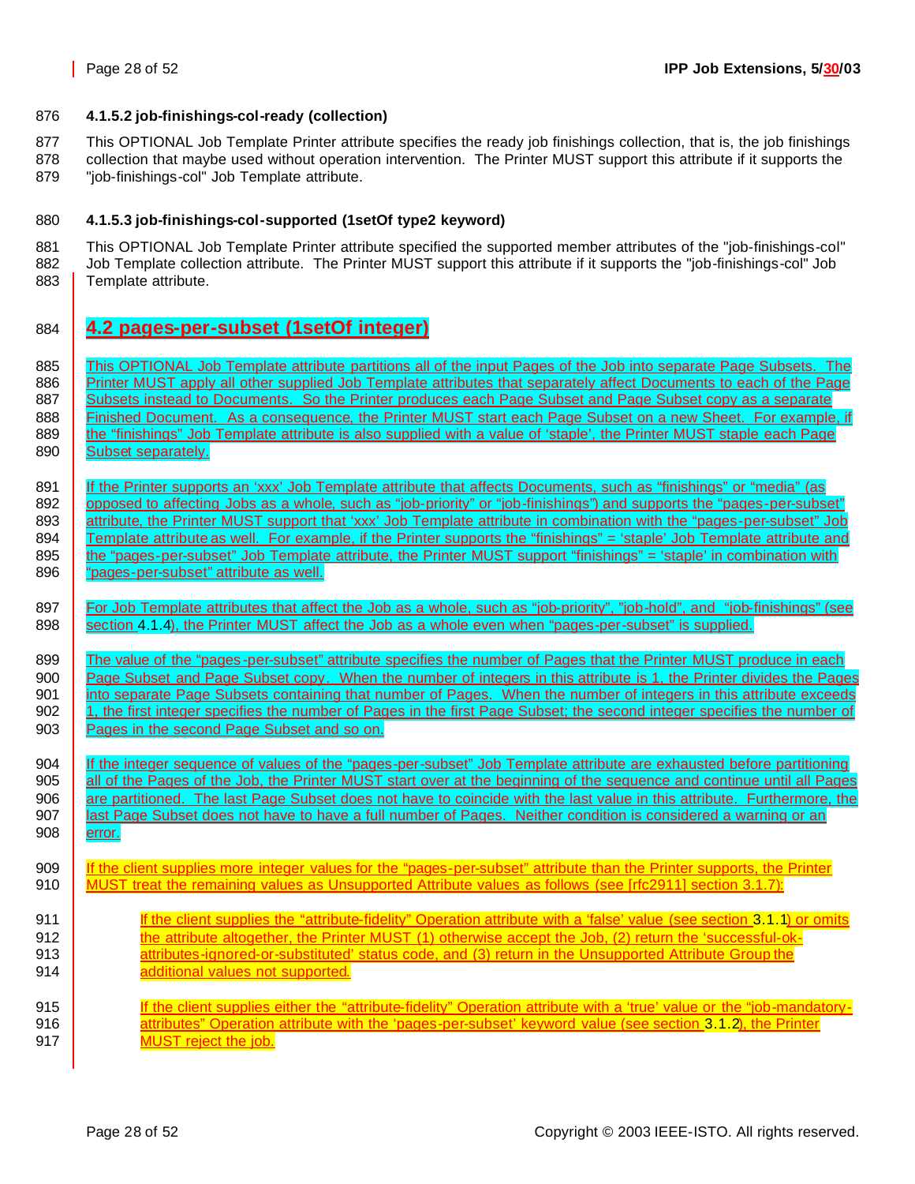#### 4.1.5.2 job-finishings-col-ready (collection)

This OPTIONAL Job Template Printer attribute specifies the ready job finishings collection, that is, the job finishings collection that maybe used without operation intervention. The Printer MUST support this attribute if it supports the "job-finishings-col" Job Template attribute.

#### 4.1.5.3 job-finishings-col-supported (1setOf type2 keyword)

This OPTIONAL Job Template Printer attribute specified the supported member attributes of the "job-finishings-col" Job Template collection attribute. The Printer MUST support this attribute if it supports the "job-finishings-col" Job Template attribute.

## 4.2 pages-per-subset (1setOf integer)

This OPTIONAL Job Template attribute partitions all of the input Pages of the Job into separate Page Subsets. The Printer MUST apply all other supplied Job Template attributes that separately affect Documents to each of the Page Subsets instead to Documents. So the Printer produces each Page Subset and Page Subset copy as a separate Finished Document. As a consequence, the Printer MUST start each Page Subset on a new Sheet. For example, if the "finishings" Job Template attribute is also supplied with a value of 'staple', the Printer MUST staple each Page Subset separately.

If the Printer supports an 'xxx' Job Template attribute that affects Documents, such as "finishings" or "media" (as opposed to affecting Jobs as a whole, such as "job-priority" or "job-finishings") and supports the "pages-per-subset" attribute, the Printer MUST support that 'xxx' Job Template attribute in combination with the "pages-per-subset" Job Template attribute as well. For example, if the Printer supports the "finishings" = 'staple' Job Template attribute and the "pages-per-subset" Job Template attribute, the Printer MUST support "finishings" = 'staple' in combination with "pages-per-subset" attribute as well.

For Job Template attributes that affect the Job as a whole, such as "job-priority", "job-hold", and "job-finishings" (see section 4.1.4), the Printer MUST affect the Job as a whole even when "pages-per-subset" is supplied.

The value of the "pages-per-subset" attribute specifies the number of Pages that the Printer MUST produce in each Page Subset and Page Subset copy. When the number of integers in this attribute is 1, the Printer divides the Pages into separate Page Subsets containing that number of Pages. When the number of integers in this attribute exceeds 1, the first integer specifies the number of Pages in the first Page Subset; the second integer specifies the number of Pages in the second Page Subset and so on.

If the integer sequence of values of the "pages-per-subset" Job Template attribute are exhausted before partitioning all of the Pages of the Job, the Printer MUST start over at the beginning of the sequence and continue until all Pages are partitioned. The last Page Subset does not have to coincide with the last value in this attribute. Furthermore, the last Page Subset does not have to have a full number of Pages. Neither condition is considered a warning or an error.

If the client supplies more integer values for the "pages-per-subset" attribute than the Printer supports, the Printer MUST treat the remaining values as Unsupported Attribute values as follows (see [rfc2911] section 3.1.7):

> If the client supplies the "attribute-fidelity" Operation attribute with a 'false' value (see section 3.1.1) or omits the attribute altogether, the Printer MUST (1) otherwise accept the Job, (2) return the 'successful-ok-attributes-ignored-or-substituted' status code, and (3) return in the Unsupported Attribute Group the additional values not supported.
>
> If the client supplies either the "attribute-fidelity" Operation attribute with a 'true' value or the "job-mandatory-attributes" Operation attribute with the 'pages-per-subset' keyword value (see section 3.1.2), the Printer MUST reject the job.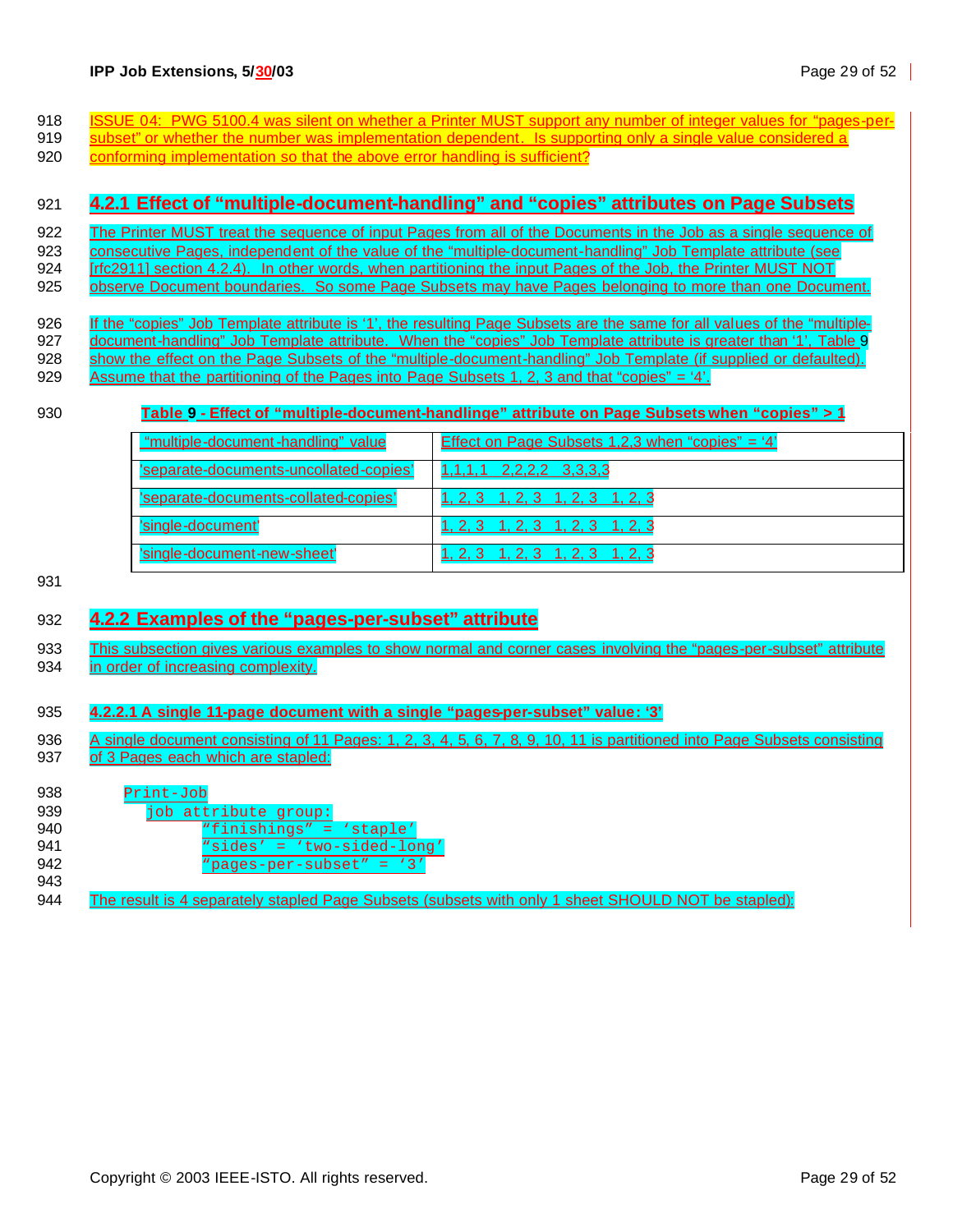ISSUE 04: PWG 5100.4 was silent on whether a Printer MUST support any number of integer values for "pages-per-subset" or whether the number was implementation dependent. Is supporting only a single value considered a conforming implementation so that the above error handling is sufficient?

### 4.2.1 Effect of "multiple-document-handling" and "copies" attributes on Page Subsets

The Printer MUST treat the sequence of input Pages from all of the Documents in the Job as a single sequence of consecutive Pages, independent of the value of the "multiple-document-handling" Job Template attribute (see [rfc2911] section 4.2.4). In other words, when partitioning the input Pages of the Job, the Printer MUST NOT observe Document boundaries. So some Page Subsets may have Pages belonging to more than one Document.

If the "copies" Job Template attribute is '1', the resulting Page Subsets are the same for all values of the "multiple-document-handling" Job Template attribute. When the "copies" Job Template attribute is greater than '1', Table 9 show the effect on the Page Subsets of the "multiple-document-handling" Job Template (if supplied or defaulted). Assume that the partitioning of the Pages into Page Subsets 1, 2, 3 and that "copies" = '4'.

**Table 9 - Effect of "multiple-document-handlinge" attribute on Page Subsets when "copies" > 1**

| "multiple-document-handling" value | Effect on Page Subsets 1,2,3 when "copies" = '4' |
|---|---|
| 'separate-documents-uncollated-copies' | 1,1,1,1 2,2,2,2 3,3,3,3 |
| 'separate-documents-collated-copies' | 1, 2, 3 1, 2, 3 1, 2, 3 1, 2, 3 |
| 'single-document' | 1, 2, 3 1, 2, 3 1, 2, 3 1, 2, 3 |
| 'single-document-new-sheet' | 1, 2, 3 1, 2, 3 1, 2, 3 1, 2, 3 |

### 4.2.2 Examples of the "pages-per-subset" attribute

This subsection gives various examples to show normal and corner cases involving the "pages-per-subset" attribute in order of increasing complexity.

#### 4.2.2.1 A single 11-page document with a single "pages-per-subset" value: '3'

A single document consisting of 11 Pages: 1, 2, 3, 4, 5, 6, 7, 8, 9, 10, 11 is partitioned into Page Subsets consisting of 3 Pages each which are stapled:

```
Print-Job
   job attribute group:
        "finishings" = 'staple'
        "sides' = 'two-sided-long'
        "pages-per-subset" = '3'
```

The result is 4 separately stapled Page Subsets (subsets with only 1 sheet SHOULD NOT be stapled):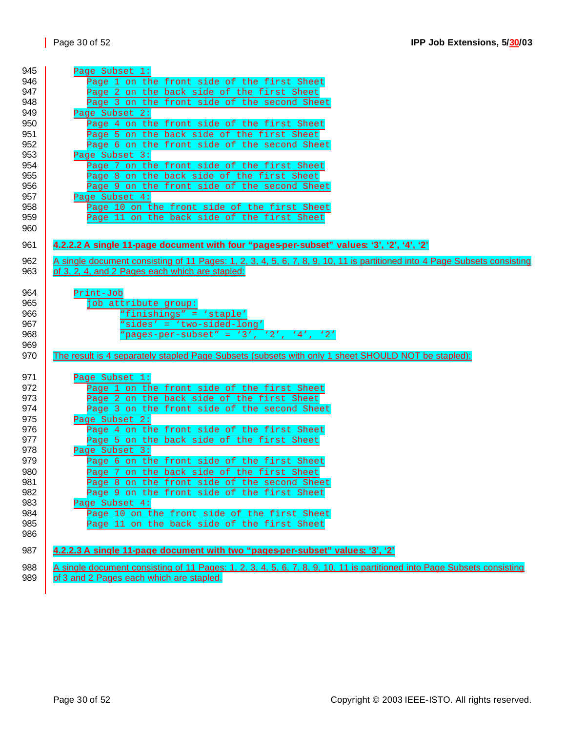```
Page Subset 1:
   Page 1 on the front side of the first Sheet
   Page 2 on the back side of the first Sheet
   Page 3 on the front side of the second Sheet
Page Subset 2:
   Page 4 on the front side of the first Sheet
   Page 5 on the back side of the first Sheet
   Page 6 on the front side of the second Sheet
Page Subset 3:
   Page 7 on the front side of the first Sheet
   Page 8 on the back side of the first Sheet
   Page 9 on the front side of the second Sheet
Page Subset 4:
   Page 10 on the front side of the first Sheet
   Page 11 on the back side of the first Sheet
```

#### 4.2.2.2 A single 11-page document with four "pages-per-subset" values: '3', '2', '4', '2'

A single document consisting of 11 Pages: 1, 2, 3, 4, 5, 6, 7, 8, 9, 10, 11 is partitioned into 4 Page Subsets consisting of 3, 2, 4, and 2 Pages each which are stapled:

```
Print-Job
   job attribute group:
         "finishings" = 'staple'
         "sides' = 'two-sided-long'
         "pages-per-subset" = '3', '2', '4', '2'
```

The result is 4 separately stapled Page Subsets (subsets with only 1 sheet SHOULD NOT be stapled):

```
Page Subset 1:
   Page 1 on the front side of the first Sheet
   Page 2 on the back side of the first Sheet
   Page 3 on the front side of the second Sheet
Page Subset 2:
   Page 4 on the front side of the first Sheet
   Page 5 on the back side of the first Sheet
Page Subset 3:
   Page 6 on the front side of the first Sheet
   Page 7 on the back side of the first Sheet
   Page 8 on the front side of the second Sheet
   Page 9 on the front side of the first Sheet
Page Subset 4:
   Page 10 on the front side of the first Sheet
   Page 11 on the back side of the first Sheet
```

#### 4.2.2.3 A single 11-page document with two "pages-per-subset" values: '3', '2'

A single document consisting of 11 Pages: 1, 2, 3, 4, 5, 6, 7, 8, 9, 10, 11 is partitioned into Page Subsets consisting of 3 and 2 Pages each which are stapled.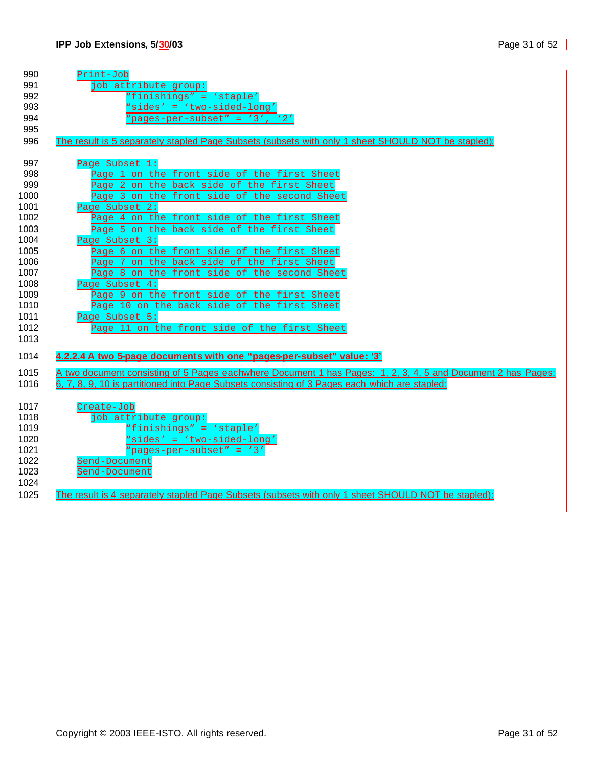```
Print-Job
   job attribute group:
         "finishings" = 'staple'
         "sides' = 'two-sided-long'
         "pages-per-subset" = '3', '2'
```

The result is 5 separately stapled Page Subsets (subsets with only 1 sheet SHOULD NOT be stapled):

```
Page Subset 1:
   Page 1 on the front side of the first Sheet
   Page 2 on the back side of the first Sheet
   Page 3 on the front side of the second Sheet
Page Subset 2:
   Page 4 on the front side of the first Sheet
   Page 5 on the back side of the first Sheet
Page Subset 3:
   Page 6 on the front side of the first Sheet
   Page 7 on the back side of the first Sheet
   Page 8 on the front side of the second Sheet
Page Subset 4:
   Page 9 on the front side of the first Sheet
   Page 10 on the back side of the first Sheet
Page Subset 5:
   Page 11 on the front side of the first Sheet
```

#### 4.2.2.4 A two 5-page documents with one "pages-per-subset" value: '3'

A two document consisting of 5 Pages eachwhere Document 1 has Pages: 1, 2, 3, 4, 5 and Document 2 has Pages: 6, 7, 8, 9, 10 is partitioned into Page Subsets consisting of 3 Pages each which are stapled:

```
Create-Job
   job attribute group:
         "finishings" = 'staple'
         "sides' = 'two-sided-long'
         "pages-per-subset" = '3'
Send-Document
Send-Document
```

The result is 4 separately stapled Page Subsets (subsets with only 1 sheet SHOULD NOT be stapled):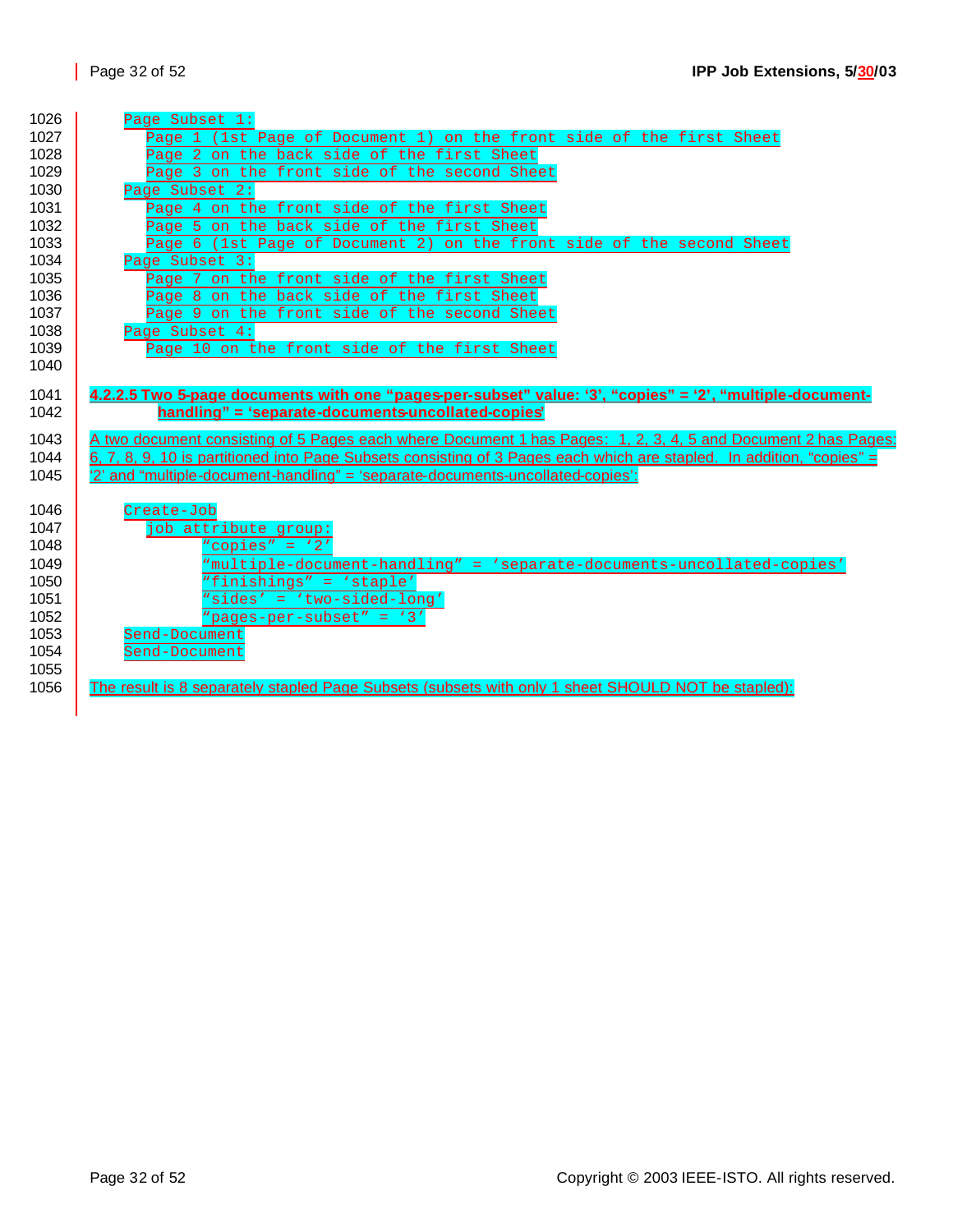```
Page Subset 1:
   Page 1 (1st Page of Document 1) on the front side of the first Sheet
   Page 2 on the back side of the first Sheet
   Page 3 on the front side of the second Sheet
Page Subset 2:
   Page 4 on the front side of the first Sheet
   Page 5 on the back side of the first Sheet
   Page 6 (1st Page of Document 2) on the front side of the second Sheet
Page Subset 3:
   Page 7 on the front side of the first Sheet
   Page 8 on the back side of the first Sheet
   Page 9 on the front side of the second Sheet
Page Subset 4:
   Page 10 on the front side of the first Sheet
```

#### 4.2.2.5 Two 5-page documents with one "pages-per-subset" value: '3', "copies" = '2', "multiple-document-handling" = 'separate-documents-uncollated-copies'

A two document consisting of 5 Pages each where Document 1 has Pages: 1, 2, 3, 4, 5 and Document 2 has Pages: 6, 7, 8, 9, 10 is partitioned into Page Subsets consisting of 3 Pages each which are stapled. In addition, "copies" = '2' and "multiple-document-handling" = 'separate-documents-uncollated-copies':

```
Create-Job
   job attribute group:
         "copies" = '2'
         "multiple-document-handling" = 'separate-documents-uncollated-copies'
         "finishings" = 'staple'
         "sides' = 'two-sided-long'
         "pages-per-subset" = '3'
Send-Document
Send-Document
```

The result is 8 separately stapled Page Subsets (subsets with only 1 sheet SHOULD NOT be stapled):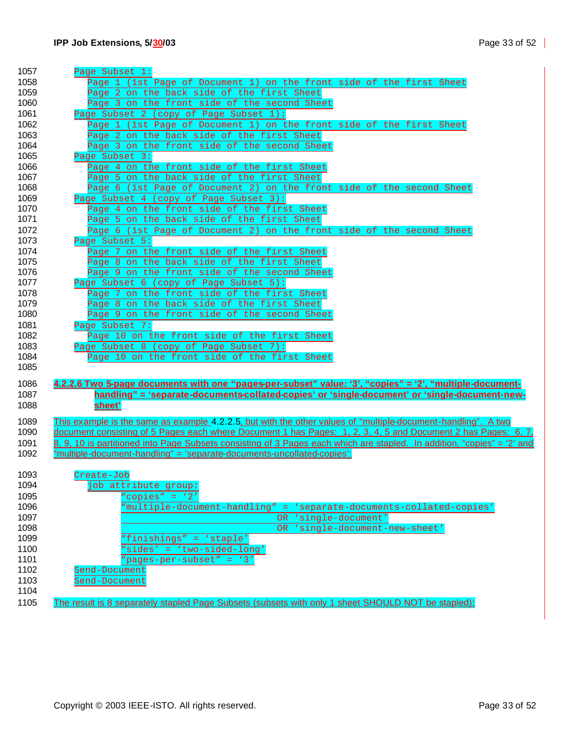```
Page Subset 1:
   Page 1 (1st Page of Document 1) on the front side of the first Sheet
   Page 2 on the back side of the first Sheet
   Page 3 on the front side of the second Sheet
Page Subset 2 (copy of Page Subset 1):
   Page 1 (1st Page of Document 1) on the front side of the first Sheet
   Page 2 on the back side of the first Sheet
   Page 3 on the front side of the second Sheet
Page Subset 3:
   Page 4 on the front side of the first Sheet
   Page 5 on the back side of the first Sheet
   Page 6 (1st Page of Document 2) on the front side of the second Sheet
Page Subset 4 (copy of Page Subset 3):
   Page 4 on the front side of the first Sheet
   Page 5 on the back side of the first Sheet
   Page 6 (1st Page of Document 2) on the front side of the second Sheet
Page Subset 5:
   Page 7 on the front side of the first Sheet
   Page 8 on the back side of the first Sheet
   Page 9 on the front side of the second Sheet
Page Subset 6 (copy of Page Subset 5):
   Page 7 on the front side of the first Sheet
   Page 8 on the back side of the first Sheet
   Page 9 on the front side of the second Sheet
Page Subset 7:
   Page 10 on the front side of the first Sheet
Page Subset 8 (copy of Page Subset 7):
   Page 10 on the front side of the first Sheet
```

#### 4.2.2.6 Two 5-page documents with one “pages-per-subset” value: ‘3’, “copies” = ‘2’, “multiple-document-handling” = ‘separate-documents-collated-copies’ or ‘single-document’ or ‘single-document-new-sheet’

This example is the same as example 4.2.2.5, but with the other values of “multiple-document-handling”. A two document consisting of 5 Pages each where Document 1 has Pages: 1, 2, 3, 4, 5 and Document 2 has Pages: 6, 7, 8, 9, 10 is partitioned into Page Subsets consisting of 3 Pages each which are stapled. In addition, “copies” = ‘2’ and “multiple-document-handling” = ‘separate-documents-uncollated-copies’:

```
Create-Job
   job attribute group:
         “copies” = ‘2’
         “multiple-document-handling” = ‘separate-documents-collated-copies’
                                     OR ‘single-document’
                                     OR ‘single-document-new-sheet’
         “finishings” = ‘staple’
         “sides’ = ‘two-sided-long’
         “pages-per-subset” = ‘3’
Send-Document
Send-Document
```

The result is 8 separately stapled Page Subsets (subsets with only 1 sheet SHOULD NOT be stapled):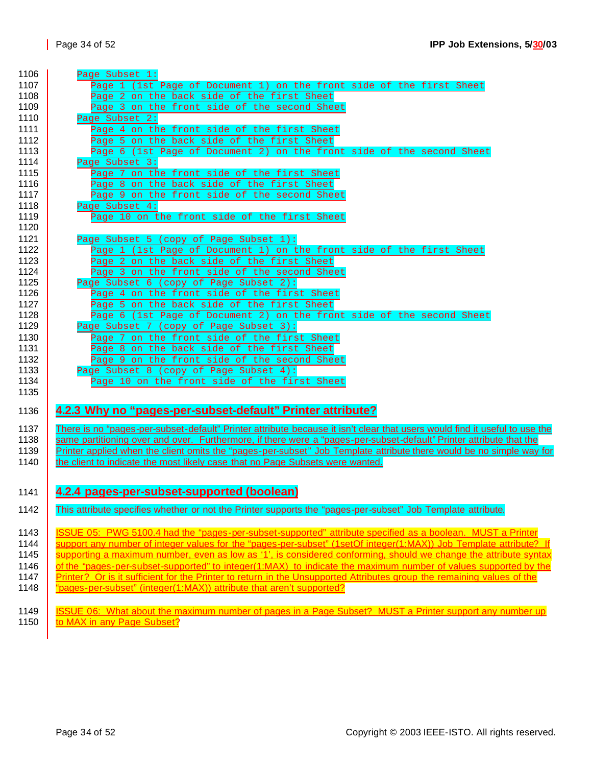```
Page Subset 1:
   Page 1 (1st Page of Document 1) on the front side of the first Sheet
   Page 2 on the back side of the first Sheet
   Page 3 on the front side of the second Sheet
Page Subset 2:
   Page 4 on the front side of the first Sheet
   Page 5 on the back side of the first Sheet
   Page 6 (1st Page of Document 2) on the front side of the second Sheet
Page Subset 3:
   Page 7 on the front side of the first Sheet
   Page 8 on the back side of the first Sheet
   Page 9 on the front side of the second Sheet
Page Subset 4:
   Page 10 on the front side of the first Sheet

Page Subset 5 (copy of Page Subset 1):
   Page 1 (1st Page of Document 1) on the front side of the first Sheet
   Page 2 on the back side of the first Sheet
   Page 3 on the front side of the second Sheet
Page Subset 6 (copy of Page Subset 2):
   Page 4 on the front side of the first Sheet
   Page 5 on the back side of the first Sheet
   Page 6 (1st Page of Document 2) on the front side of the second Sheet
Page Subset 7 (copy of Page Subset 3):
   Page 7 on the front side of the first Sheet
   Page 8 on the back side of the first Sheet
   Page 9 on the front side of the second Sheet
Page Subset 8 (copy of Page Subset 4):
   Page 10 on the front side of the first Sheet
```

### 4.2.3 Why no "pages-per-subset-default" Printer attribute?

There is no "pages-per-subset-default" Printer attribute because it isn't clear that users would find it useful to use the same partitioning over and over. Furthermore, if there were a "pages-per-subset-default" Printer attribute that the Printer applied when the client omits the "pages-per-subset" Job Template attribute there would be no simple way for the client to indicate the most likely case that no Page Subsets were wanted.

### 4.2.4 pages-per-subset-supported (boolean)

This attribute specifies whether or not the Printer supports the "pages-per-subset" Job Template attribute.

ISSUE 05: PWG 5100.4 had the "pages-per-subset-supported" attribute specified as a boolean. MUST a Printer support any number of integer values for the "pages-per-subset" (1setOf integer(1:MAX)) Job Template attribute? If supporting a maximum number, even as low as '1', is considered conforming, should we change the attribute syntax of the "pages-per-subset-supported" to integer(1:MAX) to indicate the maximum number of values supported by the Printer? Or is it sufficient for the Printer to return in the Unsupported Attributes group the remaining values of the "pages-per-subset" (integer(1:MAX)) attribute that aren't supported?

ISSUE 06: What about the maximum number of pages in a Page Subset? MUST a Printer support any number up to MAX in any Page Subset?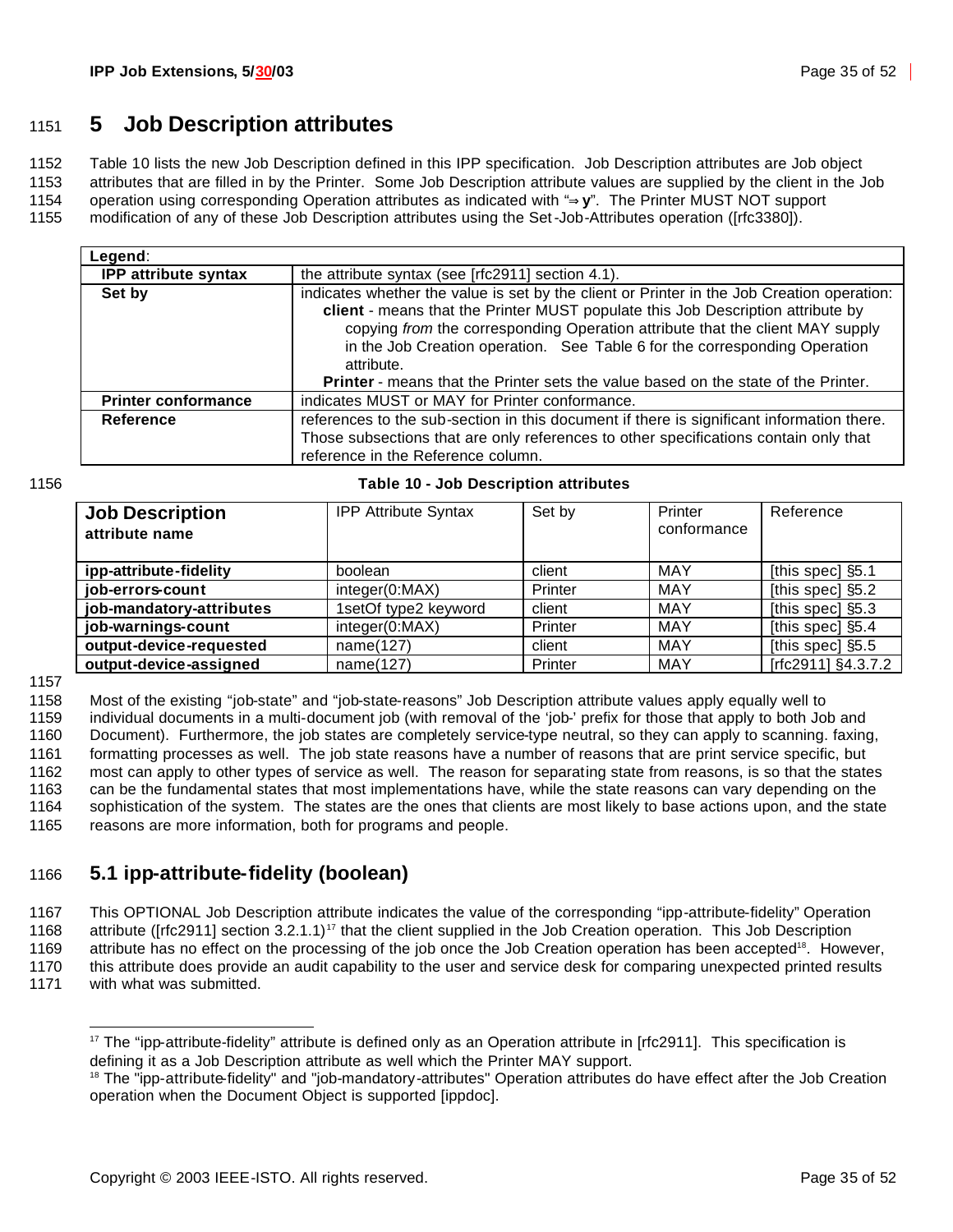# 5 Job Description attributes

Table 10 lists the new Job Description defined in this IPP specification. Job Description attributes are Job object attributes that are filled in by the Printer. Some Job Description attribute values are supplied by the client in the Job operation using corresponding Operation attributes as indicated with "⇒ **y**". The Printer MUST NOT support modification of any of these Job Description attributes using the Set-Job-Attributes operation ([rfc3380]).

| **Legend**: | |
|---|---|
| **IPP attribute syntax** | the attribute syntax (see [rfc2911] section 4.1). |
| **Set by** | indicates whether the value is set by the client or Printer in the Job Creation operation: **client** - means that the Printer MUST populate this Job Description attribute by copying *from* the corresponding Operation attribute that the client MAY supply in the Job Creation operation. See Table 6 for the corresponding Operation attribute. **Printer** - means that the Printer sets the value based on the state of the Printer. |
| **Printer conformance** | indicates MUST or MAY for Printer conformance. |
| **Reference** | references to the sub-section in this document if there is significant information there. Those subsections that are only references to other specifications contain only that reference in the Reference column. |

**Table 10 - Job Description attributes**

| **Job Description attribute name** | IPP Attribute Syntax | Set by | Printer conformance | Reference |
|---|---|---|---|---|
| **ipp-attribute-fidelity** | boolean | client | MAY | [this spec] §5.1 |
| **job-errors-count** | integer(0:MAX) | Printer | MAY | [this spec] §5.2 |
| **job-mandatory-attributes** | 1setOf type2 keyword | client | MAY | [this spec] §5.3 |
| **job-warnings-count** | integer(0:MAX) | Printer | MAY | [this spec] §5.4 |
| **output-device-requested** | name(127) | client | MAY | [this spec] §5.5 |
| **output-device-assigned** | name(127) | Printer | MAY | [rfc2911] §4.3.7.2 |

Most of the existing "job-state" and "job-state-reasons" Job Description attribute values apply equally well to individual documents in a multi-document job (with removal of the 'job-' prefix for those that apply to both Job and Document). Furthermore, the job states are completely service-type neutral, so they can apply to scanning. faxing, formatting processes as well. The job state reasons have a number of reasons that are print service specific, but most can apply to other types of service as well. The reason for separating state from reasons, is so that the states can be the fundamental states that most implementations have, while the state reasons can vary depending on the sophistication of the system. The states are the ones that clients are most likely to base actions upon, and the state reasons are more information, both for programs and people.

## 5.1 ipp-attribute-fidelity (boolean)

This OPTIONAL Job Description attribute indicates the value of the corresponding "ipp-attribute-fidelity" Operation attribute ([rfc2911] section 3.2.1.1)[17] that the client supplied in the Job Creation operation. This Job Description attribute has no effect on the processing of the job once the Job Creation operation has been accepted[18]. However, this attribute does provide an audit capability to the user and service desk for comparing unexpected printed results with what was submitted.

---

[17] The "ipp-attribute-fidelity" attribute is defined only as an Operation attribute in [rfc2911]. This specification is defining it as a Job Description attribute as well which the Printer MAY support.

[18] The "ipp-attribute-fidelity" and "job-mandatory-attributes" Operation attributes do have effect after the Job Creation operation when the Document Object is supported [ippdoc].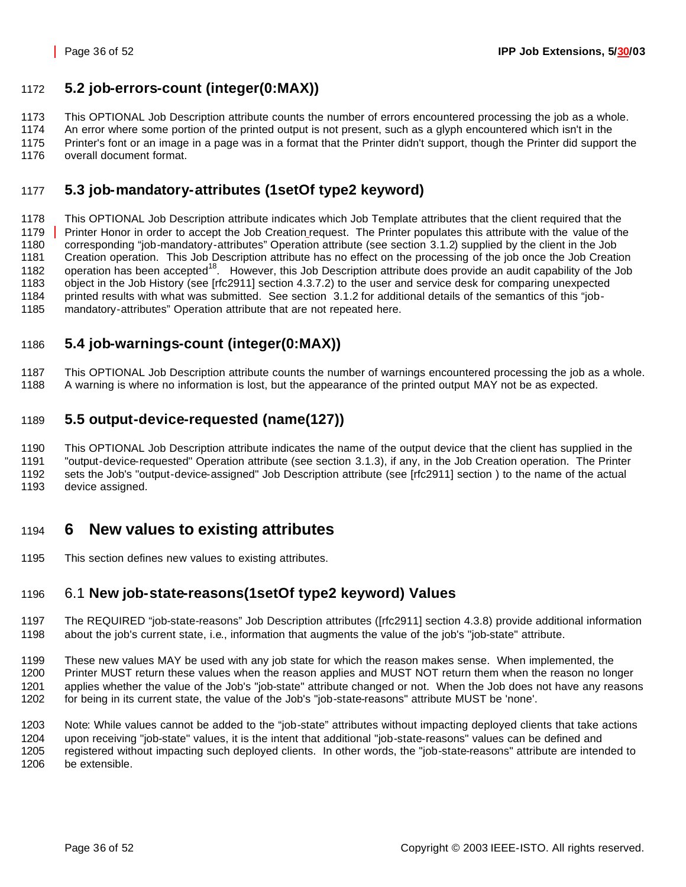## 5.2 job-errors-count (integer(0:MAX))

This OPTIONAL Job Description attribute counts the number of errors encountered processing the job as a whole. An error where some portion of the printed output is not present, such as a glyph encountered which isn't in the Printer's font or an image in a page was in a format that the Printer didn't support, though the Printer did support the overall document format.

## 5.3 job-mandatory-attributes (1setOf type2 keyword)

This OPTIONAL Job Description attribute indicates which Job Template attributes that the client required that the Printer Honor in order to accept the Job Creation request. The Printer populates this attribute with the value of the corresponding "job-mandatory-attributes" Operation attribute (see section 3.1.2) supplied by the client in the Job Creation operation. This Job Description attribute has no effect on the processing of the job once the Job Creation operation has been accepted[18]. However, this Job Description attribute does provide an audit capability of the Job object in the Job History (see [rfc2911] section 4.3.7.2) to the user and service desk for comparing unexpected printed results with what was submitted. See section 3.1.2 for additional details of the semantics of this "job-mandatory-attributes" Operation attribute that are not repeated here.

## 5.4 job-warnings-count (integer(0:MAX))

This OPTIONAL Job Description attribute counts the number of warnings encountered processing the job as a whole. A warning is where no information is lost, but the appearance of the printed output MAY not be as expected.

## 5.5 output-device-requested (name(127))

This OPTIONAL Job Description attribute indicates the name of the output device that the client has supplied in the "output-device-requested" Operation attribute (see section 3.1.3), if any, in the Job Creation operation. The Printer sets the Job's "output-device-assigned" Job Description attribute (see [rfc2911] section ) to the name of the actual device assigned.

# 6 New values to existing attributes

This section defines new values to existing attributes.

## 6.1 New job-state-reasons(1setOf type2 keyword) Values

The REQUIRED "job-state-reasons" Job Description attributes ([rfc2911] section 4.3.8) provide additional information about the job's current state, i.e., information that augments the value of the job's "job-state" attribute.

These new values MAY be used with any job state for which the reason makes sense. When implemented, the Printer MUST return these values when the reason applies and MUST NOT return them when the reason no longer applies whether the value of the Job's "job-state" attribute changed or not. When the Job does not have any reasons for being in its current state, the value of the Job's "job-state-reasons" attribute MUST be 'none'.

Note: While values cannot be added to the "job-state" attributes without impacting deployed clients that take actions upon receiving "job-state" values, it is the intent that additional "job-state-reasons" values can be defined and registered without impacting such deployed clients. In other words, the "job-state-reasons" attribute are intended to be extensible.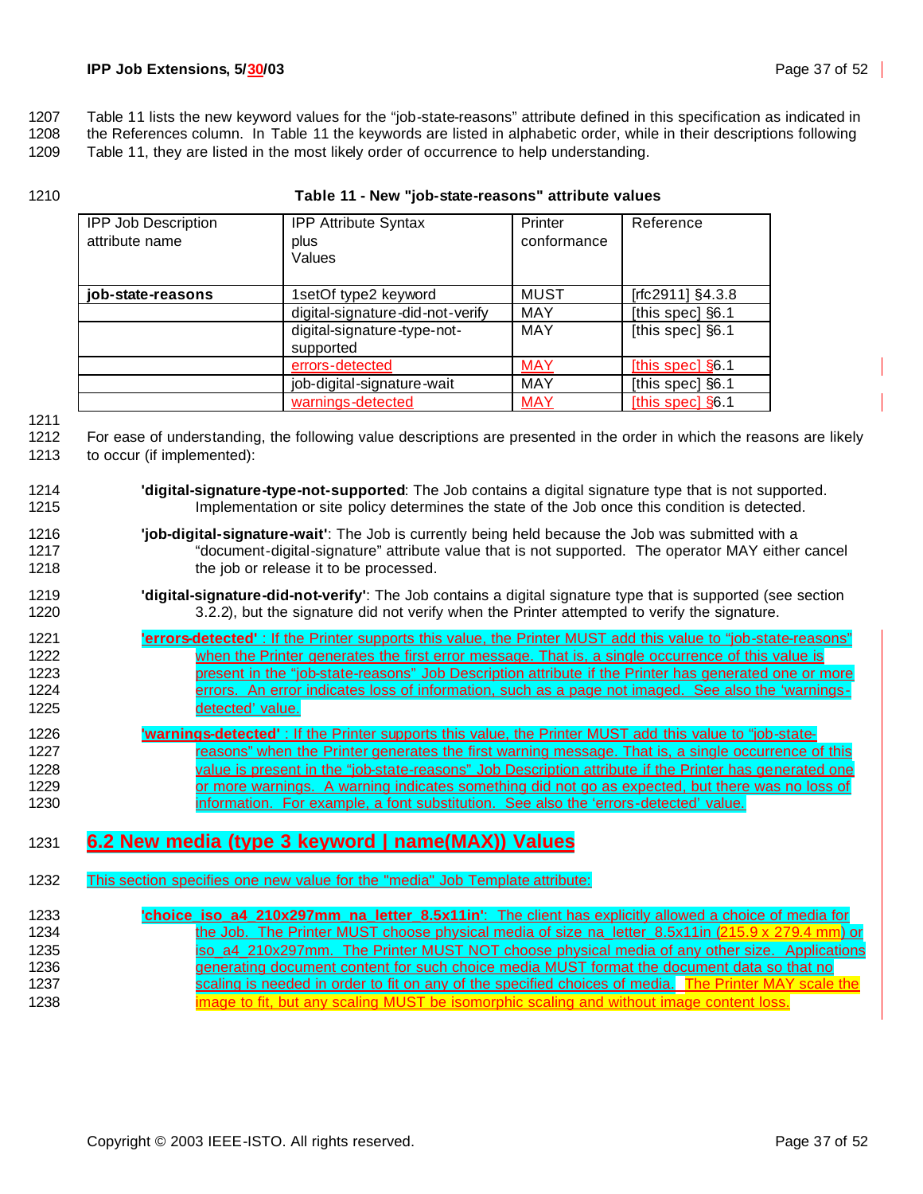Table 11 lists the new keyword values for the "job-state-reasons" attribute defined in this specification as indicated in the References column. In Table 11 the keywords are listed in alphabetic order, while in their descriptions following Table 11, they are listed in the most likely order of occurrence to help understanding.

**Table 11 - New "job-state-reasons" attribute values**

| IPP Job Description attribute name | IPP Attribute Syntax plus Values | Printer conformance | Reference |
|---|---|---|---|
| **job-state-reasons** | 1setOf type2 keyword | MUST | [rfc2911] §4.3.8 |
| | digital-signature-did-not-verify | MAY | [this spec] §6.1 |
| | digital-signature-type-not-supported | MAY | [this spec] §6.1 |
| | errors-detected | MAY | [this spec] §6.1 |
| | job-digital-signature-wait | MAY | [this spec] §6.1 |
| | warnings-detected | MAY | [this spec] §6.1 |

For ease of understanding, the following value descriptions are presented in the order in which the reasons are likely to occur (if implemented):

**'digital-signature-type-not-supported**: The Job contains a digital signature type that is not supported. Implementation or site policy determines the state of the Job once this condition is detected.

**'job-digital-signature-wait'**: The Job is currently being held because the Job was submitted with a "document-digital-signature" attribute value that is not supported. The operator MAY either cancel the job or release it to be processed.

**'digital-signature-did-not-verify'**: The Job contains a digital signature type that is supported (see section 3.2.2), but the signature did not verify when the Printer attempted to verify the signature.

**'errors-detected'** : If the Printer supports this value, the Printer MUST add this value to "job-state-reasons" when the Printer generates the first error message. That is, a single occurrence of this value is present in the "job-state-reasons" Job Description attribute if the Printer has generated one or more errors. An error indicates loss of information, such as a page not imaged. See also the 'warnings-detected' value.

**'warnings-detected'** : If the Printer supports this value, the Printer MUST add this value to "job-state-reasons" when the Printer generates the first warning message. That is, a single occurrence of this value is present in the "job-state-reasons" Job Description attribute if the Printer has generated one or more warnings. A warning indicates something did not go as expected, but there was no loss of information. For example, a font substitution. See also the 'errors-detected' value.

## 6.2 New media (type 3 keyword | name(MAX)) Values

This section specifies one new value for the "media" Job Template attribute:

**'choice_iso_a4_210x297mm_na_letter_8.5x11in'**: The client has explicitly allowed a choice of media for the Job. The Printer MUST choose physical media of size na_letter_8.5x11in (215.9 x 279.4 mm) or iso_a4_210x297mm. The Printer MUST NOT choose physical media of any other size. Applications generating document content for such choice media MUST format the document data so that no scaling is needed in order to fit on any of the specified choices of media. The Printer MAY scale the image to fit, but any scaling MUST be isomorphic scaling and without image content loss.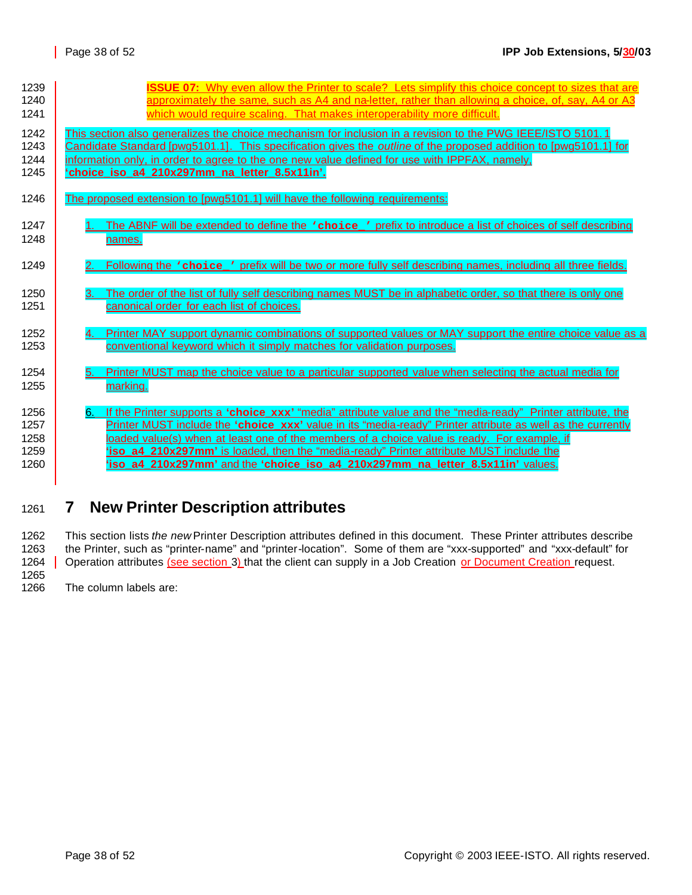**ISSUE 07:** Why even allow the Printer to scale? Lets simplify this choice concept to sizes that are approximately the same, such as A4 and na-letter, rather than allowing a choice, of, say, A4 or A3 which would require scaling. That makes interoperability more difficult.

This section also generalizes the choice mechanism for inclusion in a revision to the PWG IEEE/ISTO 5101.1 Candidate Standard [pwg5101.1]. This specification gives the *outline* of the proposed addition to [pwg5101.1] for information only, in order to agree to the one new value defined for use with IPPFAX, namely, **'choice_iso_a4_210x297mm_na_letter_8.5x11in'.**

The proposed extension to [pwg5101.1] will have the following requirements:

1. The ABNF will be extended to define the **'choice_'** prefix to introduce a list of choices of self describing names.
2. Following the **'choice_'** prefix will be two or more fully self describing names, including all three fields.
3. The order of the list of fully self describing names MUST be in alphabetic order, so that there is only one canonical order for each list of choices.
4. Printer MAY support dynamic combinations of supported values or MAY support the entire choice value as a conventional keyword which it simply matches for validation purposes.
5. Printer MUST map the choice value to a particular supported value when selecting the actual media for marking.
6. If the Printer supports a **'choice_xxx'** "media" attribute value and the "media-ready" Printer attribute, the Printer MUST include the **'choice_xxx'** value in its "media-ready" Printer attribute as well as the currently loaded value(s) when at least one of the members of a choice value is ready. For example, if **'iso_a4_210x297mm'** is loaded, then the "media-ready" Printer attribute MUST include the **'iso_a4_210x297mm'** and the **'choice_iso_a4_210x297mm_na_letter_8.5x11in'** values.

# 7 New Printer Description attributes

This section lists *the new* Printer Description attributes defined in this document. These Printer attributes describe the Printer, such as "printer-name" and "printer-location". Some of them are "xxx-supported" and "xxx-default" for Operation attributes (see section 3) that the client can supply in a Job Creation or Document Creation request.

The column labels are: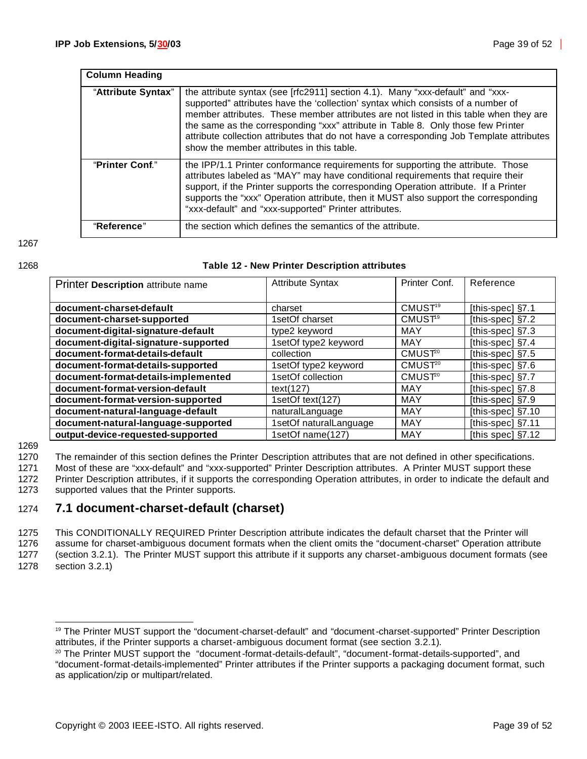| Column Heading | |
|---|---|
| "**Attribute Syntax**" | the attribute syntax (see [rfc2911] section 4.1). Many "xxx-default" and "xxx-supported" attributes have the 'collection' syntax which consists of a number of member attributes. These member attributes are not listed in this table when they are the same as the corresponding "xxx" attribute in Table 8. Only those few Printer attribute collection attributes that do not have a corresponding Job Template attributes show the member attributes in this table. |
| "**Printer Conf**." | the IPP/1.1 Printer conformance requirements for supporting the attribute. Those attributes labeled as "MAY" may have conditional requirements that require their support, if the Printer supports the corresponding Operation attribute. If a Printer supports the "xxx" Operation attribute, then it MUST also support the corresponding "xxx-default" and "xxx-supported" Printer attributes. |
| "**Reference**" | the section which defines the semantics of the attribute. |

**Table 12 - New Printer Description attributes**

| Printer **Description** attribute name | Attribute Syntax | Printer Conf. | Reference |
|---|---|---|---|
| **document-charset-default** | charset | CMUST[19] | [this-spec] §7.1 |
| **document-charset-supported** | 1setOf charset | CMUST[19] | [this-spec] §7.2 |
| **document-digital-signature-default** | type2 keyword | MAY | [this-spec] §7.3 |
| **document-digital-signature-supported** | 1setOf type2 keyword | MAY | [this-spec] §7.4 |
| **document-format-details-default** | collection | CMUST[20] | [this-spec] §7.5 |
| **document-format-details-supported** | 1setOf type2 keyword | CMUST[20] | [this-spec] §7.6 |
| **document-format-details-implemented** | 1setOf collection | CMUST[20] | [this-spec] §7.7 |
| **document-format-version-default** | text(127) | MAY | [this-spec] §7.8 |
| **document-format-version-supported** | 1setOf text(127) | MAY | [this-spec] §7.9 |
| **document-natural-language-default** | naturalLanguage | MAY | [this-spec] §7.10 |
| **document-natural-language-supported** | 1setOf naturalLanguage | MAY | [this-spec] §7.11 |
| **output-device-requested-supported** | 1setOf name(127) | MAY | [this spec] §7.12 |

The remainder of this section defines the Printer Description attributes that are not defined in other specifications. Most of these are "xxx-default" and "xxx-supported" Printer Description attributes. A Printer MUST support these Printer Description attributes, if it supports the corresponding Operation attributes, in order to indicate the default and supported values that the Printer supports.

## 7.1 document-charset-default (charset)

This CONDITIONALLY REQUIRED Printer Description attribute indicates the default charset that the Printer will assume for charset-ambiguous document formats when the client omits the "document-charset" Operation attribute (section 3.2.1). The Printer MUST support this attribute if it supports any charset-ambiguous document formats (see section 3.2.1)

---

[19] The Printer MUST support the "document-charset-default" and "document-charset-supported" Printer Description attributes, if the Printer supports a charset-ambiguous document format (see section 3.2.1).

[20] The Printer MUST support the "document-format-details-default", "document-format-details-supported", and "document-format-details-implemented" Printer attributes if the Printer supports a packaging document format, such as application/zip or multipart/related.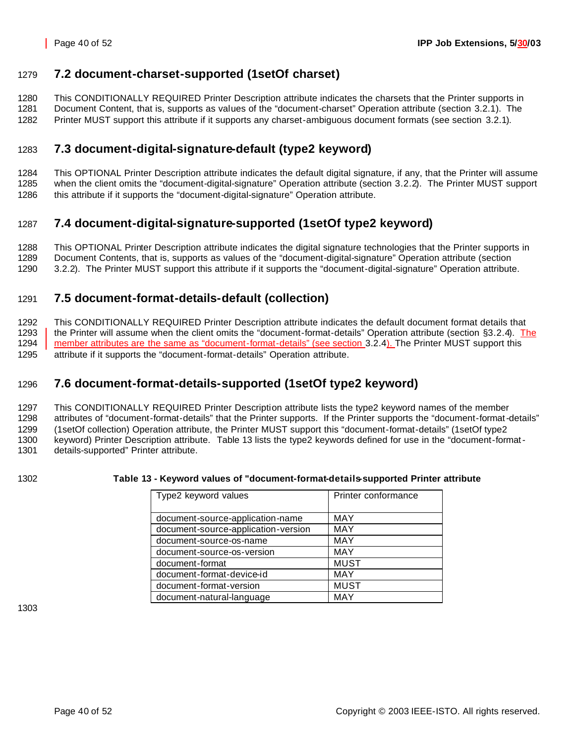## 7.2 document-charset-supported (1setOf charset)

This CONDITIONALLY REQUIRED Printer Description attribute indicates the charsets that the Printer supports in Document Content, that is, supports as values of the "document-charset" Operation attribute (section 3.2.1). The Printer MUST support this attribute if it supports any charset-ambiguous document formats (see section 3.2.1).

## 7.3 document-digital-signature-default (type2 keyword)

This OPTIONAL Printer Description attribute indicates the default digital signature, if any, that the Printer will assume when the client omits the "document-digital-signature" Operation attribute (section 3.2.2). The Printer MUST support this attribute if it supports the "document-digital-signature" Operation attribute.

## 7.4 document-digital-signature-supported (1setOf type2 keyword)

This OPTIONAL Printer Description attribute indicates the digital signature technologies that the Printer supports in Document Contents, that is, supports as values of the "document-digital-signature" Operation attribute (section 3.2.2). The Printer MUST support this attribute if it supports the "document-digital-signature" Operation attribute.

## 7.5 document-format-details-default (collection)

This CONDITIONALLY REQUIRED Printer Description attribute indicates the default document format details that the Printer will assume when the client omits the "document-format-details" Operation attribute (section §3.2.4). The member attributes are the same as "document-format-details" (see section 3.2.4). The Printer MUST support this attribute if it supports the "document-format-details" Operation attribute.

## 7.6 document-format-details-supported (1setOf type2 keyword)

This CONDITIONALLY REQUIRED Printer Description attribute lists the type2 keyword names of the member attributes of "document-format-details" that the Printer supports. If the Printer supports the "document-format-details" (1setOf collection) Operation attribute, the Printer MUST support this "document-format-details" (1setOf type2 keyword) Printer Description attribute. Table 13 lists the type2 keywords defined for use in the "document-format-details-supported" Printer attribute.

**Table 13 - Keyword values of "document-format-details-supported Printer attribute**

| Type2 keyword values | Printer conformance |
|---|---|
| document-source-application-name | MAY |
| document-source-application-version | MAY |
| document-source-os-name | MAY |
| document-source-os-version | MAY |
| document-format | MUST |
| document-format-device-id | MAY |
| document-format-version | MUST |
| document-natural-language | MAY |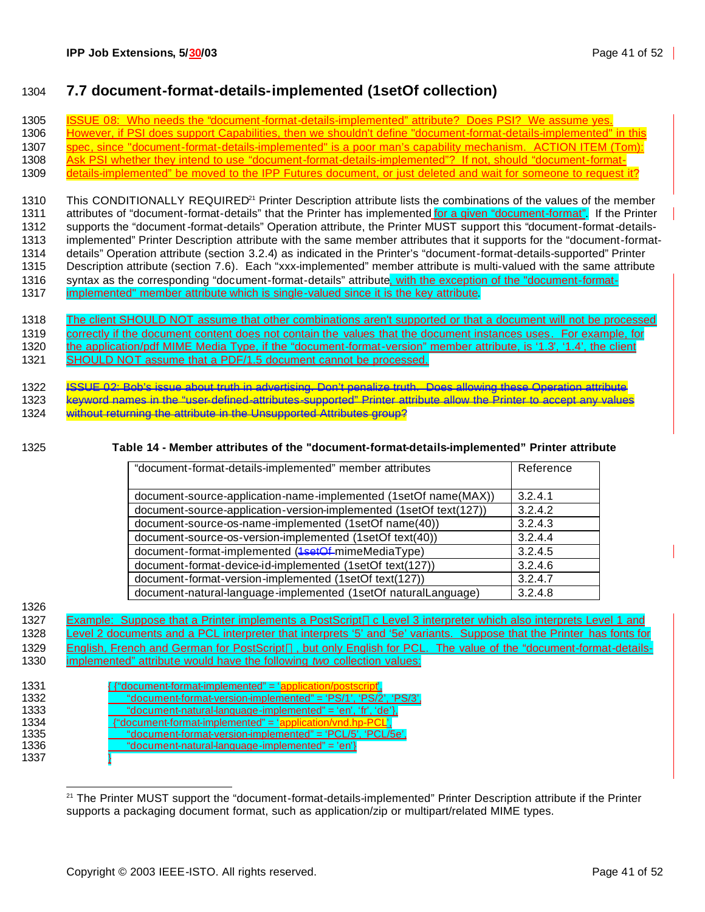## 7.7 document-format-details-implemented (1setOf collection)

ISSUE 08: Who needs the "document-format-details-implemented" attribute? Does PSI? We assume yes. However, if PSI does support Capabilities, then we shouldn't define "document-format-details-implemented" in this spec, since "document-format-details-implemented" is a poor man's capability mechanism. ACTION ITEM (Tom): Ask PSI whether they intend to use "document-format-details-implemented"? If not, should "document-format-details-implemented" be moved to the IPP Futures document, or just deleted and wait for someone to request it?

This CONDITIONALLY REQUIRED[21] Printer Description attribute lists the combinations of the values of the member attributes of "document-format-details" that the Printer has implemented for a given "document-format". If the Printer supports the "document-format-details" Operation attribute, the Printer MUST support this "document-format-details-implemented" Printer Description attribute with the same member attributes that it supports for the "document-format-details" Operation attribute (section 3.2.4) as indicated in the Printer's "document-format-details-supported" Printer Description attribute (section 7.6). Each "xxx-implemented" member attribute is multi-valued with the same attribute syntax as the corresponding "document-format-details" attribute, with the exception of the "document-format-implemented" member attribute which is single-valued since it is the key attribute.

The client SHOULD NOT assume that other combinations aren't supported or that a document will not be processed correctly if the document content does not contain the values that the document instances uses. For example, for the application/pdf MIME Media Type, if the "document-format-version" member attribute, is '1.3', '1.4', the client SHOULD NOT assume that a PDF/1.5 document cannot be processed.

~~ISSUE 02: Bob's issue about truth in advertising. Don't penalize truth. Does allowing these Operation attribute keyword names in the "user-defined-attributes-supported" Printer attribute allow the Printer to accept any values without returning the attribute in the Unsupported Attributes group?~~

**Table 14 - Member attributes of the "document-format-details-implemented" Printer attribute**

| "document-format-details-implemented" member attributes | Reference |
|---|---|
| document-source-application-name-implemented (1setOf name(MAX)) | 3.2.4.1 |
| document-source-application-version-implemented (1setOf text(127)) | 3.2.4.2 |
| document-source-os-name-implemented (1setOf name(40)) | 3.2.4.3 |
| document-source-os-version-implemented (1setOf text(40)) | 3.2.4.4 |
| document-format-implemented (~~1setOf~~ mimeMediaType) | 3.2.4.5 |
| document-format-device-id-implemented (1setOf text(127)) | 3.2.4.6 |
| document-format-version-implemented (1setOf text(127)) | 3.2.4.7 |
| document-natural-language-implemented (1setOf naturalLanguage) | 3.2.4.8 |

Example: Suppose that a Printer implements a PostScript® Level 3 interpreter which also interprets Level 1 and Level 2 documents and a PCL interpreter that interprets '5' and '5e' variants. Suppose that the Printer has fonts for English, French and German for PostScript®, but only English for PCL. The value of the "document-format-details-implemented" attribute would have the following *two* collection values:

```
{ {"document-format-implemented" = 'application/postscript',
    "document-format-version-implemented" = 'PS/1', 'PS/2', 'PS/3',
    "document-natural-language-implemented" = 'en', 'fr', 'de'},
  {"document-format-implemented" = 'application/vnd.hp-PCL',
    "document-format-version-implemented" = 'PCL/5', 'PCL/5e',
    "document-natural-language-implemented" = 'en'}
}
```

[21] The Printer MUST support the "document-format-details-implemented" Printer Description attribute if the Printer supports a packaging document format, such as application/zip or multipart/related MIME types.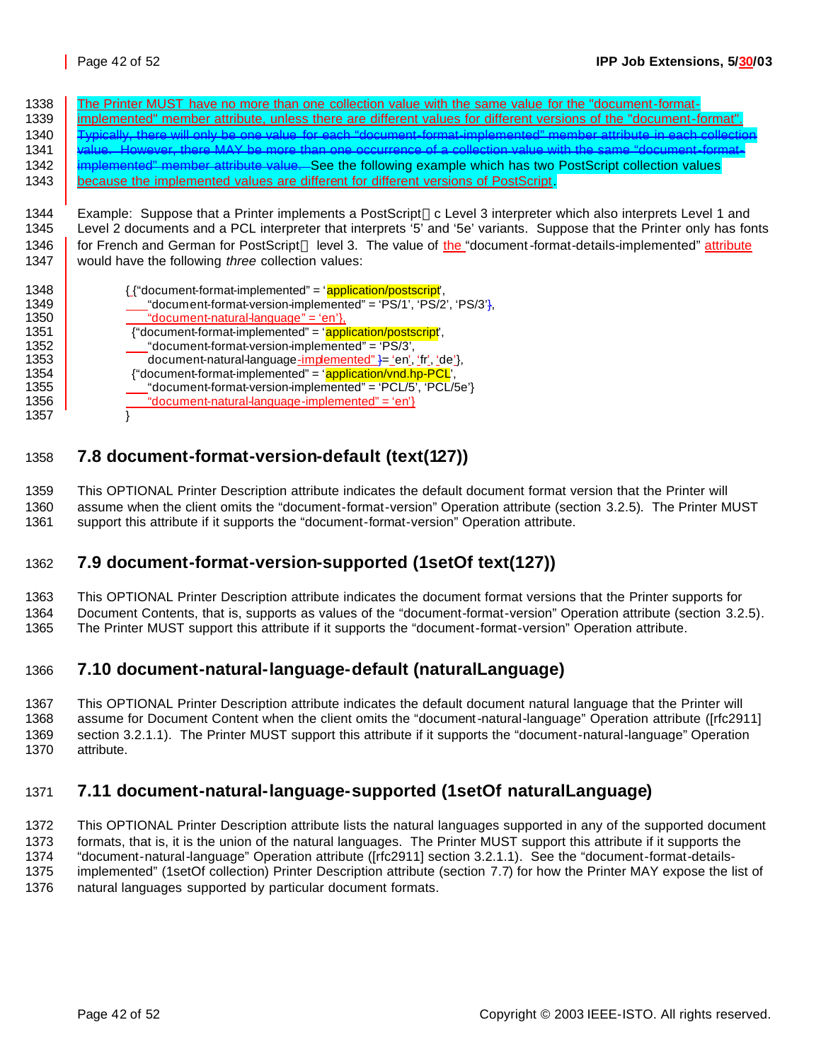The Printer MUST have no more than one collection value with the same value for the "document-format-implemented" member attribute, unless there are different values for different versions of the "document-format". ~~Typically, there will only be one value for each "document-format-implemented" member attribute in each collection value. However, there MAY be more than one occurrence of a collection value with the same "document-format-implemented" member attribute value.~~ See the following example which has two PostScript collection values because the implemented values are different for different versions of PostScript.

Example: Suppose that a Printer implements a PostScript c Level 3 interpreter which also interprets Level 1 and Level 2 documents and a PCL interpreter that interprets '5' and '5e' variants. Suppose that the Printer only has fonts for French and German for PostScript level 3. The value of the "document-format-details-implemented" attribute would have the following *three* collection values:

```
{{"document-format-implemented" = 'application/postscript',
  "document-format-version-implemented" = 'PS/1', 'PS/2', 'PS/3'},
  "document-natural-language" = 'en'},
 {"document-format-implemented" = 'application/postscript',
  "document-format-version-implemented" = 'PS/3',
  document-natural-language-implemented" }= 'en', 'fr', 'de'},
 {"document-format-implemented" = 'application/vnd.hp-PCL',
  "document-format-version-implemented" = 'PCL/5', 'PCL/5e'}
  "document-natural-language-implemented" = 'en'}
}
```

## 7.8 document-format-version-default (text(127))

This OPTIONAL Printer Description attribute indicates the default document format version that the Printer will assume when the client omits the "document-format-version" Operation attribute (section 3.2.5). The Printer MUST support this attribute if it supports the "document-format-version" Operation attribute.

## 7.9 document-format-version-supported (1setOf text(127))

This OPTIONAL Printer Description attribute indicates the document format versions that the Printer supports for Document Contents, that is, supports as values of the "document-format-version" Operation attribute (section 3.2.5). The Printer MUST support this attribute if it supports the "document-format-version" Operation attribute.

## 7.10 document-natural-language-default (naturalLanguage)

This OPTIONAL Printer Description attribute indicates the default document natural language that the Printer will assume for Document Content when the client omits the "document-natural-language" Operation attribute ([rfc2911] section 3.2.1.1). The Printer MUST support this attribute if it supports the "document-natural-language" Operation attribute.

## 7.11 document-natural-language-supported (1setOf naturalLanguage)

This OPTIONAL Printer Description attribute lists the natural languages supported in any of the supported document formats, that is, it is the union of the natural languages. The Printer MUST support this attribute if it supports the "document-natural-language" Operation attribute ([rfc2911] section 3.2.1.1). See the "document-format-details-implemented" (1setOf collection) Printer Description attribute (section 7.7) for how the Printer MAY expose the list of natural languages supported by particular document formats.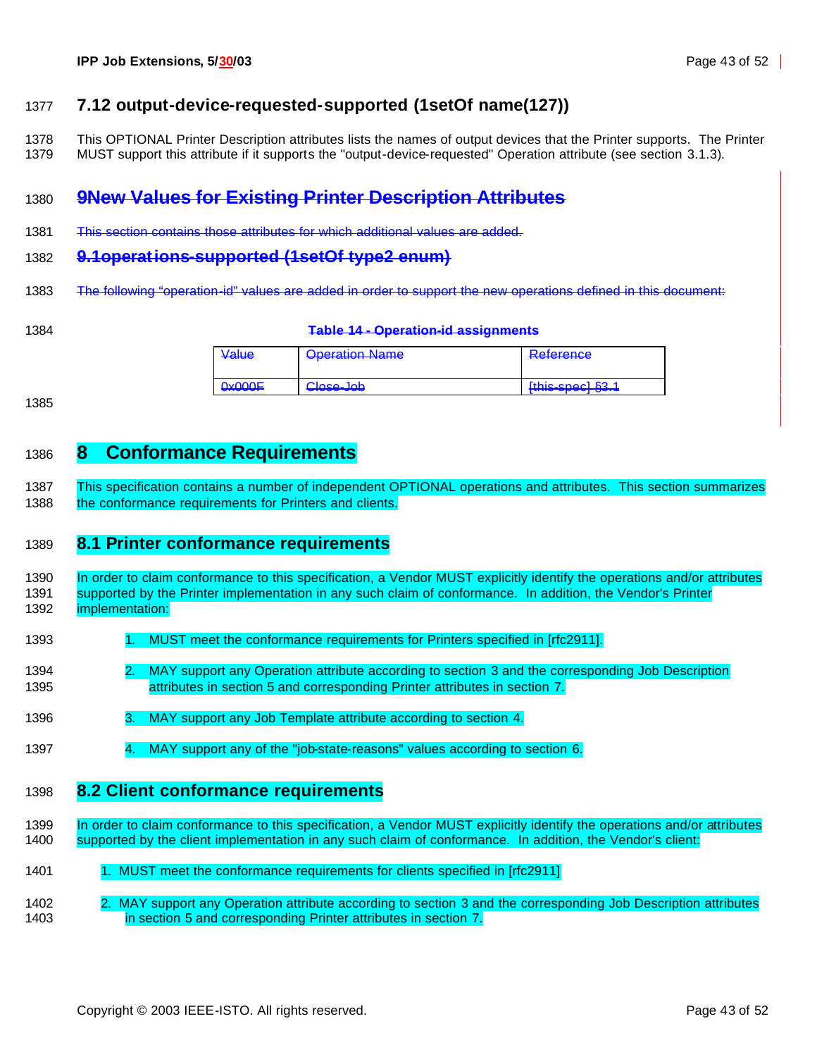## 7.12 output-device-requested-supported (1setOf name(127))

This OPTIONAL Printer Description attributes lists the names of output devices that the Printer supports. The Printer MUST support this attribute if it supports the "output-device-requested" Operation attribute (see section 3.1.3).

# ~~9New Values for Existing Printer Description Attributes~~

~~This section contains those attributes for which additional values are added.~~

## ~~9.1operations-supported (1setOf type2 enum)~~

~~The following "operation-id" values are added in order to support the new operations defined in this document:~~

**~~Table 14 - Operation-id assignments~~**

| ~~Value~~ | ~~Operation Name~~ | ~~Reference~~ |
|---|---|---|
| ~~0x000F~~ | ~~Close-Job~~ | ~~[this-spec] §3.1~~ |

# 8 Conformance Requirements

This specification contains a number of independent OPTIONAL operations and attributes. This section summarizes the conformance requirements for Printers and clients.

## 8.1 Printer conformance requirements

In order to claim conformance to this specification, a Vendor MUST explicitly identify the operations and/or attributes supported by the Printer implementation in any such claim of conformance. In addition, the Vendor's Printer implementation:

1. MUST meet the conformance requirements for Printers specified in [rfc2911].
2. MAY support any Operation attribute according to section 3 and the corresponding Job Description attributes in section 5 and corresponding Printer attributes in section 7.
3. MAY support any Job Template attribute according to section 4.
4. MAY support any of the "job-state-reasons" values according to section 6.

## 8.2 Client conformance requirements

In order to claim conformance to this specification, a Vendor MUST explicitly identify the operations and/or attributes supported by the client implementation in any such claim of conformance. In addition, the Vendor's client:

1. MUST meet the conformance requirements for clients specified in [rfc2911]
2. MAY support any Operation attribute according to section 3 and the corresponding Job Description attributes in section 5 and corresponding Printer attributes in section 7.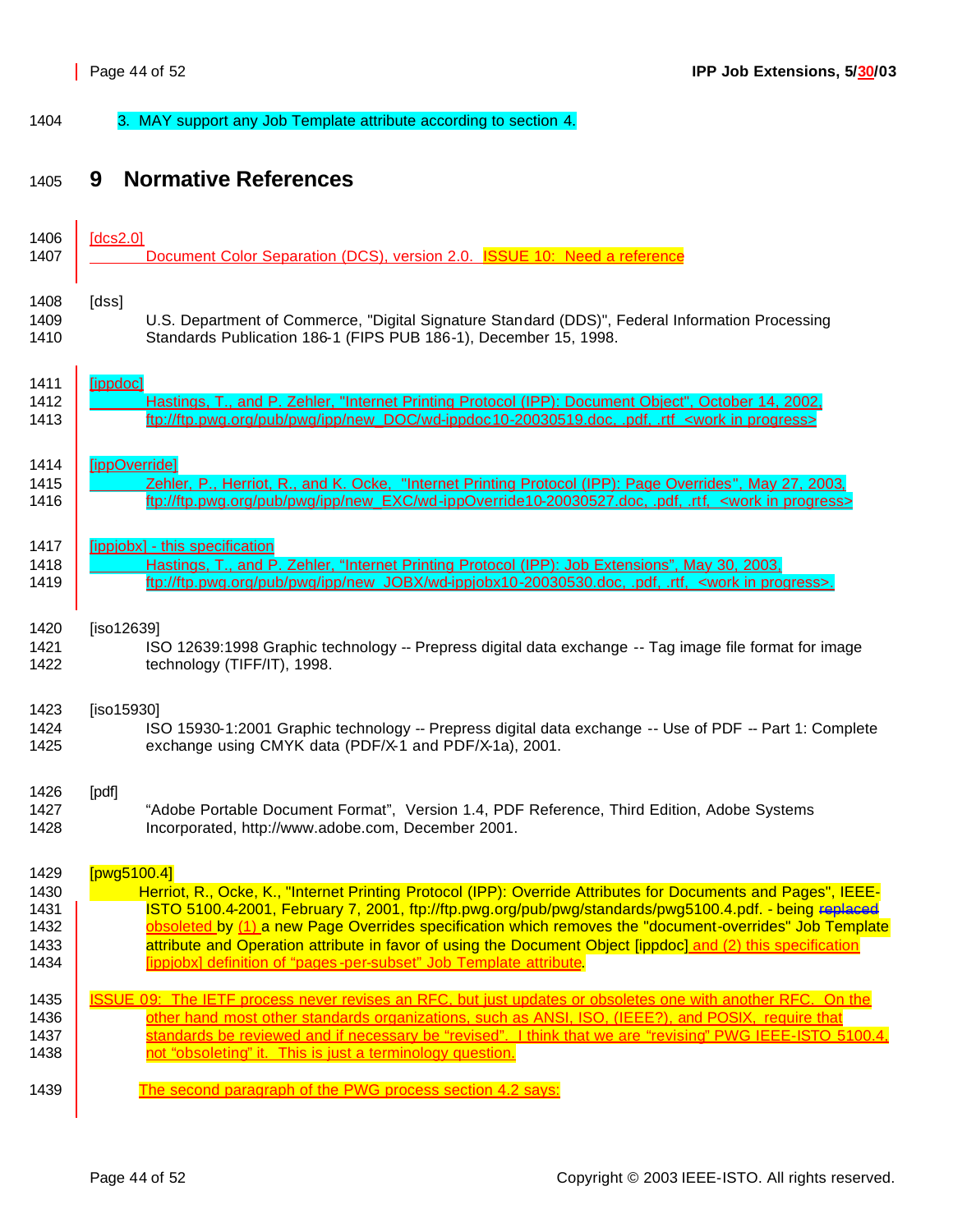3. MAY support any Job Template attribute according to section 4.

# 9 Normative References

[dcs2.0]
Document Color Separation (DCS), version 2.0. ISSUE 10: Need a reference

[dss]
U.S. Department of Commerce, "Digital Signature Standard (DDS)", Federal Information Processing Standards Publication 186-1 (FIPS PUB 186-1), December 15, 1998.

[ippdoc]
Hastings, T., and P. Zehler, "Internet Printing Protocol (IPP): Document Object", October 14, 2002, ftp://ftp.pwg.org/pub/pwg/ipp/new_DOC/wd-ippdoc10-20030519.doc, .pdf, .rtf <work in progress>

[ippOverride]
Zehler, P., Herriot, R., and K. Ocke, "Internet Printing Protocol (IPP): Page Overrides", May 27, 2003, ftp://ftp.pwg.org/pub/pwg/ipp/new_EXC/wd-ippOverride10-20030527.doc, .pdf, .rtf, <work in progress>

[ippjobx] - this specification
Hastings, T., and P. Zehler, "Internet Printing Protocol (IPP): Job Extensions", May 30, 2003, ftp://ftp.pwg.org/pub/pwg/ipp/new_JOBX/wd-ippjobx10-20030530.doc, .pdf, .rtf, <work in progress>.

[iso12639]
ISO 12639:1998 Graphic technology -- Prepress digital data exchange -- Tag image file format for image technology (TIFF/IT), 1998.

[iso15930]
ISO 15930-1:2001 Graphic technology -- Prepress digital data exchange -- Use of PDF -- Part 1: Complete exchange using CMYK data (PDF/X-1 and PDF/X-1a), 2001.

[pdf]
"Adobe Portable Document Format", Version 1.4, PDF Reference, Third Edition, Adobe Systems Incorporated, http://www.adobe.com, December 2001.

[pwg5100.4]
Herriot, R., Ocke, K., "Internet Printing Protocol (IPP): Override Attributes for Documents and Pages", IEEE-ISTO 5100.4-2001, February 7, 2001, ftp://ftp.pwg.org/pub/pwg/standards/pwg5100.4.pdf. - being ~~replaced~~ obsoleted by (1) a new Page Overrides specification which removes the "document-overrides" Job Template attribute and Operation attribute in favor of using the Document Object [ippdoc] and (2) this specification [ippjobx] definition of "pages-per-subset" Job Template attribute.

ISSUE 09: The IETF process never revises an RFC, but just updates or obsoletes one with another RFC. On the other hand most other standards organizations, such as ANSI, ISO, (IEEE?), and POSIX, require that standards be reviewed and if necessary be "revised". I think that we are "revising" PWG IEEE-ISTO 5100.4, not "obsoleting" it. This is just a terminology question.

The second paragraph of the PWG process section 4.2 says: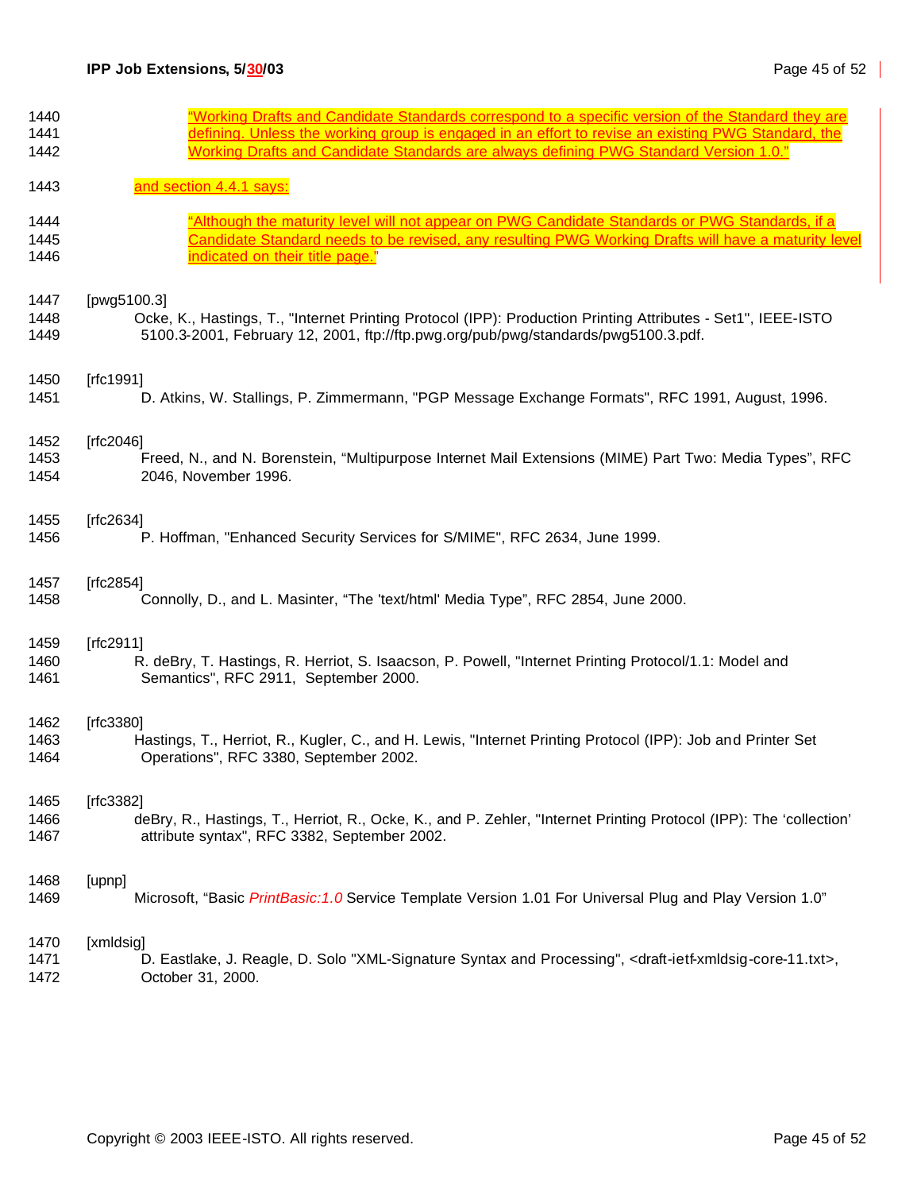> "Working Drafts and Candidate Standards correspond to a specific version of the Standard they are defining. Unless the working group is engaged in an effort to revise an existing PWG Standard, the Working Drafts and Candidate Standards are always defining PWG Standard Version 1.0."

and section 4.4.1 says:

> "Although the maturity level will not appear on PWG Candidate Standards or PWG Standards, if a Candidate Standard needs to be revised, any resulting PWG Working Drafts will have a maturity level indicated on their title page."

[pwg5100.3]
Ocke, K., Hastings, T., "Internet Printing Protocol (IPP): Production Printing Attributes - Set1", IEEE-ISTO 5100.3-2001, February 12, 2001, ftp://ftp.pwg.org/pub/pwg/standards/pwg5100.3.pdf.

[rfc1991]
D. Atkins, W. Stallings, P. Zimmermann, "PGP Message Exchange Formats", RFC 1991, August, 1996.

[rfc2046]
Freed, N., and N. Borenstein, "Multipurpose Internet Mail Extensions (MIME) Part Two: Media Types", RFC 2046, November 1996.

[rfc2634]
P. Hoffman, "Enhanced Security Services for S/MIME", RFC 2634, June 1999.

[rfc2854]
Connolly, D., and L. Masinter, "The 'text/html' Media Type", RFC 2854, June 2000.

[rfc2911]
R. deBry, T. Hastings, R. Herriot, S. Isaacson, P. Powell, "Internet Printing Protocol/1.1: Model and Semantics", RFC 2911, September 2000.

[rfc3380]
Hastings, T., Herriot, R., Kugler, C., and H. Lewis, "Internet Printing Protocol (IPP): Job and Printer Set Operations", RFC 3380, September 2002.

[rfc3382]
deBry, R., Hastings, T., Herriot, R., Ocke, K., and P. Zehler, "Internet Printing Protocol (IPP): The 'collection' attribute syntax", RFC 3382, September 2002.

[upnp]
Microsoft, "Basic *PrintBasic:1.0* Service Template Version 1.01 For Universal Plug and Play Version 1.0"

[xmldsig]
D. Eastlake, J. Reagle, D. Solo "XML-Signature Syntax and Processing", <draft-ietf-xmldsig-core-11.txt>, October 31, 2000.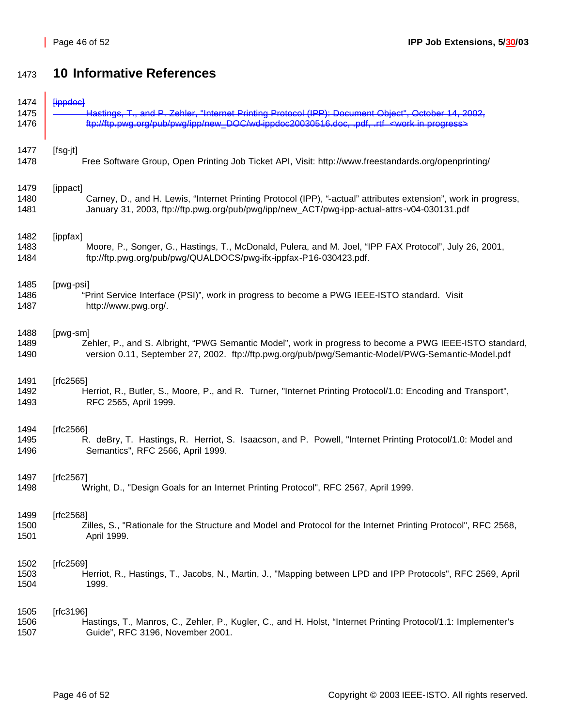# 10 Informative References

~~[ippdoc]~~
~~Hastings, T., and P. Zehler, "Internet Printing Protocol (IPP): Document Object", October 14, 2002, ftp://ftp.pwg.org/pub/pwg/ipp/new_DOC/wd-ippdoc20030516.doc, .pdf, .rtf <work in progress>~~

[fsg-jt]
Free Software Group, Open Printing Job Ticket API, Visit: http://www.freestandards.org/openprinting/

[ippact]
Carney, D., and H. Lewis, "Internet Printing Protocol (IPP), "-actual" attributes extension", work in progress, January 31, 2003, ftp://ftp.pwg.org/pub/pwg/ipp/new_ACT/pwg-ipp-actual-attrs-v04-030131.pdf

[ippfax]
Moore, P., Songer, G., Hastings, T., McDonald, Pulera, and M. Joel, "IPP FAX Protocol", July 26, 2001, ftp://ftp.pwg.org/pub/pwg/QUALDOCS/pwg-ifx-ippfax-P16-030423.pdf.

[pwg-psi]
"Print Service Interface (PSI)", work in progress to become a PWG IEEE-ISTO standard. Visit http://www.pwg.org/.

[pwg-sm]
Zehler, P., and S. Albright, "PWG Semantic Model", work in progress to become a PWG IEEE-ISTO standard, version 0.11, September 27, 2002. ftp://ftp.pwg.org/pub/pwg/Semantic-Model/PWG-Semantic-Model.pdf

[rfc2565]
Herriot, R., Butler, S., Moore, P., and R. Turner, "Internet Printing Protocol/1.0: Encoding and Transport", RFC 2565, April 1999.

[rfc2566]
R. deBry, T. Hastings, R. Herriot, S. Isaacson, and P. Powell, "Internet Printing Protocol/1.0: Model and Semantics", RFC 2566, April 1999.

[rfc2567]
Wright, D., "Design Goals for an Internet Printing Protocol", RFC 2567, April 1999.

[rfc2568]
Zilles, S., "Rationale for the Structure and Model and Protocol for the Internet Printing Protocol", RFC 2568, April 1999.

[rfc2569]
Herriot, R., Hastings, T., Jacobs, N., Martin, J., "Mapping between LPD and IPP Protocols", RFC 2569, April 1999.

[rfc3196]
Hastings, T., Manros, C., Zehler, P., Kugler, C., and H. Holst, "Internet Printing Protocol/1.1: Implementer's Guide", RFC 3196, November 2001.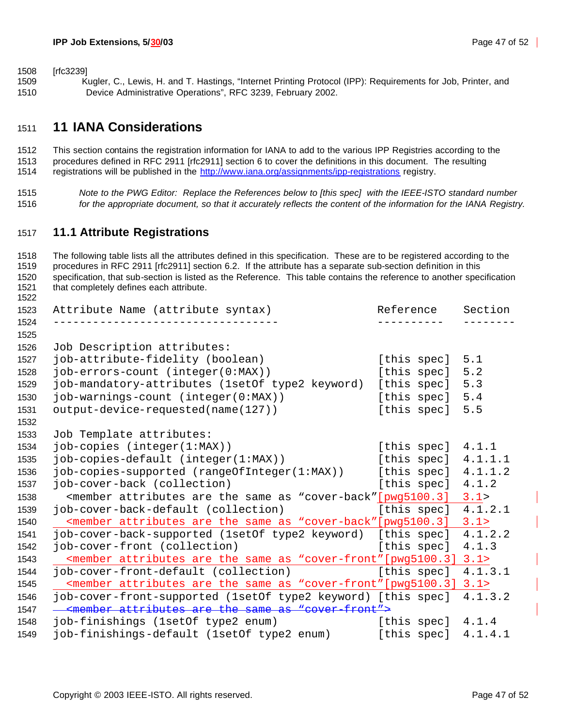[rfc3239]
Kugler, C., Lewis, H. and T. Hastings, “Internet Printing Protocol (IPP): Requirements for Job, Printer, and Device Administrative Operations”, RFC 3239, February 2002.

# 11 IANA Considerations

This section contains the registration information for IANA to add to the various IPP Registries according to the procedures defined in RFC 2911 [rfc2911] section 6 to cover the definitions in this document. The resulting registrations will be published in the http://www.iana.org/assignments/ipp-registrations registry.

*Note to the PWG Editor: Replace the References below to [this spec] with the IEEE-ISTO standard number for the appropriate document, so that it accurately reflects the content of the information for the IANA Registry.*

## 11.1 Attribute Registrations

The following table lists all the attributes defined in this specification. These are to be registered according to the procedures in RFC 2911 [rfc2911] section 6.2. If the attribute has a separate sub-section definition in this specification, that sub-section is listed as the Reference. This table contains the reference to another specification that completely defines each attribute.

```
Attribute Name (attribute syntax)                 Reference    Section
---------------------------------                 ----------   --------

Job Description attributes:
job-attribute-fidelity (boolean)                  [this spec]  5.1
job-errors-count (integer(0:MAX))                 [this spec]  5.2
job-mandatory-attributes (1setOf type2 keyword)   [this spec]  5.3
job-warnings-count (integer(0:MAX))               [this spec]  5.4
output-device-requested(name(127))                [this spec]  5.5

Job Template attributes:
job-copies (integer(1:MAX))                       [this spec]  4.1.1
job-copies-default (integer(1:MAX))               [this spec]  4.1.1.1
job-copies-supported (rangeOfInteger(1:MAX))      [this spec]  4.1.1.2
job-cover-back (collection)                       [this spec]  4.1.2
  <member attributes are the same as “cover-back”[pwg5100.3]   3.1>
job-cover-back-default (collection)               [this spec]  4.1.2.1
  <member attributes are the same as “cover-back”[pwg5100.3]   3.1>
job-cover-back-supported (1setOf type2 keyword)   [this spec]  4.1.2.2
job-cover-front (collection)                      [this spec]  4.1.3
  <member attributes are the same as “cover-front”[pwg5100.3] 3.1>
job-cover-front-default (collection)              [this spec]  4.1.3.1
  <member attributes are the same as “cover-front”[pwg5100.3] 3.1>
job-cover-front-supported (1setOf type2 keyword) [this spec]   4.1.3.2
  <member attributes are the same as “cover-front”>
job-finishings (1setOf type2 enum)                [this spec]  4.1.4
job-finishings-default (1setOf type2 enum)        [this spec]  4.1.4.1
```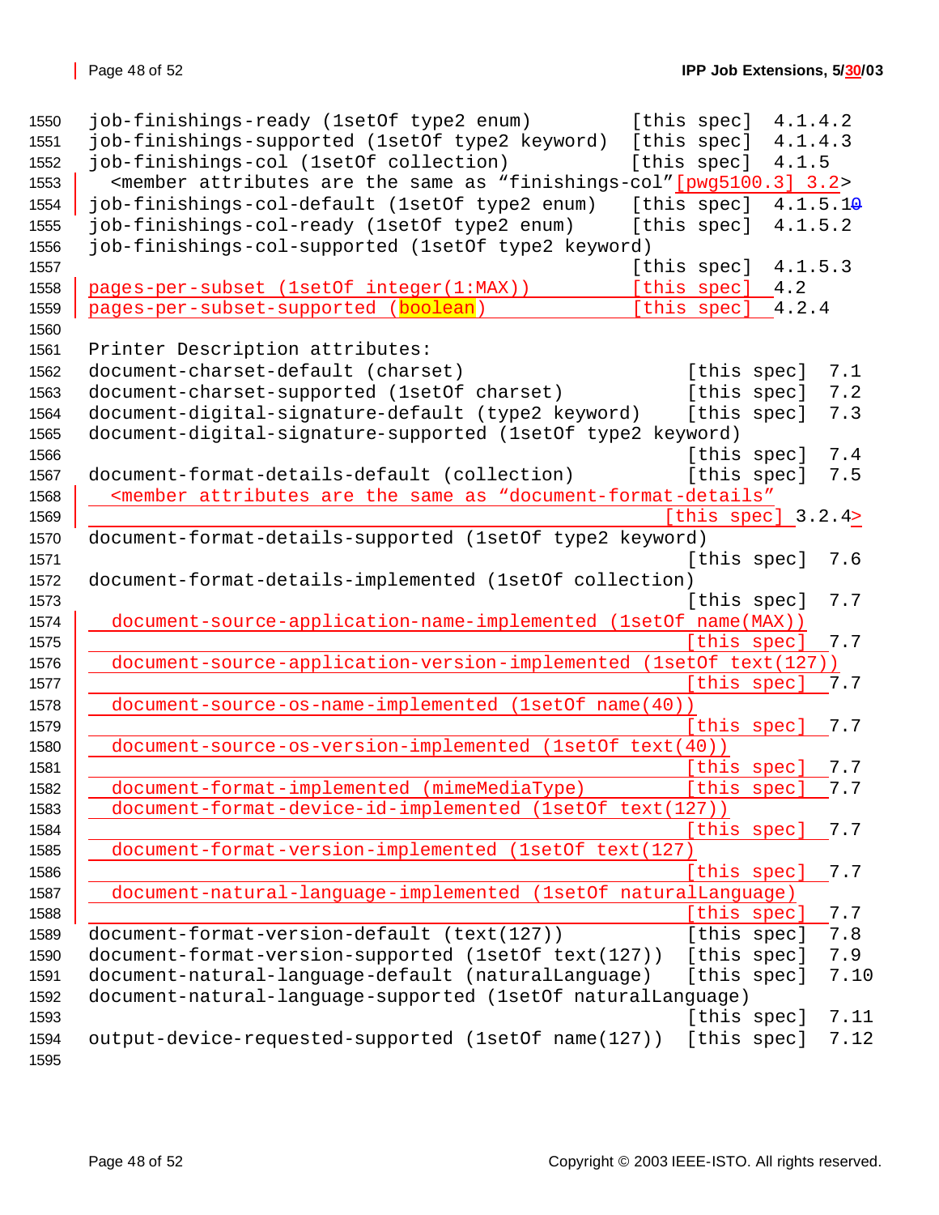```
1550  job-finishings-ready (1setOf type2 enum)         [this spec]  4.1.4.2
1551  job-finishings-supported (1setOf type2 keyword)  [this spec]  4.1.4.3
1552  job-finishings-col (1setOf collection)           [this spec]  4.1.5
1553    <member attributes are the same as "finishings-col"[pwg5100.3] 3.2>
1554  job-finishings-col-default (1setOf type2 enum)   [this spec]  4.1.5.10
1555  job-finishings-col-ready (1setOf type2 enum)     [this spec]  4.1.5.2
1556  job-finishings-col-supported (1setOf type2 keyword)
1557                                                   [this spec]  4.1.5.3
1558  pages-per-subset (1setOf integer(1:MAX))         [this spec]  4.2
1559  pages-per-subset-supported (boolean)             [this spec]  4.2.4
1560
1561  Printer Description attributes:
1562  document-charset-default (charset)                     [this spec]  7.1
1563  document-charset-supported (1setOf charset)            [this spec]  7.2
1564  document-digital-signature-default (type2 keyword)     [this spec]  7.3
1565  document-digital-signature-supported (1setOf type2 keyword)
1566                                                         [this spec]  7.4
1567  document-format-details-default (collection)           [this spec]  7.5
1568    <member attributes are the same as "document-format-details"
1569                                                       [this spec] 3.2.4>
1570  document-format-details-supported (1setOf type2 keyword)
1571                                                         [this spec]  7.6
1572  document-format-details-implemented (1setOf collection)
1573                                                         [this spec]  7.7
1574    document-source-application-name-implemented (1setOf name(MAX))
1575                                                         [this spec]  7.7
1576    document-source-application-version-implemented (1setOf text(127))
1577                                                         [this spec]  7.7
1578    document-source-os-name-implemented (1setOf name(40))
1579                                                         [this spec]  7.7
1580    document-source-os-version-implemented (1setOf text(40))
1581                                                         [this spec]  7.7
1582    document-format-implemented (mimeMediaType)          [this spec]  7.7
1583    document-format-device-id-implemented (1setOf text(127))
1584                                                         [this spec]  7.7
1585    document-format-version-implemented (1setOf text(127)
1586                                                         [this spec]  7.7
1587    document-natural-language-implemented (1setOf naturalLanguage)
1588                                                         [this spec]  7.7
1589  document-format-version-default (text(127))            [this spec]  7.8
1590  document-format-version-supported (1setOf text(127))   [this spec]  7.9
1591  document-natural-language-default (naturalLanguage)    [this spec]  7.10
1592  document-natural-language-supported (1setOf naturalLanguage)
1593                                                         [this spec]  7.11
1594  output-device-requested-supported (1setOf name(127))   [this spec]  7.12
1595
```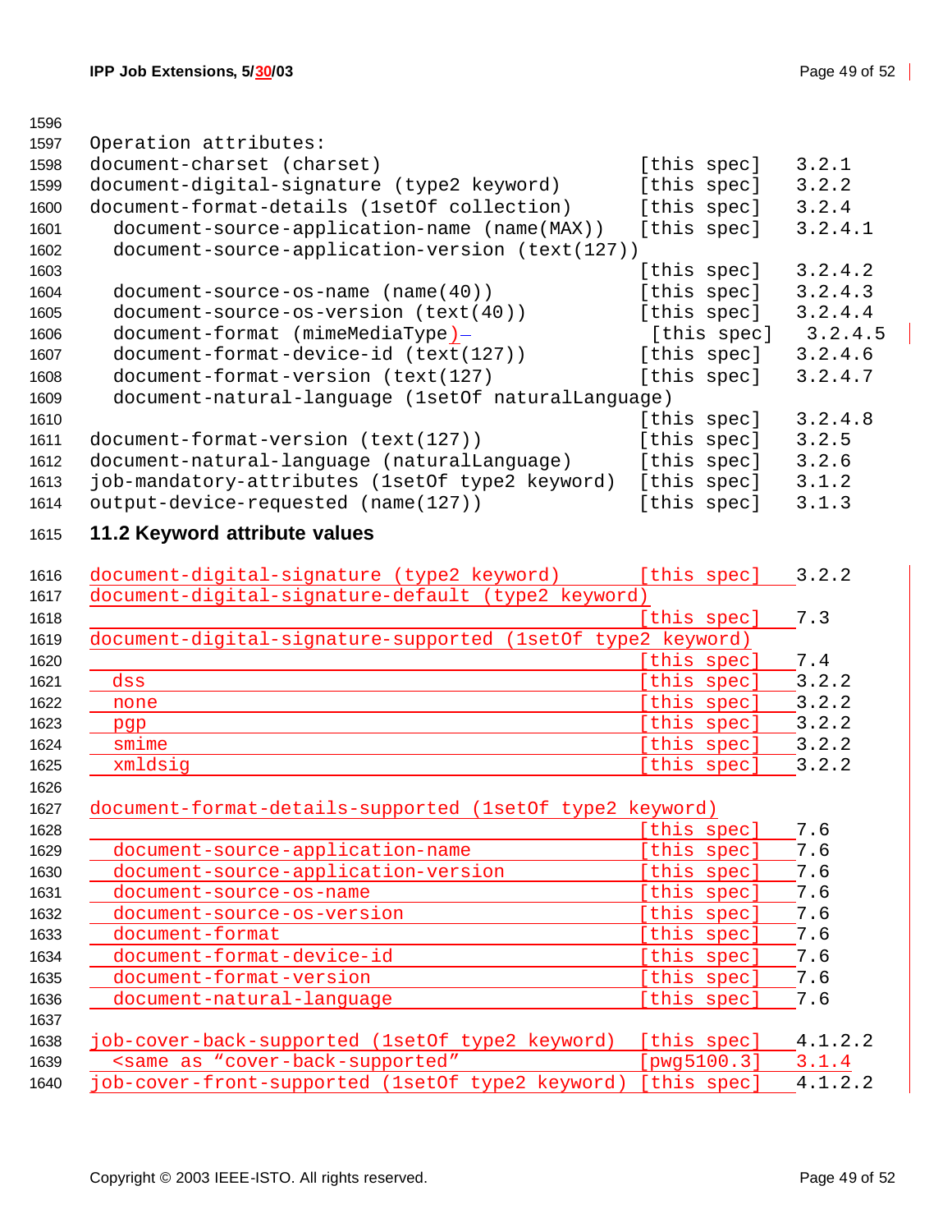```
Operation attributes:
document-charset (charset)                         [this spec]   3.2.1
document-digital-signature (type2 keyword)         [this spec]   3.2.2
document-format-details (1setOf collection)        [this spec]   3.2.4
  document-source-application-name (name(MAX))     [this spec]   3.2.4.1
  document-source-application-version (text(127))
                                                   [this spec]   3.2.4.2
  document-source-os-name (name(40))               [this spec]   3.2.4.3
  document-source-os-version (text(40))            [this spec]   3.2.4.4
  document-format (mimeMediaType)                  [this spec]   3.2.4.5
  document-format-device-id (text(127))            [this spec]   3.2.4.6
  document-format-version (text(127)               [this spec]   3.2.4.7
  document-natural-language (1setOf naturalLanguage)
                                                   [this spec]   3.2.4.8
document-format-version (text(127))                [this spec]   3.2.5
document-natural-language (naturalLanguage)        [this spec]   3.2.6
job-mandatory-attributes (1setOf type2 keyword)    [this spec]   3.1.2
output-device-requested (name(127))                [this spec]   3.1.3
```

## 11.2 Keyword attribute values

```
document-digital-signature (type2 keyword)         [this spec]   3.2.2
document-digital-signature-default (type2 keyword)
                                                   [this spec]   7.3
document-digital-signature-supported (1setOf type2 keyword)
                                                   [this spec]   7.4
  dss                                              [this spec]   3.2.2
  none                                             [this spec]   3.2.2
  pgp                                              [this spec]   3.2.2
  smime                                            [this spec]   3.2.2
  xmldsig                                          [this spec]   3.2.2

document-format-details-supported (1setOf type2 keyword)
                                                   [this spec]   7.6
  document-source-application-name                 [this spec]   7.6
  document-source-application-version              [this spec]   7.6
  document-source-os-name                          [this spec]   7.6
  document-source-os-version                       [this spec]   7.6
  document-format                                  [this spec]   7.6
  document-format-device-id                        [this spec]   7.6
  document-format-version                          [this spec]   7.6
  document-natural-language                        [this spec]   7.6

job-cover-back-supported (1setOf type2 keyword)    [this spec]   4.1.2.2
  <same as "cover-back-supported"                  [pwg5100.3]   3.1.4
job-cover-front-supported (1setOf type2 keyword)   [this spec]   4.1.2.2
```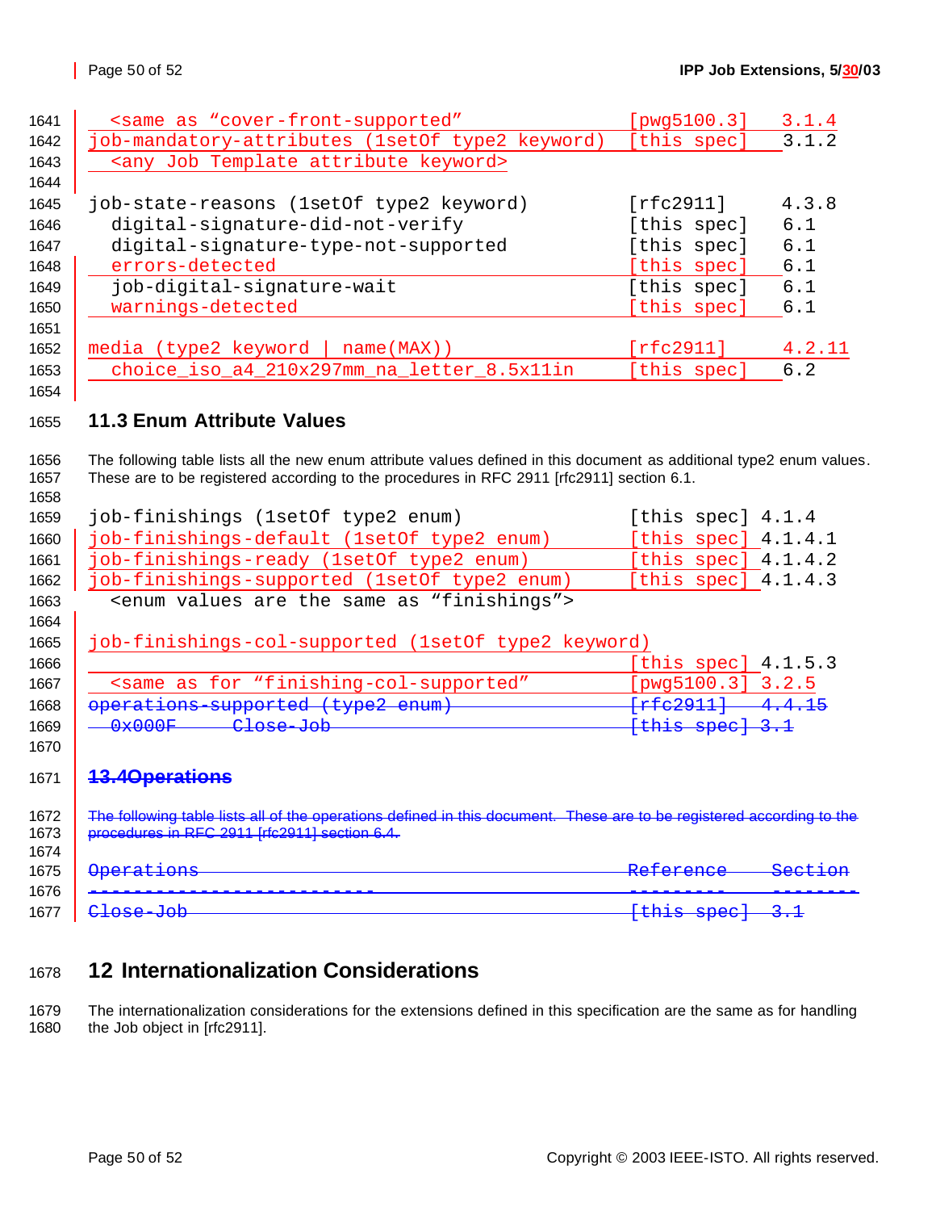```
  <same as "cover-front-supported"            [pwg5100.3]   3.1.4
job-mandatory-attributes (1setOf type2 keyword) [this spec]  3.1.2
  <any Job Template attribute keyword>

job-state-reasons (1setOf type2 keyword)        [rfc2911]    4.3.8
  digital-signature-did-not-verify              [this spec]  6.1
  digital-signature-type-not-supported          [this spec]  6.1
  errors-detected                               [this spec]  6.1
  job-digital-signature-wait                    [this spec]  6.1
  warnings-detected                             [this spec]  6.1

media (type2 keyword | name(MAX))               [rfc2911]    4.2.11
  choice_iso_a4_210x297mm_na_letter_8.5x11in    [this spec]  6.2
```

## 11.3 Enum Attribute Values

The following table lists all the new enum attribute values defined in this document as additional type2 enum values. These are to be registered according to the procedures in RFC 2911 [rfc2911] section 6.1.

```
job-finishings (1setOf type2 enum)              [this spec] 4.1.4
job-finishings-default (1setOf type2 enum)      [this spec] 4.1.4.1
job-finishings-ready (1setOf type2 enum)        [this spec] 4.1.4.2
job-finishings-supported (1setOf type2 enum)    [this spec] 4.1.4.3
  <enum values are the same as "finishings">

job-finishings-col-supported (1setOf type2 keyword)
                                                [this spec] 4.1.5.3
  <same as for "finishing-col-supported"        [pwg5100.3] 3.2.5
~~operations-supported (type2 enum)             [rfc2911]   4.4.15~~
~~  0x000F     Close-Job                        [this spec] 3.1~~
```

~~13.4Operations~~

~~The following table lists all of the operations defined in this document. These are to be registered according to the procedures in RFC 2911 [rfc2911] section 6.4.~~

```
~~Operations                                    Reference   Section~~
~~----------------------------                  ----------  --------~~
~~Close-Job                                     [this spec] 3.1~~
```

# 12 Internationalization Considerations

The internationalization considerations for the extensions defined in this specification are the same as for handling the Job object in [rfc2911].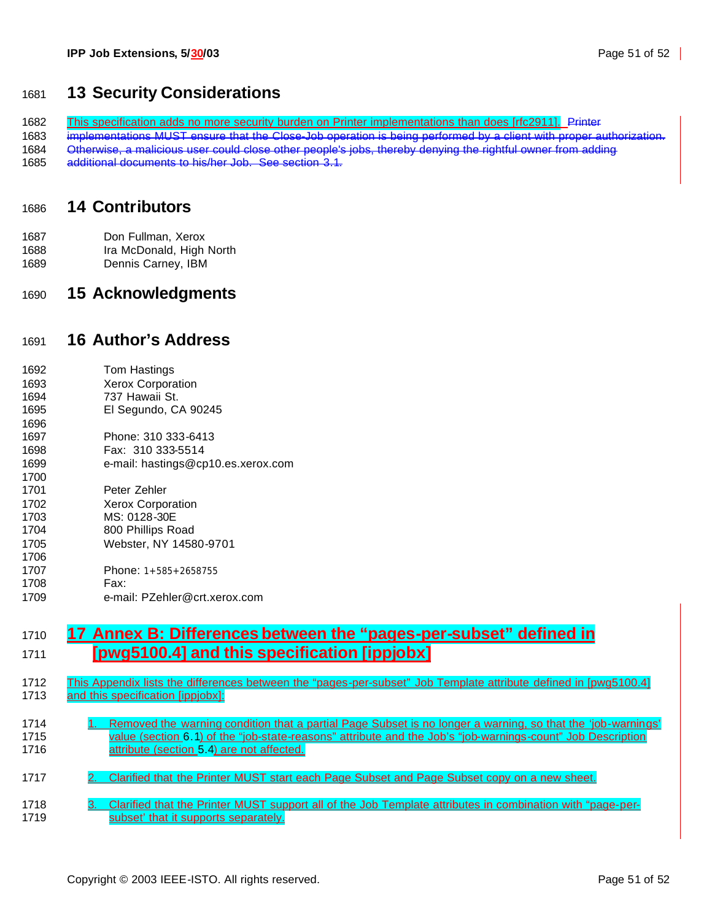# 13 Security Considerations

This specification adds no more security burden on Printer implementations than does [rfc2911]. ~~Printer implementations MUST ensure that the Close-Job operation is being performed by a client with proper authorization. Otherwise, a malicious user could close other people's jobs, thereby denying the rightful owner from adding additional documents to his/her Job. See section 3.1.~~

# 14 Contributors

Don Fullman, Xerox
Ira McDonald, High North
Dennis Carney, IBM

# 15 Acknowledgments

# 16 Author's Address

Tom Hastings
Xerox Corporation
737 Hawaii St.
El Segundo, CA 90245

Phone: 310 333-6413
Fax: 310 333-5514
e-mail: hastings@cp10.es.xerox.com

Peter Zehler
Xerox Corporation
MS: 0128-30E
800 Phillips Road
Webster, NY 14580-9701

Phone: 1+585+2658755
Fax:
e-mail: PZehler@crt.xerox.com

# 17 Annex B: Differences between the "pages-per-subset" defined in [pwg5100.4] and this specification [ippjobx]

This Appendix lists the differences between the "pages-per-subset" Job Template attribute defined in [pwg5100.4] and this specification [ippjobx]:

1. Removed the warning condition that a partial Page Subset is no longer a warning, so that the 'job-warnings' value (section 6.1) of the "job-state-reasons" attribute and the Job's "job-warnings-count" Job Description attribute (section 5.4) are not affected.

2. Clarified that the Printer MUST start each Page Subset and Page Subset copy on a new sheet.

3. Clarified that the Printer MUST support all of the Job Template attributes in combination with "page-per-subset' that it supports separately.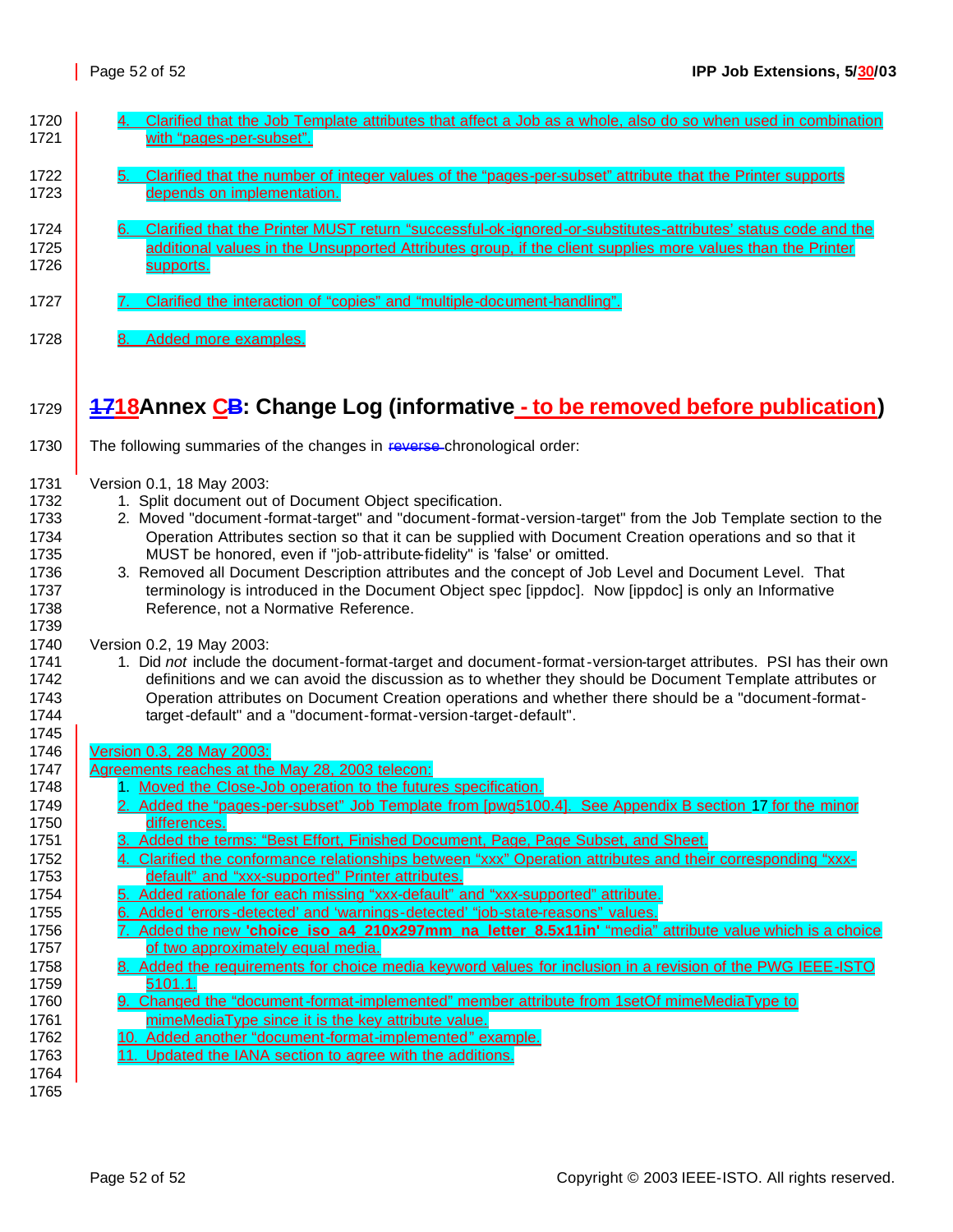4. Clarified that the Job Template attributes that affect a Job as a whole, also do so when used in combination with "pages-per-subset".

5. Clarified that the number of integer values of the "pages-per-subset" attribute that the Printer supports depends on implementation.

6. Clarified that the Printer MUST return "successful-ok-ignored-or-substitutes-attributes' status code and the additional values in the Unsupported Attributes group, if the client supplies more values than the Printer supports.

7. Clarified the interaction of "copies" and "multiple-document-handling".

8. Added more examples.

# 1718Annex CB: Change Log (informative - to be removed before publication)

The following summaries of the changes in reverse chronological order:

Version 0.1, 18 May 2003:

1. Split document out of Document Object specification.
2. Moved "document-format-target" and "document-format-version-target" from the Job Template section to the Operation Attributes section so that it can be supplied with Document Creation operations and so that it MUST be honored, even if "job-attribute-fidelity" is 'false' or omitted.
3. Removed all Document Description attributes and the concept of Job Level and Document Level. That terminology is introduced in the Document Object spec [ippdoc]. Now [ippdoc] is only an Informative Reference, not a Normative Reference.

Version 0.2, 19 May 2003:

1. Did *not* include the document-format-target and document-format-version-target attributes. PSI has their own definitions and we can avoid the discussion as to whether they should be Document Template attributes or Operation attributes on Document Creation operations and whether there should be a "document-format-target-default" and a "document-format-version-target-default".

Version 0.3, 28 May 2003:

Agreements reaches at the May 28, 2003 telecon:

1. Moved the Close-Job operation to the futures specification.
2. Added the "pages-per-subset" Job Template from [pwg5100.4]. See Appendix B section 17 for the minor differences.
3. Added the terms: "Best Effort, Finished Document, Page, Page Subset, and Sheet.
4. Clarified the conformance relationships between "xxx" Operation attributes and their corresponding "xxx-default" and "xxx-supported" Printer attributes.
5. Added rationale for each missing "xxx-default" and "xxx-supported" attribute.
6. Added 'errors-detected' and 'warnings-detected' "job-state-reasons" values.
7. Added the new **'choice_iso_a4_210x297mm_na_letter_8.5x11in'** "media" attribute value which is a choice of two approximately equal media.
8. Added the requirements for choice media keyword values for inclusion in a revision of the PWG IEEE-ISTO 5101.1.
9. Changed the "document-format-implemented" member attribute from 1setOf mimeMediaType to mimeMediaType since it is the key attribute value.
10. Added another "document-format-implemented" example.
11. Updated the IANA section to agree with the additions.